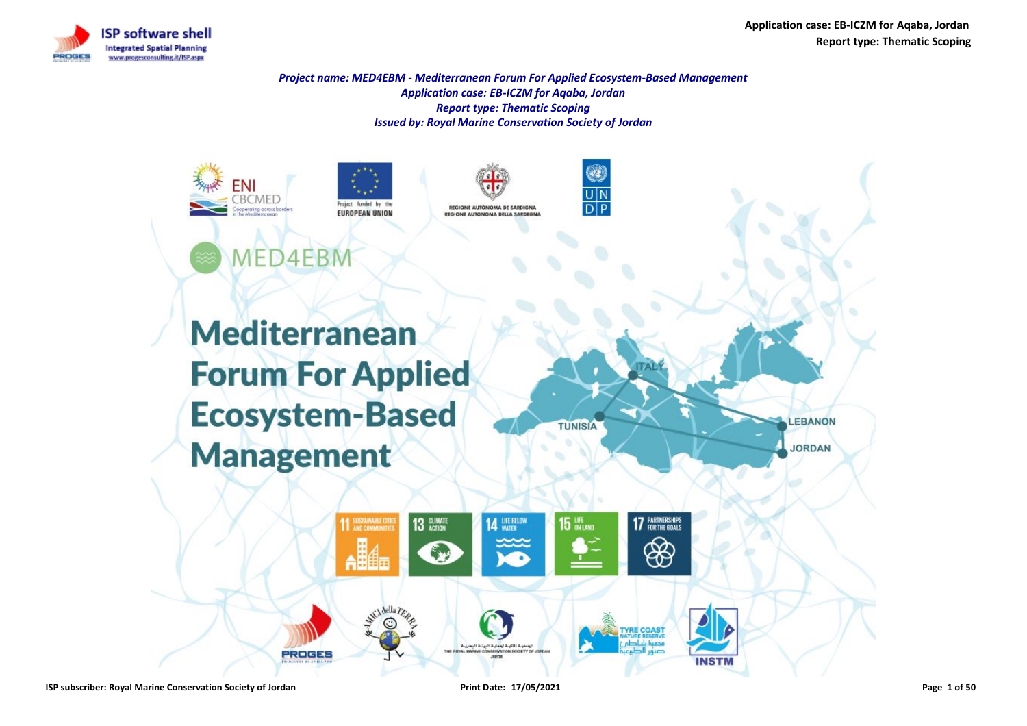*Project name: MED4EBM - Mediterranean Forum For Applied Ecosystem-Based Management*
*Application case: EB-ICZM for Aqaba, Jordan*
*Report type: Thematic Scoping*
*Issued by: Royal Marine Conservation Society of Jordan*

MED4EBM

# Mediterranean Forum For Applied Ecosystem-Based Management

ISP subscriber: Royal Marine Conservation Society of Jordan

Print Date: 17/05/2021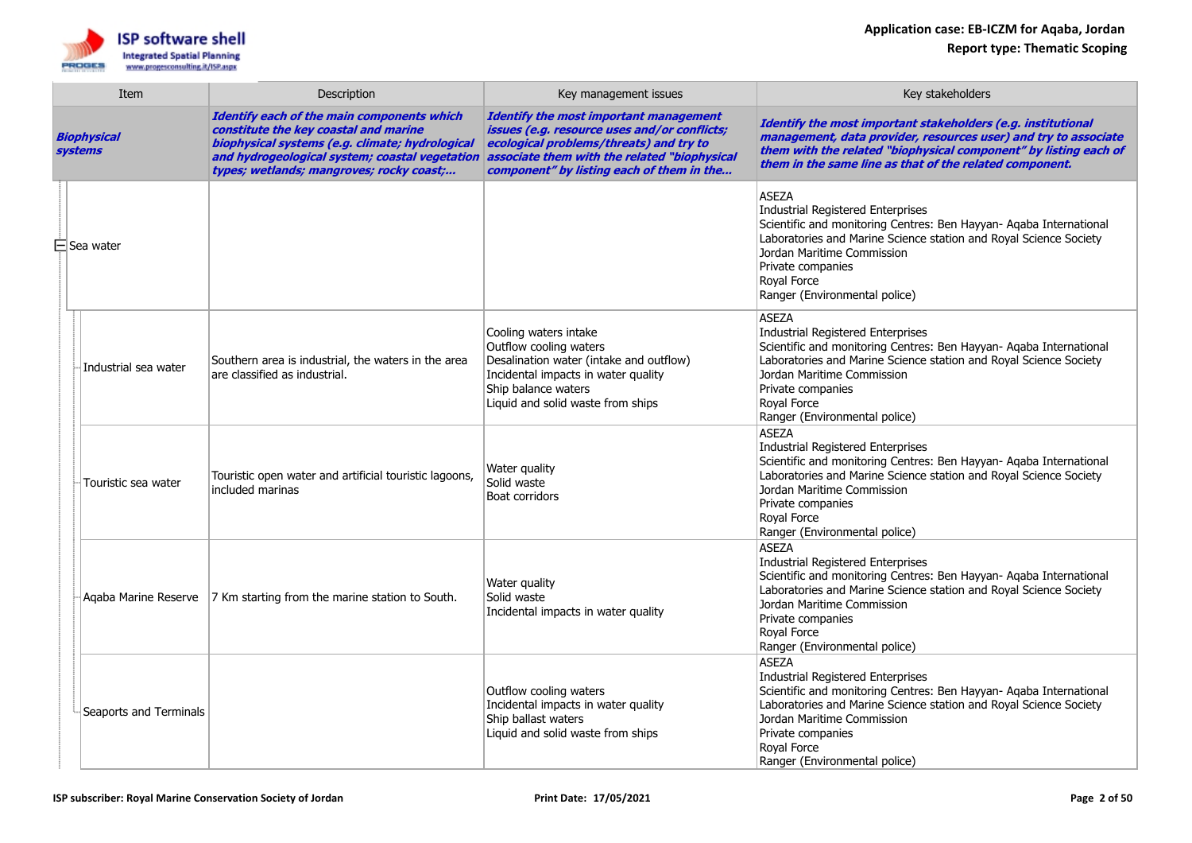| Item | Description | Key management issues | Key stakeholders |
|---|---|---|---|
| ***Biophysical systems*** | ***Identify each of the main components which constitute the key coastal and marine biophysical systems (e.g. climate; hydrological and hydrogeological system; coastal vegetation types; wetlands; mangroves; rocky coast;...*** | ***Identify the most important management issues (e.g. resource uses and/or conflicts; ecological problems/threats) and try to associate them with the related "biophysical component" by listing each of them in the...*** | ***Identify the most important stakeholders (e.g. institutional management, data provider, resources user) and try to associate them with the related "biophysical component" by listing each of them in the same line as that of the related component.*** |
| Sea water | | | ASEZA<br>Industrial Registered Enterprises<br>Scientific and monitoring Centres: Ben Hayyan- Aqaba International Laboratories and Marine Science station and Royal Science Society<br>Jordan Maritime Commission<br>Private companies<br>Royal Force<br>Ranger (Environmental police) |
| Industrial sea water | Southern area is industrial, the waters in the area are classified as industrial. | Cooling waters intake<br>Outflow cooling waters<br>Desalination water (intake and outflow)<br>Incidental impacts in water quality<br>Ship balance waters<br>Liquid and solid waste from ships | ASEZA<br>Industrial Registered Enterprises<br>Scientific and monitoring Centres: Ben Hayyan- Aqaba International Laboratories and Marine Science station and Royal Science Society<br>Jordan Maritime Commission<br>Private companies<br>Royal Force<br>Ranger (Environmental police) |
| Touristic sea water | Touristic open water and artificial touristic lagoons, included marinas | Water quality<br>Solid waste<br>Boat corridors | ASEZA<br>Industrial Registered Enterprises<br>Scientific and monitoring Centres: Ben Hayyan- Aqaba International Laboratories and Marine Science station and Royal Science Society<br>Jordan Maritime Commission<br>Private companies<br>Royal Force<br>Ranger (Environmental police) |
| Aqaba Marine Reserve | 7 Km starting from the marine station to South. | Water quality<br>Solid waste<br>Incidental impacts in water quality | ASEZA<br>Industrial Registered Enterprises<br>Scientific and monitoring Centres: Ben Hayyan- Aqaba International Laboratories and Marine Science station and Royal Science Society<br>Jordan Maritime Commission<br>Private companies<br>Royal Force<br>Ranger (Environmental police) |
| Seaports and Terminals | | Outflow cooling waters<br>Incidental impacts in water quality<br>Ship ballast waters<br>Liquid and solid waste from ships | ASEZA<br>Industrial Registered Enterprises<br>Scientific and monitoring Centres: Ben Hayyan- Aqaba International Laboratories and Marine Science station and Royal Science Society<br>Jordan Maritime Commission<br>Private companies<br>Royal Force<br>Ranger (Environmental police) |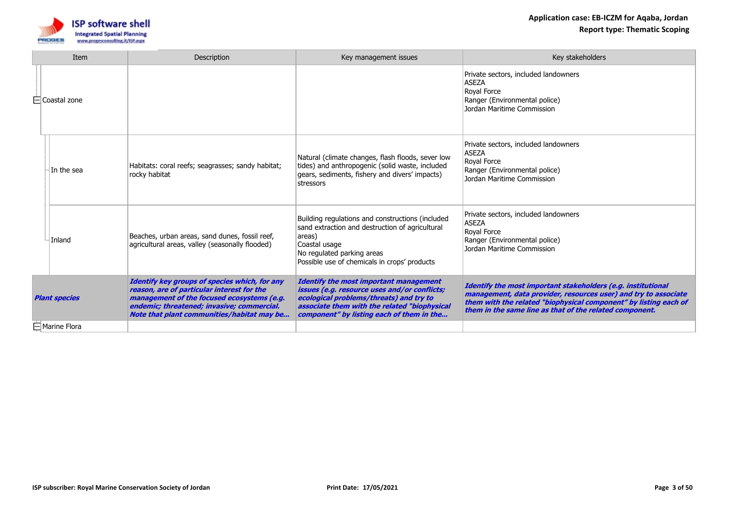| Item | Description | Key management issues | Key stakeholders |
|---|---|---|---|
| Coastal zone | | | Private sectors, included landowners<br>ASEZA<br>Royal Force<br>Ranger (Environmental police)<br>Jordan Maritime Commission |
| In the sea | Habitats: coral reefs; seagrasses; sandy habitat; rocky habitat | Natural (climate changes, flash floods, sever low tides) and anthropogenic (solid waste, included gears, sediments, fishery and divers' impacts) stressors | Private sectors, included landowners<br>ASEZA<br>Royal Force<br>Ranger (Environmental police)<br>Jordan Maritime Commission |
| Inland | Beaches, urban areas, sand dunes, fossil reef, agricultural areas, valley (seasonally flooded) | Building regulations and constructions (included sand extraction and destruction of agricultural areas)<br>Coastal usage<br>No regulated parking areas<br>Possible use of chemicals in crops' products | Private sectors, included landowners<br>ASEZA<br>Royal Force<br>Ranger (Environmental police)<br>Jordan Maritime Commission |
| ***Plant species*** | ***Identify key groups of species which, for any reason, are of particular interest for the management of the focused ecosystems (e.g. endemic; threatened; invasive; commercial. Note that plant communities/habitat may be...*** | ***Identify the most important management issues (e.g. resource uses and/or conflicts; ecological problems/threats) and try to associate them with the related "biophysical component" by listing each of them in the...*** | ***Identify the most important stakeholders (e.g. institutional management, data provider, resources user) and try to associate them with the related "biophysical component" by listing each of them in the same line as that of the related component.*** |
| Marine Flora | | | |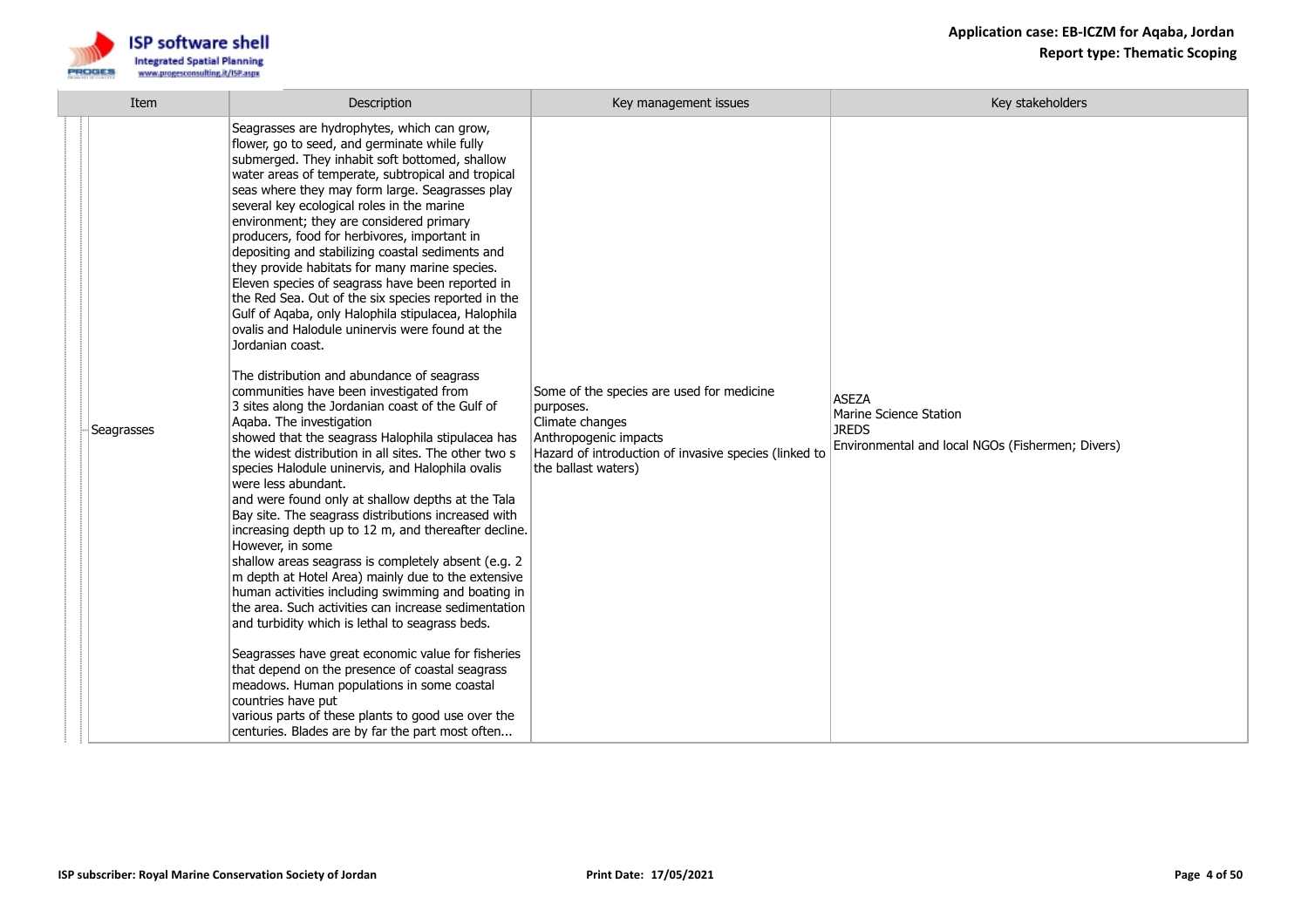| Item | Description | Key management issues | Key stakeholders |
|---|---|---|---|
| Seagrasses | Seagrasses are hydrophytes, which can grow, flower, go to seed, and germinate while fully submerged. They inhabit soft bottomed, shallow water areas of temperate, subtropical and tropical seas where they may form large. Seagrasses play several key ecological roles in the marine environment; they are considered primary producers, food for herbivores, important in depositing and stabilizing coastal sediments and they provide habitats for many marine species. Eleven species of seagrass have been reported in the Red Sea. Out of the six species reported in the Gulf of Aqaba, only Halophila stipulacea, Halophila ovalis and Halodule uninervis were found at the Jordanian coast.<br><br>The distribution and abundance of seagrass communities have been investigated from 3 sites along the Jordanian coast of the Gulf of Aqaba. The investigation showed that the seagrass Halophila stipulacea has the widest distribution in all sites. The other two s species Halodule uninervis, and Halophila ovalis were less abundant. and were found only at shallow depths at the Tala Bay site. The seagrass distributions increased with increasing depth up to 12 m, and thereafter decline. However, in some shallow areas seagrass is completely absent (e.g. 2 m depth at Hotel Area) mainly due to the extensive human activities including swimming and boating in the area. Such activities can increase sedimentation and turbidity which is lethal to seagrass beds.<br><br>Seagrasses have great economic value for fisheries that depend on the presence of coastal seagrass meadows. Human populations in some coastal countries have put various parts of these plants to good use over the centuries. Blades are by far the part most often... | Some of the species are used for medicine purposes.<br>Climate changes<br>Anthropogenic impacts<br>Hazard of introduction of invasive species (linked to the ballast waters) | ASEZA<br>Marine Science Station<br>JREDS<br>Environmental and local NGOs (Fishermen; Divers) |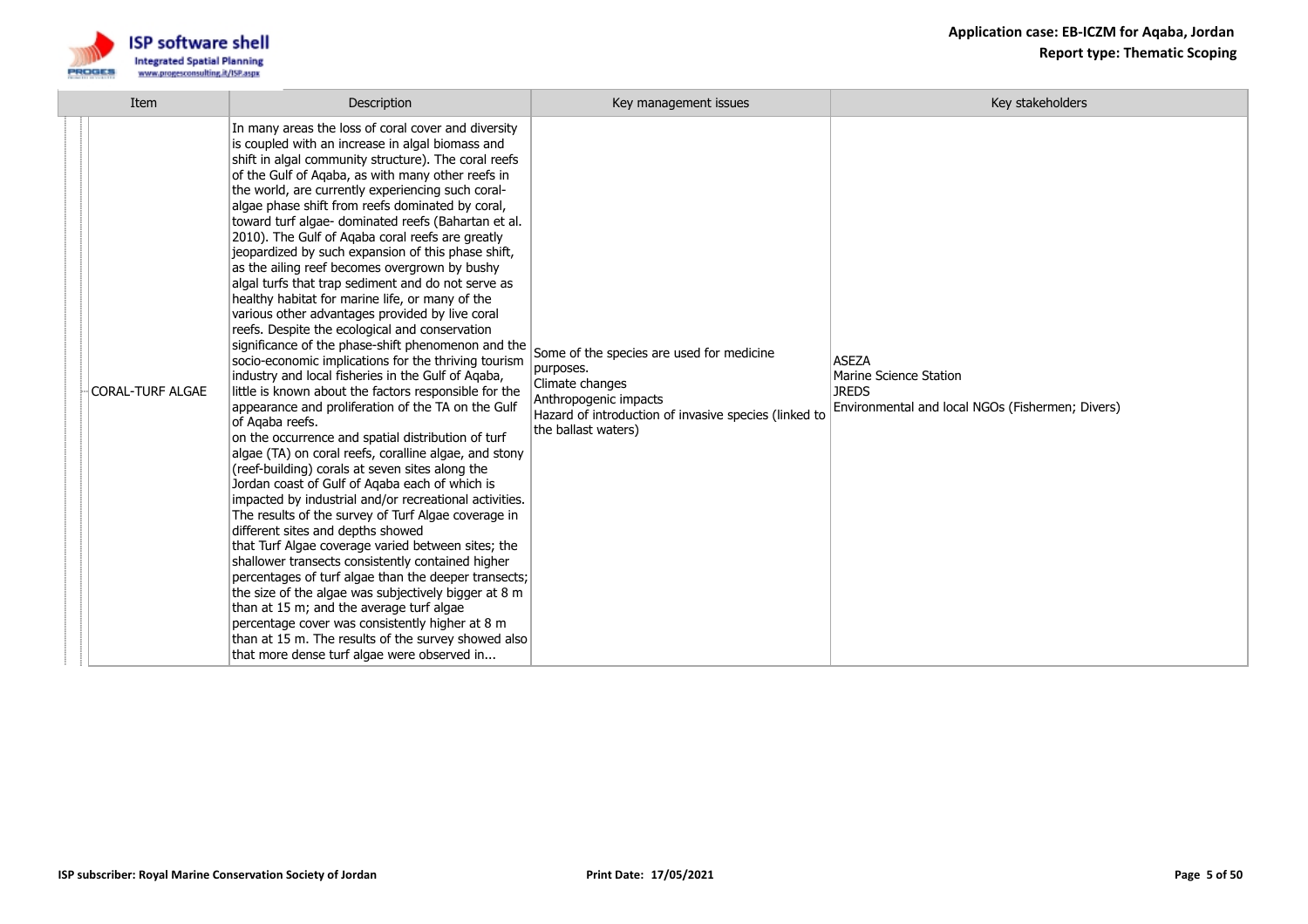| Item | Description | Key management issues | Key stakeholders |
|---|---|---|---|
| CORAL-TURF ALGAE | In many areas the loss of coral cover and diversity is coupled with an increase in algal biomass and shift in algal community structure). The coral reefs of the Gulf of Aqaba, as with many other reefs in the world, are currently experiencing such coral-algae phase shift from reefs dominated by coral, toward turf algae- dominated reefs (Bahartan et al. 2010). The Gulf of Aqaba coral reefs are greatly jeopardized by such expansion of this phase shift, as the ailing reef becomes overgrown by bushy algal turfs that trap sediment and do not serve as healthy habitat for marine life, or many of the various other advantages provided by live coral reefs. Despite the ecological and conservation significance of the phase-shift phenomenon and the socio-economic implications for the thriving tourism industry and local fisheries in the Gulf of Aqaba, little is known about the factors responsible for the appearance and proliferation of the TA on the Gulf of Aqaba reefs.<br>on the occurrence and spatial distribution of turf algae (TA) on coral reefs, coralline algae, and stony (reef-building) corals at seven sites along the Jordan coast of Gulf of Aqaba each of which is impacted by industrial and/or recreational activities. The results of the survey of Turf Algae coverage in different sites and depths showed<br>that Turf Algae coverage varied between sites; the shallower transects consistently contained higher percentages of turf algae than the deeper transects; the size of the algae was subjectively bigger at 8 m than at 15 m; and the average turf algae percentage cover was consistently higher at 8 m than at 15 m. The results of the survey showed also that more dense turf algae were observed in... | Some of the species are used for medicine purposes.<br>Climate changes<br>Anthropogenic impacts<br>Hazard of introduction of invasive species (linked to the ballast waters) | ASEZA<br>Marine Science Station<br>JREDS<br>Environmental and local NGOs (Fishermen; Divers) |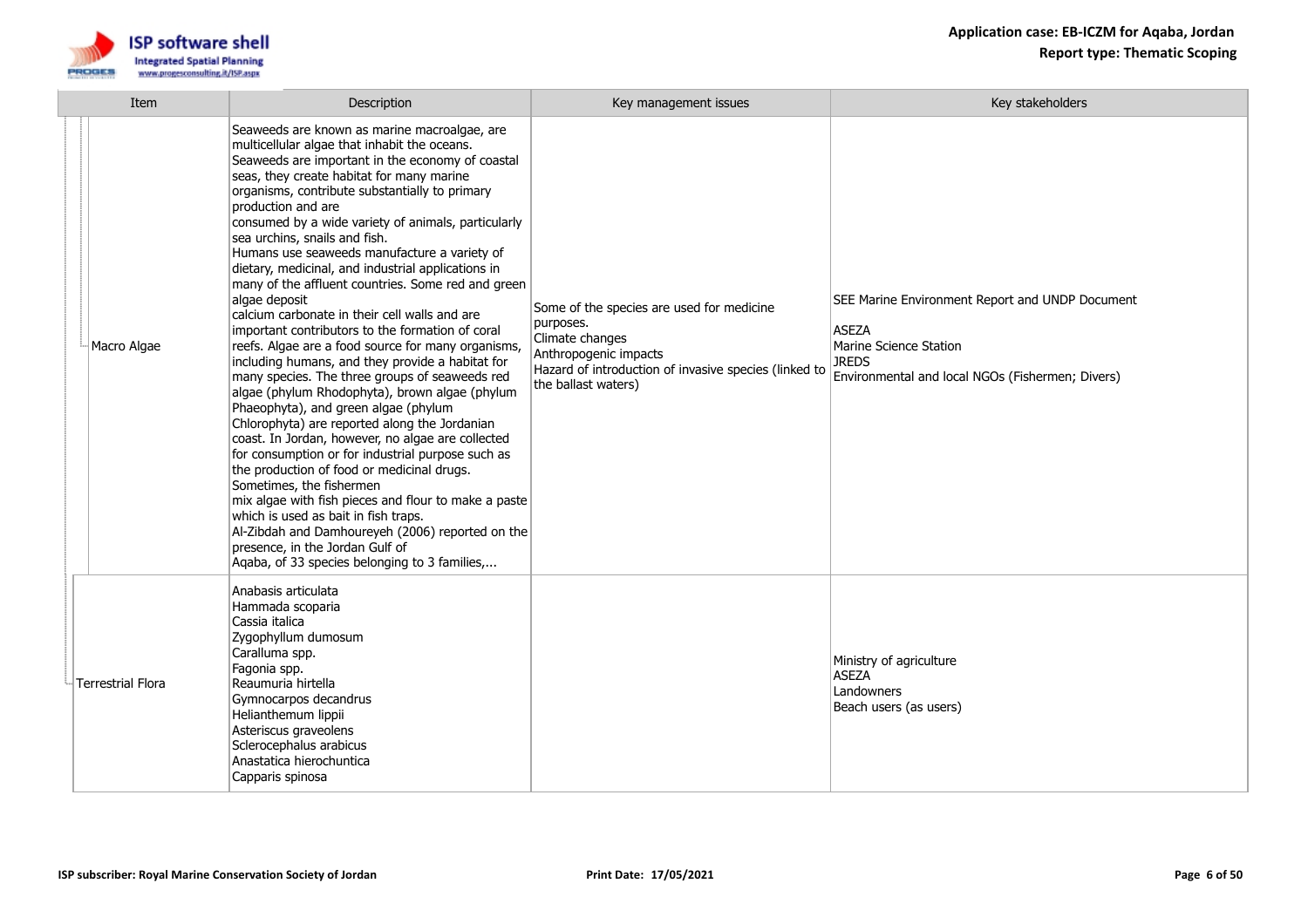| Item | Description | Key management issues | Key stakeholders |
|---|---|---|---|
| Macro Algae | Seaweeds are known as marine macroalgae, are multicellular algae that inhabit the oceans.<br>Seaweeds are important in the economy of coastal seas, they create habitat for many marine organisms, contribute substantially to primary production and are<br>consumed by a wide variety of animals, particularly sea urchins, snails and fish.<br>Humans use seaweeds manufacture a variety of dietary, medicinal, and industrial applications in many of the affluent countries. Some red and green algae deposit<br>calcium carbonate in their cell walls and are important contributors to the formation of coral reefs. Algae are a food source for many organisms, including humans, and they provide a habitat for many species. The three groups of seaweeds red algae (phylum Rhodophyta), brown algae (phylum Phaeophyta), and green algae (phylum Chlorophyta) are reported along the Jordanian coast. In Jordan, however, no algae are collected for consumption or for industrial purpose such as the production of food or medicinal drugs.<br>Sometimes, the fishermen<br>mix algae with fish pieces and flour to make a paste which is used as bait in fish traps.<br>Al-Zibdah and Damhoureyeh (2006) reported on the presence, in the Jordan Gulf of<br>Aqaba, of 33 species belonging to 3 families,... | Some of the species are used for medicine purposes.<br>Climate changes<br>Anthropogenic impacts<br>Hazard of introduction of invasive species (linked to the ballast waters) | SEE Marine Environment Report and UNDP Document<br><br>ASEZA<br>Marine Science Station<br>JREDS<br>Environmental and local NGOs (Fishermen; Divers) |
| Terrestrial Flora | Anabasis articulata<br>Hammada scoparia<br>Cassia italica<br>Zygophyllum dumosum<br>Caralluma spp.<br>Fagonia spp.<br>Reaumuria hirtella<br>Gymnocarpos decandrus<br>Helianthemum lippii<br>Asteriscus graveolens<br>Sclerocephalus arabicus<br>Anastatica hierochuntica<br>Capparis spinosa | | Ministry of agriculture<br>ASEZA<br>Landowners<br>Beach users (as users) |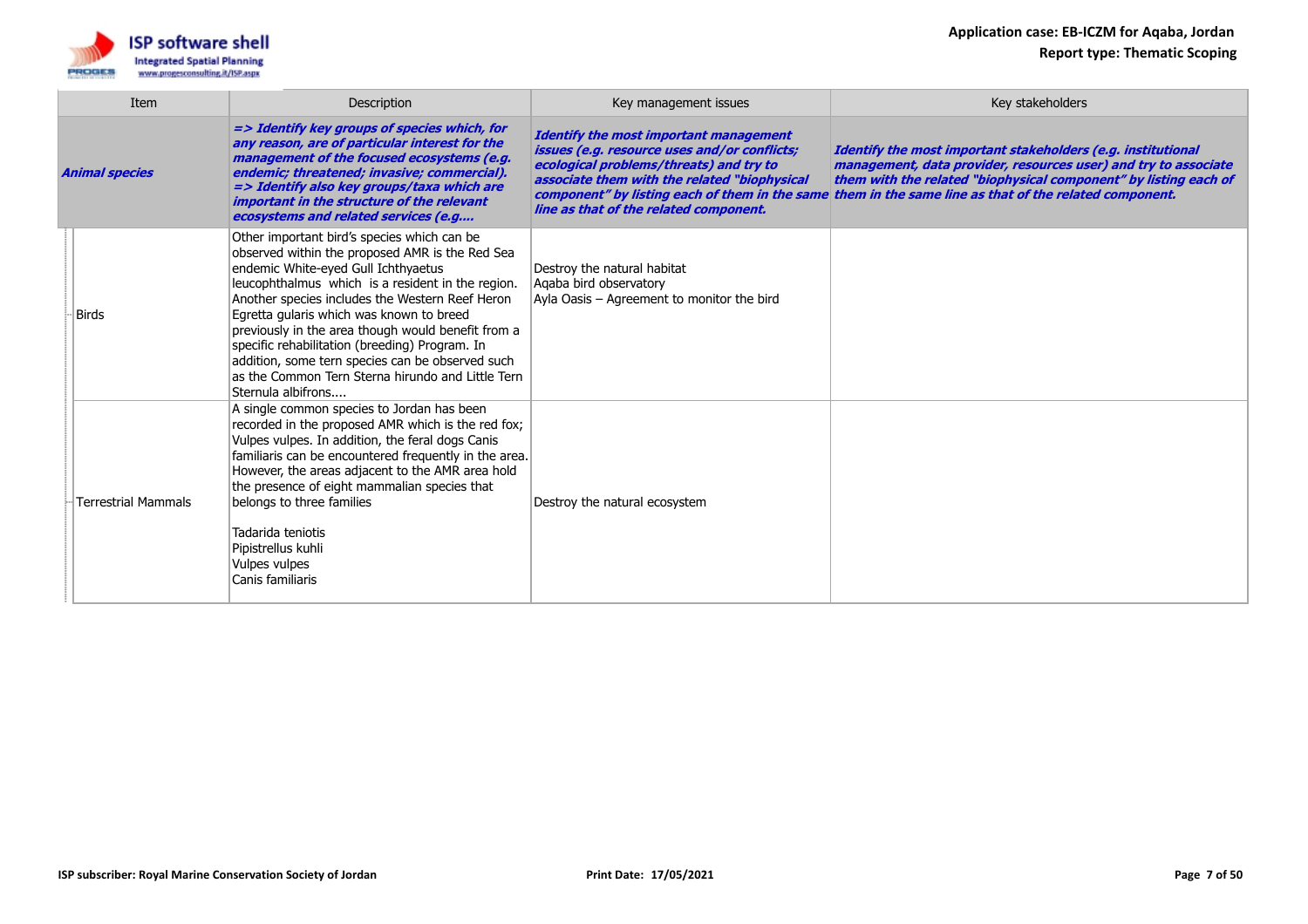| Item | Description | Key management issues | Key stakeholders |
|---|---|---|---|
| ***Animal species*** | ***=> Identify key groups of species which, for any reason, are of particular interest for the management of the focused ecosystems (e.g. endemic; threatened; invasive; commercial). => Identify also key groups/taxa which are important in the structure of the relevant ecosystems and related services (e.g....*** | ***Identify the most important management issues (e.g. resource uses and/or conflicts; ecological problems/threats) and try to associate them with the related "biophysical component" by listing each of them in the same line as that of the related component.*** | ***Identify the most important stakeholders (e.g. institutional management, data provider, resources user) and try to associate them with the related "biophysical component" by listing each of them in the same line as that of the related component.*** |
| Birds | Other important bird's species which can be observed within the proposed AMR is the Red Sea endemic White-eyed Gull Ichthyaetus leucophthalmus which is a resident in the region. Another species includes the Western Reef Heron Egretta gularis which was known to breed previously in the area though would benefit from a specific rehabilitation (breeding) Program. In addition, some tern species can be observed such as the Common Tern Sterna hirundo and Little Tern Sternula albifrons.... | Destroy the natural habitat<br>Aqaba bird observatory<br>Ayla Oasis – Agreement to monitor the bird | |
| Terrestrial Mammals | A single common species to Jordan has been recorded in the proposed AMR which is the red fox; Vulpes vulpes. In addition, the feral dogs Canis familiaris can be encountered frequently in the area. However, the areas adjacent to the AMR area hold the presence of eight mammalian species that belongs to three families<br><br>Tadarida teniotis<br>Pipistrellus kuhli<br>Vulpes vulpes<br>Canis familiaris | Destroy the natural ecosystem | |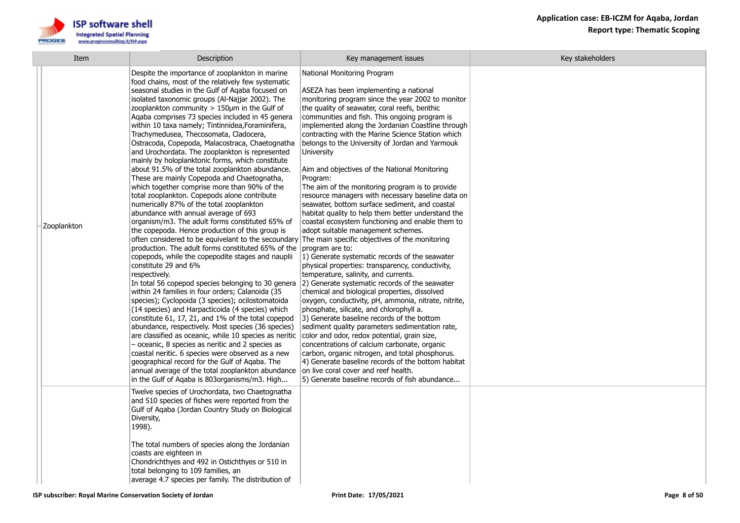| Item | Description | Key management issues | Key stakeholders |
|---|---|---|---|
| Zooplankton | Despite the importance of zooplankton in marine food chains, most of the relatively few systematic seasonal studies in the Gulf of Aqaba focused on isolated taxonomic groups (Al-Najjar 2002). The zooplankton community > 150µm in the Gulf of Aqaba comprises 73 species included in 45 genera within 10 taxa namely; Tintinnidea,Foraminifera, Trachymedusea, Thecosomata, Cladocera, Ostracoda, Copepoda, Malacostraca, Chaetognatha and Urochordata. The zooplankton is represented mainly by holoplanktonic forms, which constitute about 91.5% of the total zooplankton abundance. These are mainly Copepoda and Chaetognatha, which together comprise more than 90% of the total zooplankton. Copepods alone contribute numerically 87% of the total zooplankton abundance with annual average of 693 organism/m3. The adult forms constituted 65% of the copepoda. Hence production of this group is often considered to be equivelant to the secoundary production. The adult forms constituted 65% of the copepods, while the copepodite stages and nauplii constitute 29 and 6% respectively.<br>In total 56 copepod species belonging to 30 genera within 24 families in four orders; Calanoida (35 species); Cyclopoida (3 species); ocilostomatoida (14 species) and Harpacticoida (4 species) which constitute 61, 17, 21, and 1% of the total copepod abundance, respectively. Most species (36 species) are classified as oceanic, while 10 species as neritic – oceanic, 8 species as neritic and 2 species as coastal neritic. 6 species were observed as a new geographical record for the Gulf of Aqaba. The annual average of the total zooplankton abundance in the Gulf of Aqaba is 803organisms/m3. High... | National Monitoring Program<br><br>ASEZA has been implementing a national monitoring program since the year 2002 to monitor the quality of seawater, coral reefs, benthic communities and fish. This ongoing program is implemented along the Jordanian Coastline through contracting with the Marine Science Station which belongs to the University of Jordan and Yarmouk University<br><br>Aim and objectives of the National Monitoring Program:<br>The aim of the monitoring program is to provide resource managers with necessary baseline data on seawater, bottom surface sediment, and coastal habitat quality to help them better understand the coastal ecosystem functioning and enable them to adopt suitable management schemes.<br>The main specific objectives of the monitoring program are to:<br>1) Generate systematic records of the seawater physical properties: transparency, conductivity, temperature, salinity, and currents.<br>2) Generate systematic records of the seawater chemical and biological properties, dissolved oxygen, conductivity, pH, ammonia, nitrate, nitrite, phosphate, silicate, and chlorophyll a.<br>3) Generate baseline records of the bottom sediment quality parameters sedimentation rate, color and odor, redox potential, grain size, concentrations of calcium carbonate, organic carbon, organic nitrogen, and total phosphorus.<br>4) Generate baseline records of the bottom habitat on live coral cover and reef health.<br>5) Generate baseline records of fish abundance... | |
| | Twelve species of Urochordata, two Chaetognatha and 510 species of fishes were reported from the Gulf of Aqaba (Jordan Country Study on Biological Diversity, 1998).<br><br>The total numbers of species along the Jordanian coasts are eighteen in Chondrichthyes and 492 in Ostichthyes or 510 in total belonging to 109 families, an average 4.7 species per family. The distribution of | | |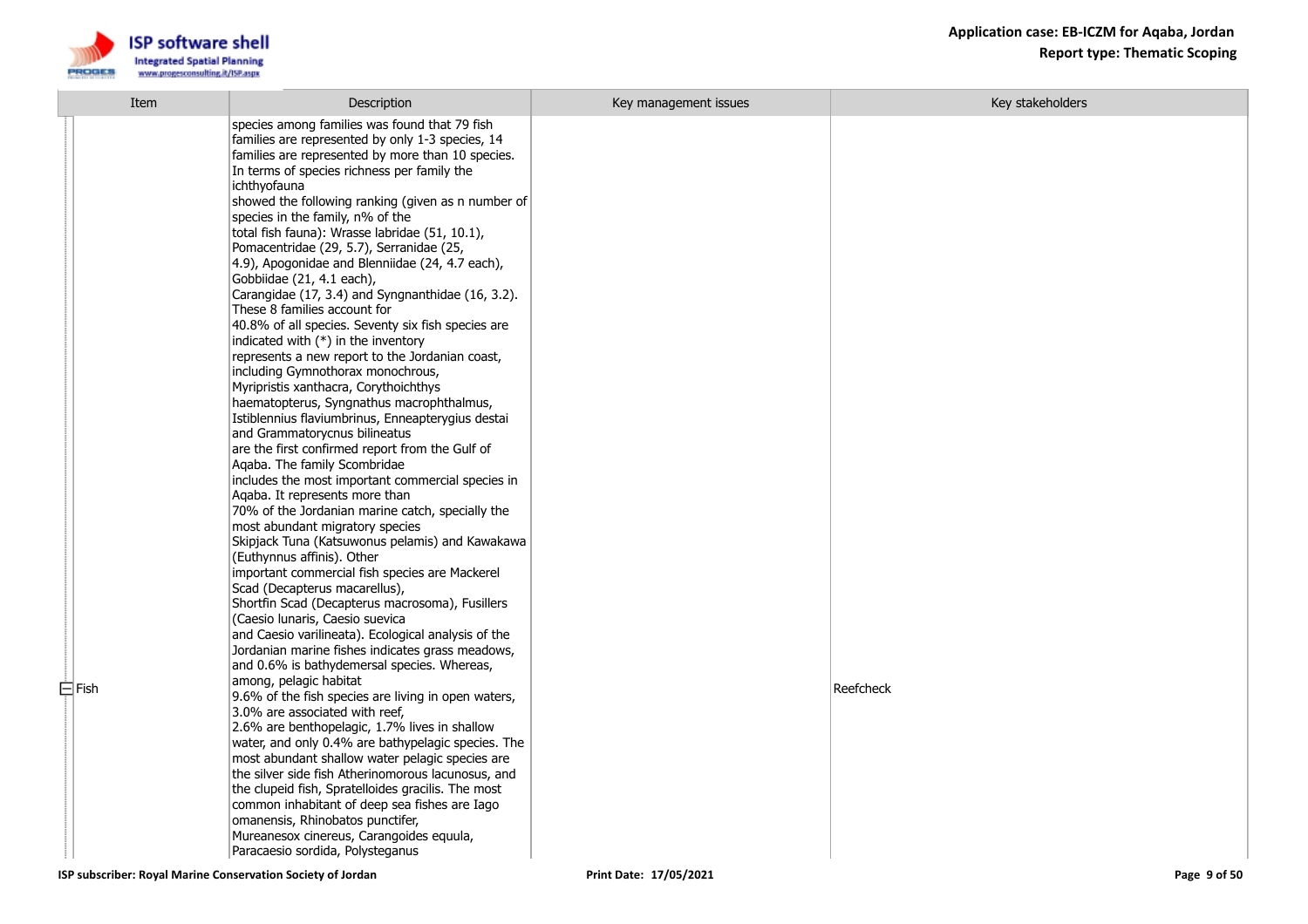| Item | Description | Key management issues | Key stakeholders |
|---|---|---|---|
| Fish | species among families was found that 79 fish families are represented by only 1-3 species, 14 families are represented by more than 10 species. In terms of species richness per family the ichthyofauna showed the following ranking (given as n number of species in the family, n% of the total fish fauna): Wrasse labridae (51, 10.1), Pomacentridae (29, 5.7), Serranidae (25, 4.9), Apogonidae and Blenniidae (24, 4.7 each), Gobbiidae (21, 4.1 each), Carangidae (17, 3.4) and Syngnanthidae (16, 3.2). These 8 families account for 40.8% of all species. Seventy six fish species are indicated with (*) in the inventory represents a new report to the Jordanian coast, including Gymnothorax monochrous, Myripristis xanthacra, Corythoichthys haematopterus, Syngnathus macrophthalmus, Istiblennius flaviumbrinus, Enneapterygius destai and Grammatorycnus bilineatus are the first confirmed report from the Gulf of Aqaba. The family Scombridae includes the most important commercial species in Aqaba. It represents more than 70% of the Jordanian marine catch, specially the most abundant migratory species Skipjack Tuna (Katsuwonus pelamis) and Kawakawa (Euthynnus affinis). Other important commercial fish species are Mackerel Scad (Decapterus macarellus), Shortfin Scad (Decapterus macrosoma), Fusillers (Caesio lunaris, Caesio suevica and Caesio varilineata). Ecological analysis of the Jordanian marine fishes indicates grass meadows, and 0.6% is bathydemersal species. Whereas, among, pelagic habitat 9.6% of the fish species are living in open waters, 3.0% are associated with reef, 2.6% are benthopelagic, 1.7% lives in shallow water, and only 0.4% are bathypelagic species. The most abundant shallow water pelagic species are the silver side fish Atherinomorous lacunosus, and the clupeid fish, Spratelloides gracilis. The most common inhabitant of deep sea fishes are Iago omanensis, Rhinobatos punctifer, Mureanesox cinereus, Carangoides equula, Paracaesio sordida, Polysteganus | | Reefcheck |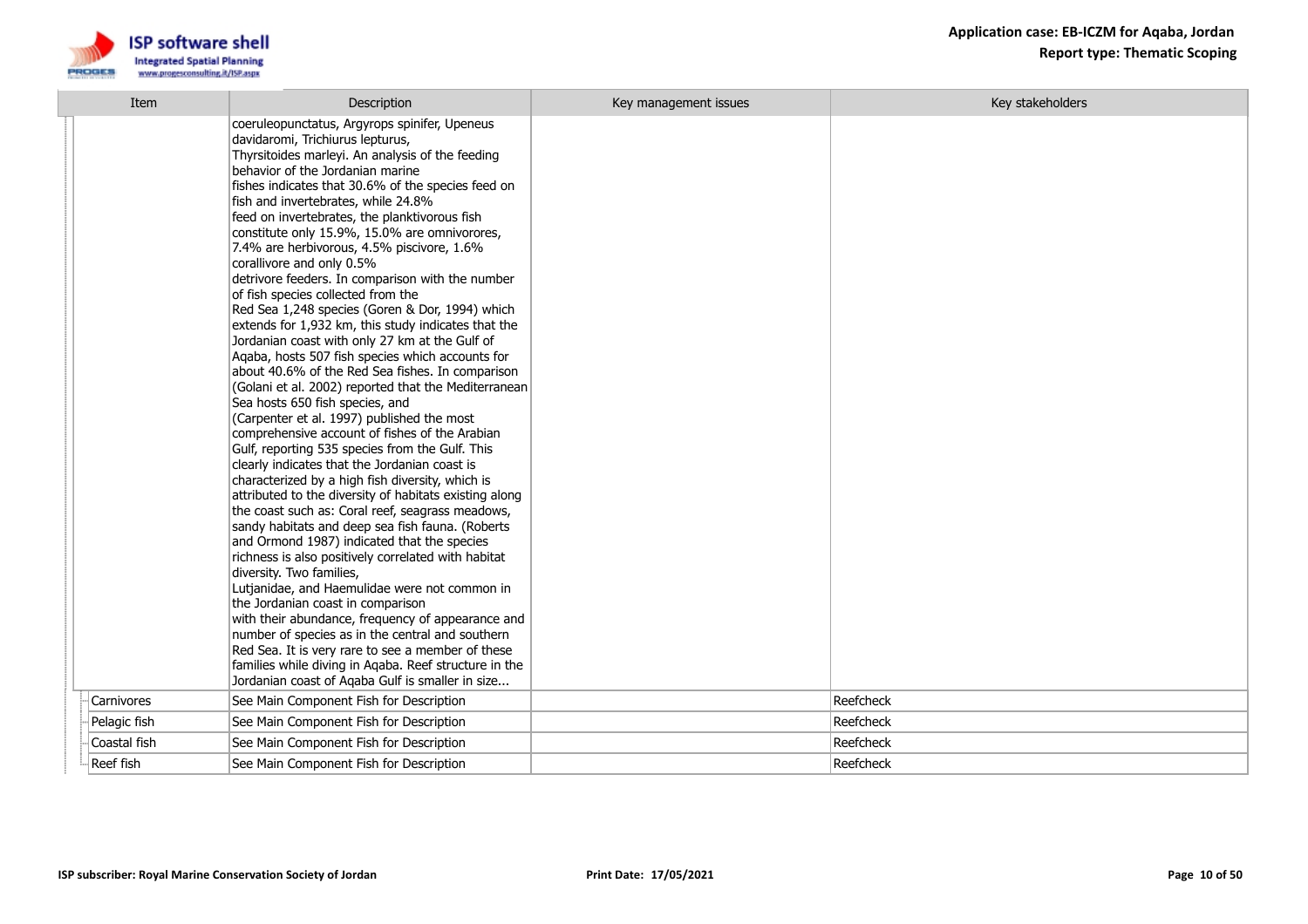| Item | Description | Key management issues | Key stakeholders |
|---|---|---|---|
| | coeruleopunctatus, Argyrops spinifer, Upeneus davidaromi, Trichiurus lepturus, Thyrsitoides marleyi. An analysis of the feeding behavior of the Jordanian marine fishes indicates that 30.6% of the species feed on fish and invertebrates, while 24.8% feed on invertebrates, the planktivorous fish constitute only 15.9%, 15.0% are omnivorores, 7.4% are herbivorous, 4.5% piscivore, 1.6% corallivore and only 0.5% detrivore feeders. In comparison with the number of fish species collected from the Red Sea 1,248 species (Goren & Dor, 1994) which extends for 1,932 km, this study indicates that the Jordanian coast with only 27 km at the Gulf of Aqaba, hosts 507 fish species which accounts for about 40.6% of the Red Sea fishes. In comparison (Golani et al. 2002) reported that the Mediterranean Sea hosts 650 fish species, and (Carpenter et al. 1997) published the most comprehensive account of fishes of the Arabian Gulf, reporting 535 species from the Gulf. This clearly indicates that the Jordanian coast is characterized by a high fish diversity, which is attributed to the diversity of habitats existing along the coast such as: Coral reef, seagrass meadows, sandy habitats and deep sea fish fauna. (Roberts and Ormond 1987) indicated that the species richness is also positively correlated with habitat diversity. Two families, Lutjanidae, and Haemulidae were not common in the Jordanian coast in comparison with their abundance, frequency of appearance and number of species as in the central and southern Red Sea. It is very rare to see a member of these families while diving in Aqaba. Reef structure in the Jordanian coast of Aqaba Gulf is smaller in size... | | |
| Carnivores | See Main Component Fish for Description | | Reefcheck |
| Pelagic fish | See Main Component Fish for Description | | Reefcheck |
| Coastal fish | See Main Component Fish for Description | | Reefcheck |
| Reef fish | See Main Component Fish for Description | | Reefcheck |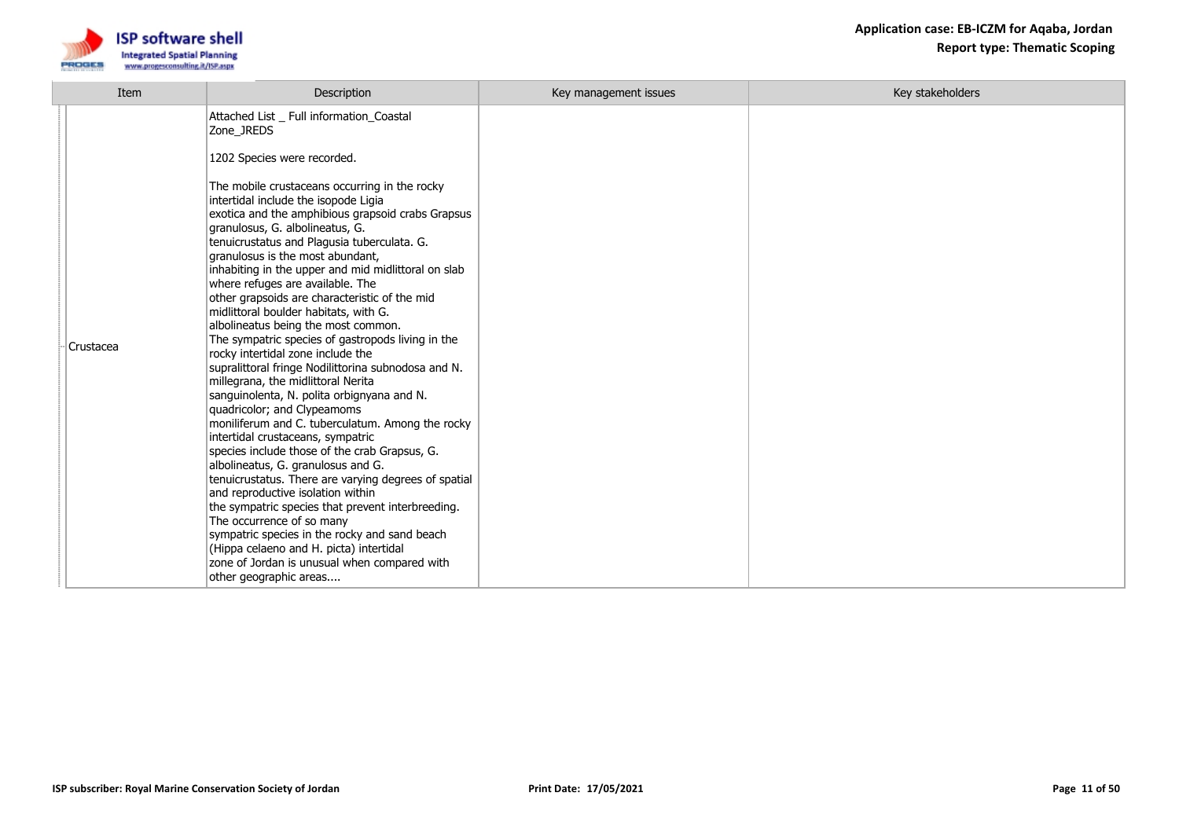| Item | Description | Key management issues | Key stakeholders |
| --- | --- | --- | --- |
| Crustacea | Attached List _ Full information_Coastal Zone_JREDS<br><br>1202 Species were recorded.<br><br>The mobile crustaceans occurring in the rocky intertidal include the isopode Ligia exotica and the amphibious grapsoid crabs Grapsus granulosus, G. albolineatus, G. tenuicrustatus and Plagusia tuberculata. G. granulosus is the most abundant, inhabiting in the upper and mid midlittoral on slab where refuges are available. The other grapsoids are characteristic of the mid midlittoral boulder habitats, with G. albolineatus being the most common. The sympatric species of gastropods living in the rocky intertidal zone include the supralittoral fringe Nodilittorina subnodosa and N. millegrana, the midlittoral Nerita sanguinolenta, N. polita orbignyana and N. quadricolor; and Clypeamoms moniliferum and C. tuberculatum. Among the rocky intertidal crustaceans, sympatric species include those of the crab Grapsus, G. albolineatus, G. granulosus and G. tenuicrustatus. There are varying degrees of spatial and reproductive isolation within the sympatric species that prevent interbreeding. The occurrence of so many sympatric species in the rocky and sand beach (Hippa celaeno and H. picta) intertidal zone of Jordan is unusual when compared with other geographic areas.... | | |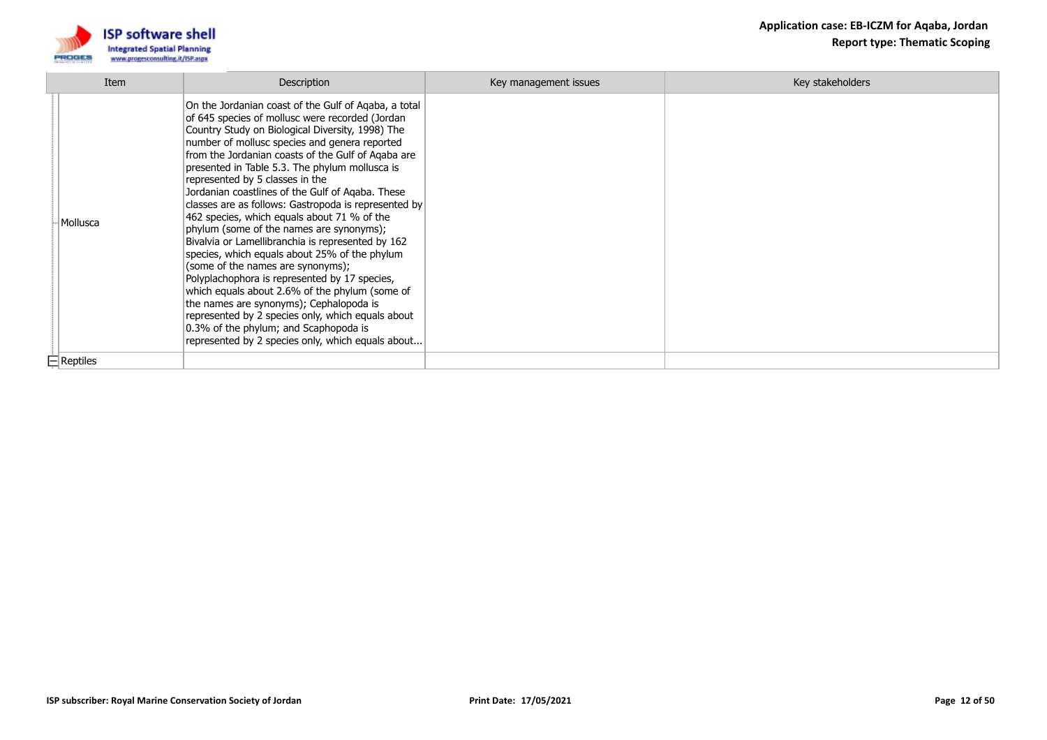| Item | Description | Key management issues | Key stakeholders |
|---|---|---|---|
| Mollusca | On the Jordanian coast of the Gulf of Aqaba, a total of 645 species of mollusc were recorded (Jordan Country Study on Biological Diversity, 1998) The number of mollusc species and genera reported from the Jordanian coasts of the Gulf of Aqaba are presented in Table 5.3. The phylum mollusca is represented by 5 classes in the Jordanian coastlines of the Gulf of Aqaba. These classes are as follows: Gastropoda is represented by 462 species, which equals about 71 % of the phylum (some of the names are synonyms); Bivalvia or Lamellibranchia is represented by 162 species, which equals about 25% of the phylum (some of the names are synonyms); Polyplachophora is represented by 17 species, which equals about 2.6% of the phylum (some of the names are synonyms); Cephalopoda is represented by 2 species only, which equals about 0.3% of the phylum; and Scaphopoda is represented by 2 species only, which equals about... | | |
| Reptiles | | | |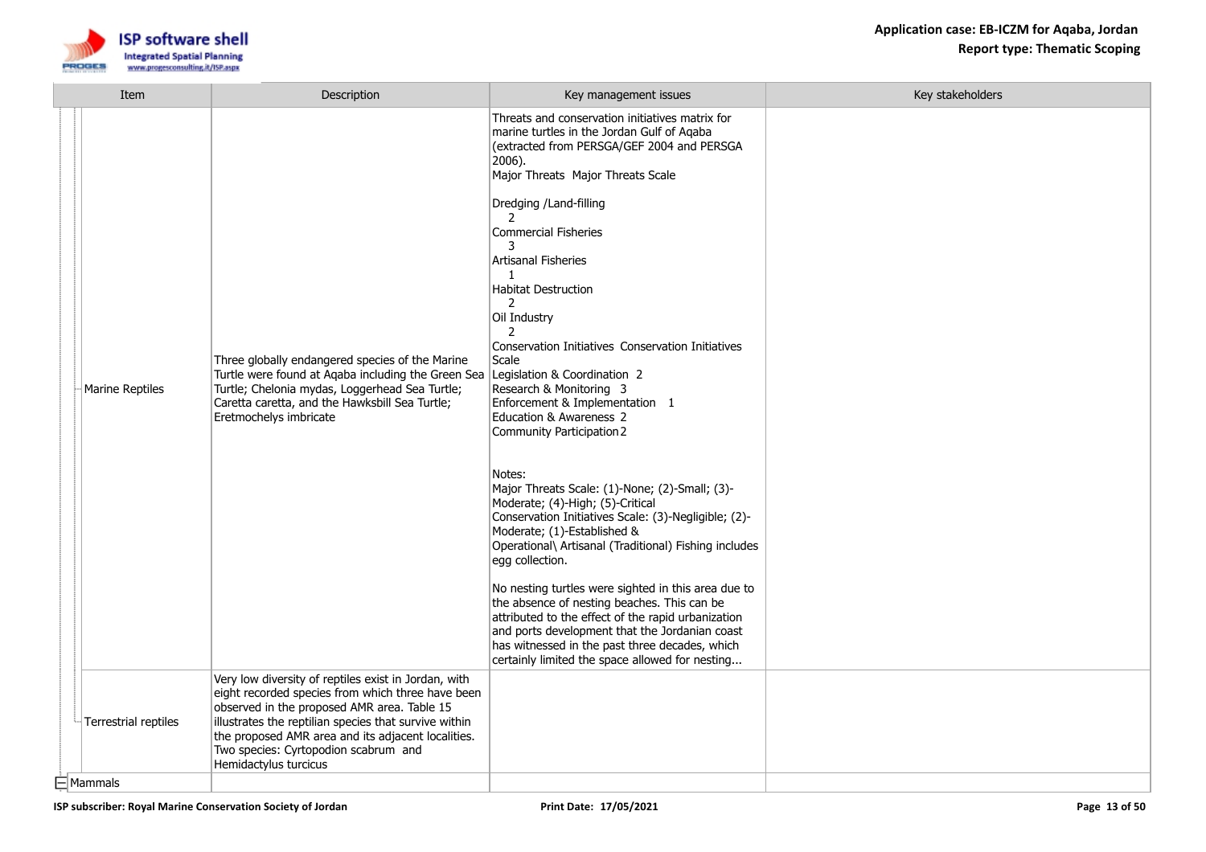| Item | Description | Key management issues | Key stakeholders |
|---|---|---|---|
| Marine Reptiles | Three globally endangered species of the Marine Turtle were found at Aqaba including the Green Sea Turtle; Chelonia mydas, Loggerhead Sea Turtle; Caretta caretta, and the Hawksbill Sea Turtle; Eretmochelys imbricate | Threats and conservation initiatives matrix for marine turtles in the Jordan Gulf of Aqaba (extracted from PERSGA/GEF 2004 and PERSGA 2006).<br>Major Threats Major Threats Scale<br><br>Dredging /Land-filling 2<br>Commercial Fisheries 3<br>Artisanal Fisheries 1<br>Habitat Destruction 2<br>Oil Industry 2<br>Conservation Initiatives Conservation Initiatives Scale<br>Legislation & Coordination 2<br>Research & Monitoring 3<br>Enforcement & Implementation 1<br>Education & Awareness 2<br>Community Participation 2<br><br>Notes:<br>Major Threats Scale: (1)-None; (2)-Small; (3)-Moderate; (4)-High; (5)-Critical<br>Conservation Initiatives Scale: (3)-Negligible; (2)-Moderate; (1)-Established & Operational\ Artisanal (Traditional) Fishing includes egg collection.<br><br>No nesting turtles were sighted in this area due to the absence of nesting beaches. This can be attributed to the effect of the rapid urbanization and ports development that the Jordanian coast has witnessed in the past three decades, which certainly limited the space allowed for nesting... | |
| Terrestrial reptiles | Very low diversity of reptiles exist in Jordan, with eight recorded species from which three have been observed in the proposed AMR area. Table 15 illustrates the reptilian species that survive within the proposed AMR area and its adjacent localities. Two species: Cyrtopodion scabrum and Hemidactylus turcicus | | |
| Mammals | | | |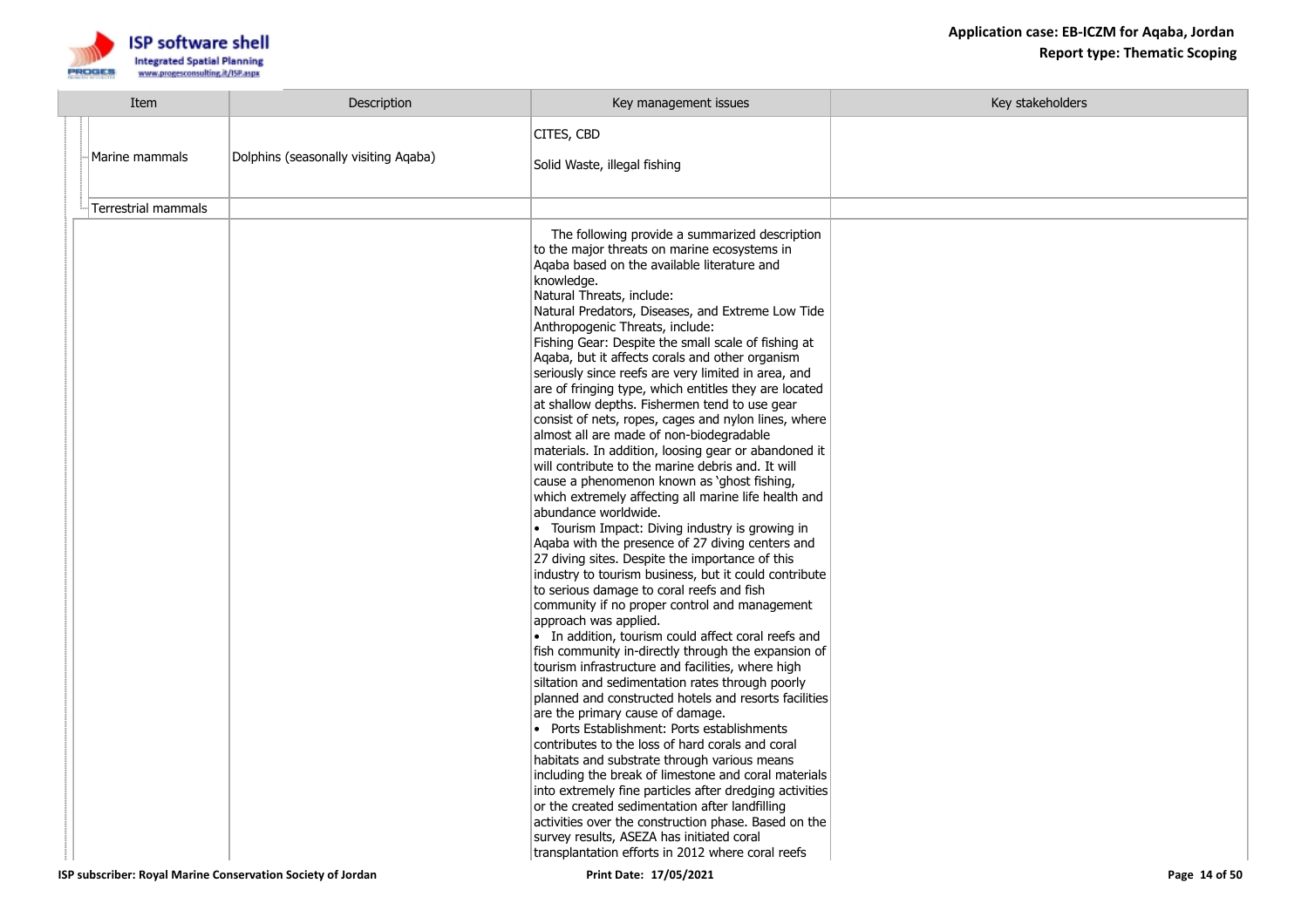| Item | Description | Key management issues | Key stakeholders |
|---|---|---|---|
| Marine mammals | Dolphins (seasonally visiting Aqaba) | CITES, CBD<br><br>Solid Waste, illegal fishing | |
| Terrestrial mammals | | | |
| | | The following provide a summarized description to the major threats on marine ecosystems in Aqaba based on the available literature and knowledge.<br>Natural Threats, include:<br>Natural Predators, Diseases, and Extreme Low Tide<br>Anthropogenic Threats, include:<br>Fishing Gear: Despite the small scale of fishing at Aqaba, but it affects corals and other organism seriously since reefs are very limited in area, and are of fringing type, which entitles they are located at shallow depths. Fishermen tend to use gear consist of nets, ropes, cages and nylon lines, where almost all are made of non-biodegradable materials. In addition, loosing gear or abandoned it will contribute to the marine debris and. It will cause a phenomenon known as 'ghost fishing, which extremely affecting all marine life health and abundance worldwide.<br>• Tourism Impact: Diving industry is growing in Aqaba with the presence of 27 diving centers and 27 diving sites. Despite the importance of this industry to tourism business, but it could contribute to serious damage to coral reefs and fish community if no proper control and management approach was applied.<br>• In addition, tourism could affect coral reefs and fish community in-directly through the expansion of tourism infrastructure and facilities, where high siltation and sedimentation rates through poorly planned and constructed hotels and resorts facilities are the primary cause of damage.<br>• Ports Establishment: Ports establishments contributes to the loss of hard corals and coral habitats and substrate through various means including the break of limestone and coral materials into extremely fine particles after dredging activities or the created sedimentation after landfilling activities over the construction phase. Based on the survey results, ASEZA has initiated coral transplantation efforts in 2012 where coral reefs | |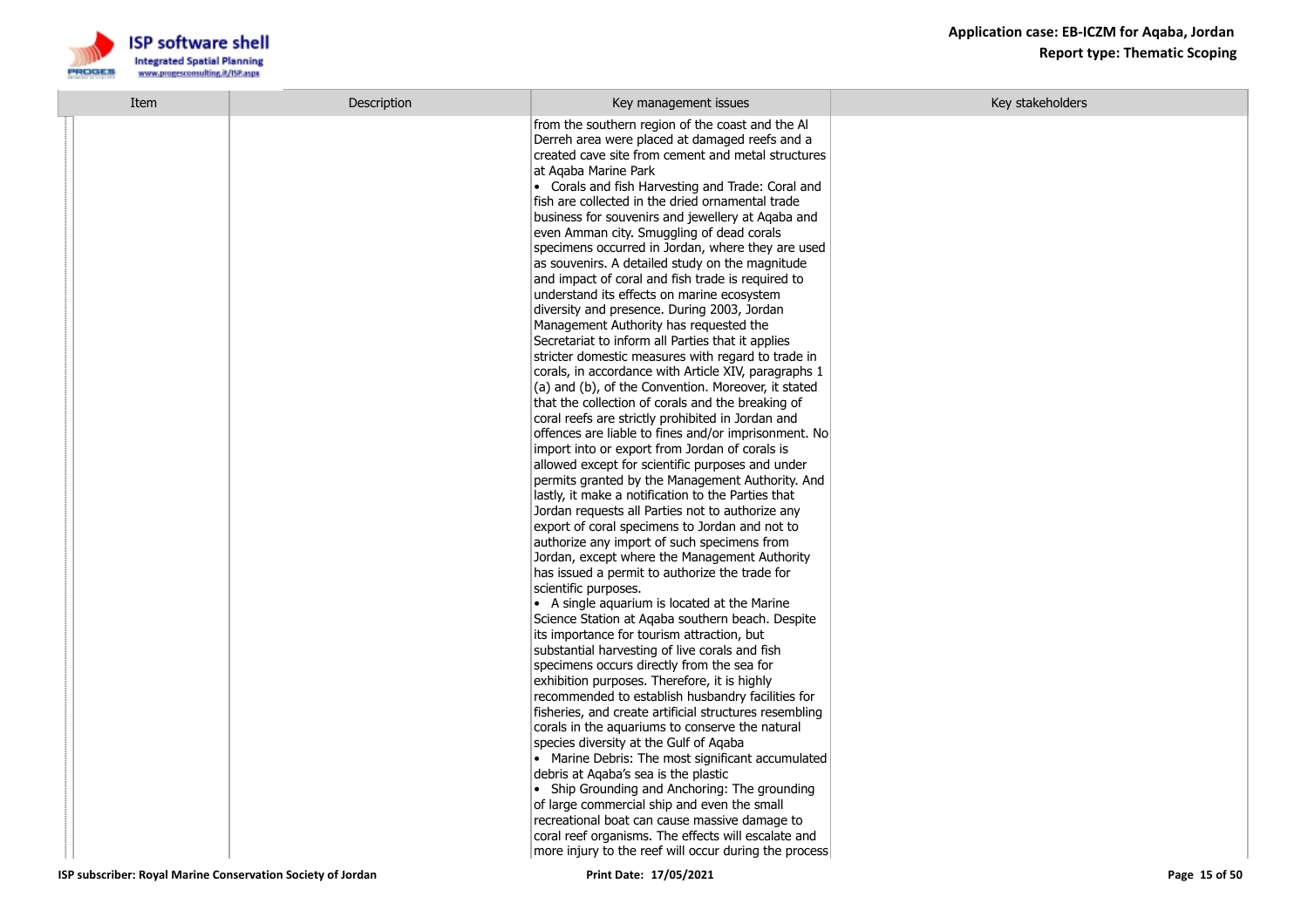| Item | Description | Key management issues | Key stakeholders |
|---|---|---|---|
| | | from the southern region of the coast and the Al Derreh area were placed at damaged reefs and a created cave site from cement and metal structures at Aqaba Marine Park<br>• Corals and fish Harvesting and Trade: Coral and fish are collected in the dried ornamental trade business for souvenirs and jewellery at Aqaba and even Amman city. Smuggling of dead corals specimens occurred in Jordan, where they are used as souvenirs. A detailed study on the magnitude and impact of coral and fish trade is required to understand its effects on marine ecosystem diversity and presence. During 2003, Jordan Management Authority has requested the Secretariat to inform all Parties that it applies stricter domestic measures with regard to trade in corals, in accordance with Article XIV, paragraphs 1 (a) and (b), of the Convention. Moreover, it stated that the collection of corals and the breaking of coral reefs are strictly prohibited in Jordan and offences are liable to fines and/or imprisonment. No import into or export from Jordan of corals is allowed except for scientific purposes and under permits granted by the Management Authority. And lastly, it make a notification to the Parties that Jordan requests all Parties not to authorize any export of coral specimens to Jordan and not to authorize any import of such specimens from Jordan, except where the Management Authority has issued a permit to authorize the trade for scientific purposes.<br>• A single aquarium is located at the Marine Science Station at Aqaba southern beach. Despite its importance for tourism attraction, but substantial harvesting of live corals and fish specimens occurs directly from the sea for exhibition purposes. Therefore, it is highly recommended to establish husbandry facilities for fisheries, and create artificial structures resembling corals in the aquariums to conserve the natural species diversity at the Gulf of Aqaba<br>• Marine Debris: The most significant accumulated debris at Aqaba's sea is the plastic<br>• Ship Grounding and Anchoring: The grounding of large commercial ship and even the small recreational boat can cause massive damage to coral reef organisms. The effects will escalate and more injury to the reef will occur during the process | |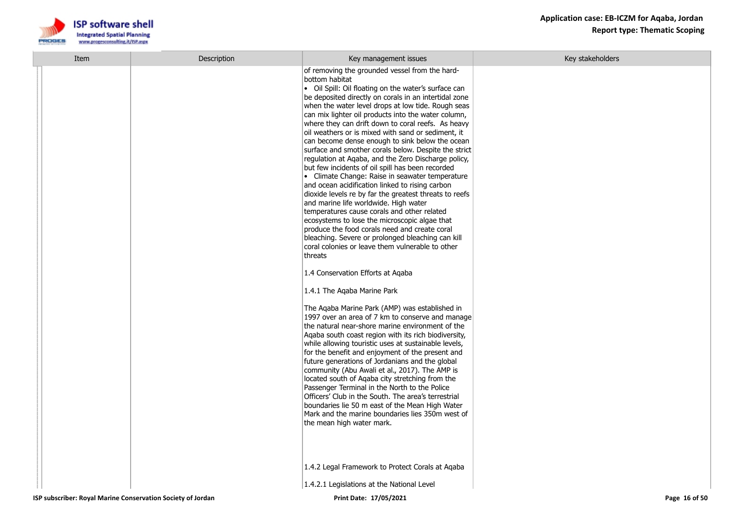| Item | Description | Key management issues | Key stakeholders |
|---|---|---|---|
| | | of removing the grounded vessel from the hard-bottom habitat<br>• Oil Spill: Oil floating on the water's surface can be deposited directly on corals in an intertidal zone when the water level drops at low tide. Rough seas can mix lighter oil products into the water column, where they can drift down to coral reefs. As heavy oil weathers or is mixed with sand or sediment, it can become dense enough to sink below the ocean surface and smother corals below. Despite the strict regulation at Aqaba, and the Zero Discharge policy, but few incidents of oil spill has been recorded<br>• Climate Change: Raise in seawater temperature and ocean acidification linked to rising carbon dioxide levels re by far the greatest threats to reefs and marine life worldwide. High water temperatures cause corals and other related ecosystems to lose the microscopic algae that produce the food corals need and create coral bleaching. Severe or prolonged bleaching can kill coral colonies or leave them vulnerable to other threats<br><br>1.4 Conservation Efforts at Aqaba<br><br>1.4.1 The Aqaba Marine Park<br><br>The Aqaba Marine Park (AMP) was established in 1997 over an area of 7 km to conserve and manage the natural near-shore marine environment of the Aqaba south coast region with its rich biodiversity, while allowing touristic uses at sustainable levels, for the benefit and enjoyment of the present and future generations of Jordanians and the global community (Abu Awali et al., 2017). The AMP is located south of Aqaba city stretching from the Passenger Terminal in the North to the Police Officers' Club in the South. The area's terrestrial boundaries lie 50 m east of the Mean High Water Mark and the marine boundaries lies 350m west of the mean high water mark.<br><br>1.4.2 Legal Framework to Protect Corals at Aqaba<br><br>1.4.2.1 Legislations at the National Level | |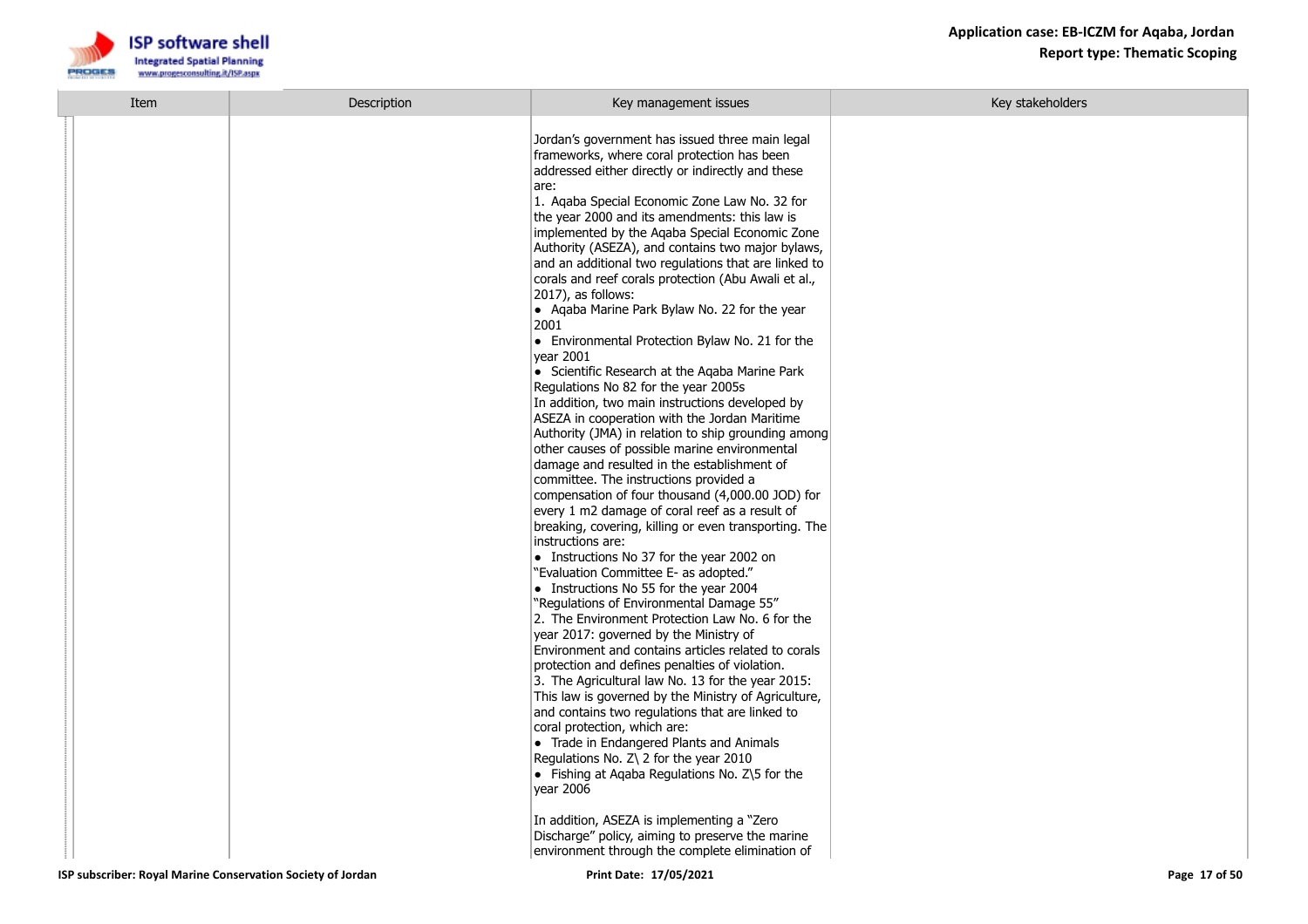| Item | Description | Key management issues | Key stakeholders |
|---|---|---|---|
| | | Jordan's government has issued three main legal frameworks, where coral protection has been addressed either directly or indirectly and these are:<br>1. Aqaba Special Economic Zone Law No. 32 for the year 2000 and its amendments: this law is implemented by the Aqaba Special Economic Zone Authority (ASEZA), and contains two major bylaws, and an additional two regulations that are linked to corals and reef corals protection (Abu Awali et al., 2017), as follows:<br>• Aqaba Marine Park Bylaw No. 22 for the year 2001<br>• Environmental Protection Bylaw No. 21 for the year 2001<br>• Scientific Research at the Aqaba Marine Park Regulations No 82 for the year 2005s<br>In addition, two main instructions developed by ASEZA in cooperation with the Jordan Maritime Authority (JMA) in relation to ship grounding among other causes of possible marine environmental damage and resulted in the establishment of committee. The instructions provided a compensation of four thousand (4,000.00 JOD) for every 1 m2 damage of coral reef as a result of breaking, covering, killing or even transporting. The instructions are:<br>• Instructions No 37 for the year 2002 on "Evaluation Committee E- as adopted."<br>• Instructions No 55 for the year 2004 "Regulations of Environmental Damage 55"<br>2. The Environment Protection Law No. 6 for the year 2017: governed by the Ministry of Environment and contains articles related to corals protection and defines penalties of violation.<br>3. The Agricultural law No. 13 for the year 2015: This law is governed by the Ministry of Agriculture, and contains two regulations that are linked to coral protection, which are:<br>• Trade in Endangered Plants and Animals Regulations No. Z\ 2 for the year 2010<br>• Fishing at Aqaba Regulations No. Z\5 for the year 2006<br><br>In addition, ASEZA is implementing a "Zero Discharge" policy, aiming to preserve the marine environment through the complete elimination of | |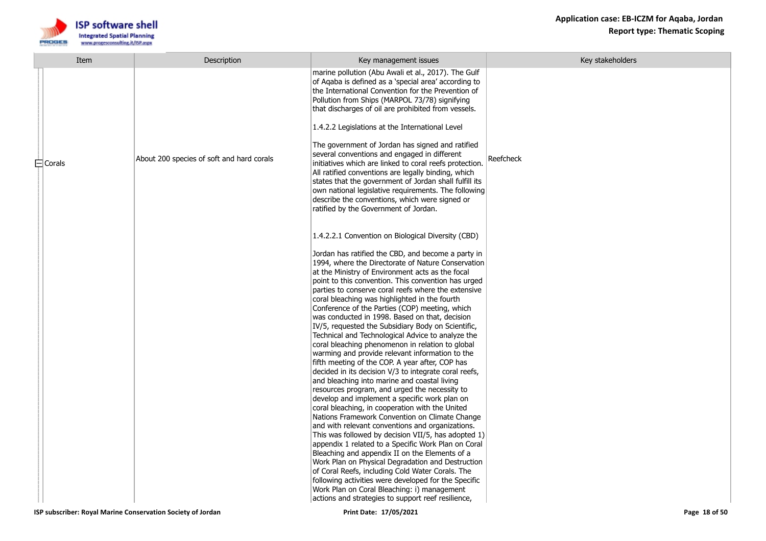| Item | Description | Key management issues | Key stakeholders |
| --- | --- | --- | --- |
| Corals | About 200 species of soft and hard corals | marine pollution (Abu Awali et al., 2017). The Gulf of Aqaba is defined as a 'special area' according to the International Convention for the Prevention of Pollution from Ships (MARPOL 73/78) signifying that discharges of oil are prohibited from vessels.<br><br>1.4.2.2 Legislations at the International Level<br><br>The government of Jordan has signed and ratified several conventions and engaged in different initiatives which are linked to coral reefs protection. All ratified conventions are legally binding, which states that the government of Jordan shall fulfill its own national legislative requirements. The following describe the conventions, which were signed or ratified by the Government of Jordan.<br><br>1.4.2.2.1 Convention on Biological Diversity (CBD)<br><br>Jordan has ratified the CBD, and become a party in 1994, where the Directorate of Nature Conservation at the Ministry of Environment acts as the focal point to this convention. This convention has urged parties to conserve coral reefs where the extensive coral bleaching was highlighted in the fourth Conference of the Parties (COP) meeting, which was conducted in 1998. Based on that, decision IV/5, requested the Subsidiary Body on Scientific, Technical and Technological Advice to analyze the coral bleaching phenomenon in relation to global warming and provide relevant information to the fifth meeting of the COP. A year after, COP has decided in its decision V/3 to integrate coral reefs, and bleaching into marine and coastal living resources program, and urged the necessity to develop and implement a specific work plan on coral bleaching, in cooperation with the United Nations Framework Convention on Climate Change and with relevant conventions and organizations. This was followed by decision VII/5, has adopted 1) appendix 1 related to a Specific Work Plan on Coral Bleaching and appendix II on the Elements of a Work Plan on Physical Degradation and Destruction of Coral Reefs, including Cold Water Corals. The following activities were developed for the Specific Work Plan on Coral Bleaching: i) management actions and strategies to support reef resilience, | Reefcheck |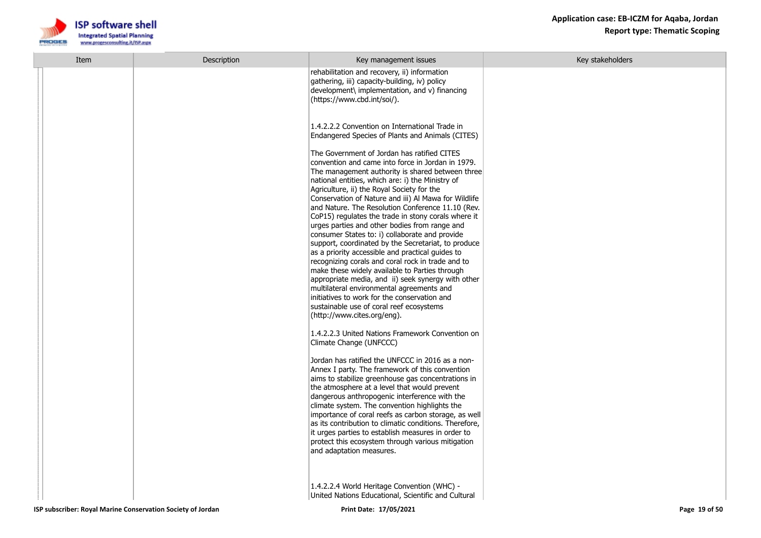| Item | Description | Key management issues | Key stakeholders |
|---|---|---|---|
| | | rehabilitation and recovery, ii) information gathering, iii) capacity-building, iv) policy development\ implementation, and v) financing (https://www.cbd.int/soi/).<br><br>1.4.2.2.2 Convention on International Trade in Endangered Species of Plants and Animals (CITES)<br><br>The Government of Jordan has ratified CITES convention and came into force in Jordan in 1979. The management authority is shared between three national entities, which are: i) the Ministry of Agriculture, ii) the Royal Society for the Conservation of Nature and iii) Al Mawa for Wildlife and Nature. The Resolution Conference 11.10 (Rev. CoP15) regulates the trade in stony corals where it urges parties and other bodies from range and consumer States to: i) collaborate and provide support, coordinated by the Secretariat, to produce as a priority accessible and practical guides to recognizing corals and coral rock in trade and to make these widely available to Parties through appropriate media, and ii) seek synergy with other multilateral environmental agreements and initiatives to work for the conservation and sustainable use of coral reef ecosystems (http://www.cites.org/eng).<br><br>1.4.2.2.3 United Nations Framework Convention on Climate Change (UNFCCC)<br><br>Jordan has ratified the UNFCCC in 2016 as a non-Annex I party. The framework of this convention aims to stabilize greenhouse gas concentrations in the atmosphere at a level that would prevent dangerous anthropogenic interference with the climate system. The convention highlights the importance of coral reefs as carbon storage, as well as its contribution to climatic conditions. Therefore, it urges parties to establish measures in order to protect this ecosystem through various mitigation and adaptation measures.<br><br>1.4.2.2.4 World Heritage Convention (WHC) - United Nations Educational, Scientific and Cultural | |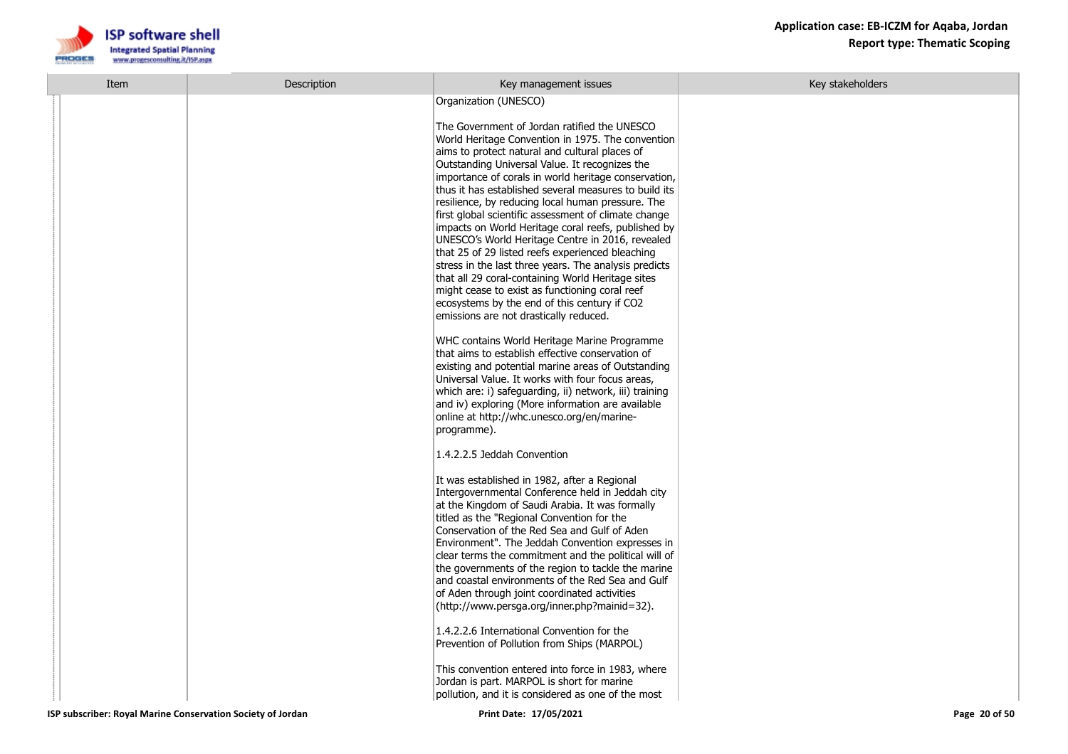| Item | Description | Key management issues | Key stakeholders |
| --- | --- | --- | --- |
| | | Organization (UNESCO)<br><br>The Government of Jordan ratified the UNESCO World Heritage Convention in 1975. The convention aims to protect natural and cultural places of Outstanding Universal Value. It recognizes the importance of corals in world heritage conservation, thus it has established several measures to build its resilience, by reducing local human pressure. The first global scientific assessment of climate change impacts on World Heritage coral reefs, published by UNESCO's World Heritage Centre in 2016, revealed that 25 of 29 listed reefs experienced bleaching stress in the last three years. The analysis predicts that all 29 coral-containing World Heritage sites might cease to exist as functioning coral reef ecosystems by the end of this century if $CO_2$ emissions are not drastically reduced.<br><br>WHC contains World Heritage Marine Programme that aims to establish effective conservation of existing and potential marine areas of Outstanding Universal Value. It works with four focus areas, which are: i) safeguarding, ii) network, iii) training and iv) exploring (More information are available online at http://whc.unesco.org/en/marine-programme).<br><br>1.4.2.2.5 Jeddah Convention<br><br>It was established in 1982, after a Regional Intergovernmental Conference held in Jeddah city at the Kingdom of Saudi Arabia. It was formally titled as the "Regional Convention for the Conservation of the Red Sea and Gulf of Aden Environment". The Jeddah Convention expresses in clear terms the commitment and the political will of the governments of the region to tackle the marine and coastal environments of the Red Sea and Gulf of Aden through joint coordinated activities (http://www.persga.org/inner.php?mainid=32).<br><br>1.4.2.2.6 International Convention for the Prevention of Pollution from Ships (MARPOL)<br><br>This convention entered into force in 1983, where Jordan is part. MARPOL is short for marine pollution, and it is considered as one of the most | |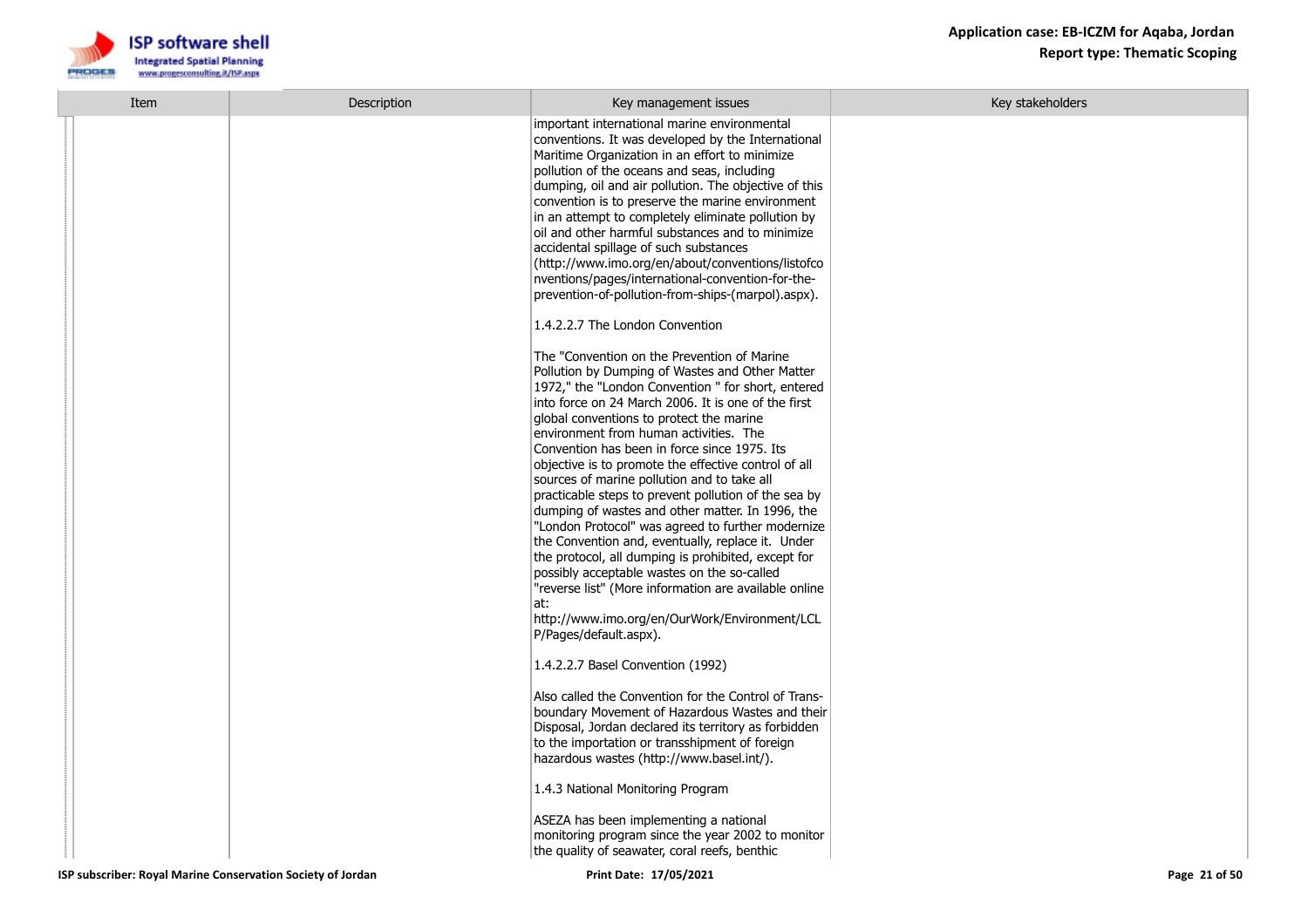| Item | Description | Key management issues | Key stakeholders |
|---|---|---|---|
| | | important international marine environmental conventions. It was developed by the International Maritime Organization in an effort to minimize pollution of the oceans and seas, including dumping, oil and air pollution. The objective of this convention is to preserve the marine environment in an attempt to completely eliminate pollution by oil and other harmful substances and to minimize accidental spillage of such substances (http://www.imo.org/en/about/conventions/listofconventions/pages/international-convention-for-the-prevention-of-pollution-from-ships-(marpol).aspx).<br><br>1.4.2.2.7 The London Convention<br><br>The "Convention on the Prevention of Marine Pollution by Dumping of Wastes and Other Matter 1972," the "London Convention " for short, entered into force on 24 March 2006. It is one of the first global conventions to protect the marine environment from human activities. The Convention has been in force since 1975. Its objective is to promote the effective control of all sources of marine pollution and to take all practicable steps to prevent pollution of the sea by dumping of wastes and other matter. In 1996, the "London Protocol" was agreed to further modernize the Convention and, eventually, replace it. Under the protocol, all dumping is prohibited, except for possibly acceptable wastes on the so-called "reverse list" (More information are available online at: http://www.imo.org/en/OurWork/Environment/LCLP/Pages/default.aspx).<br><br>1.4.2.2.7 Basel Convention (1992)<br><br>Also called the Convention for the Control of Trans-boundary Movement of Hazardous Wastes and their Disposal, Jordan declared its territory as forbidden to the importation or transshipment of foreign hazardous wastes (http://www.basel.int/).<br><br>1.4.3 National Monitoring Program<br><br>ASEZA has been implementing a national monitoring program since the year 2002 to monitor the quality of seawater, coral reefs, benthic | |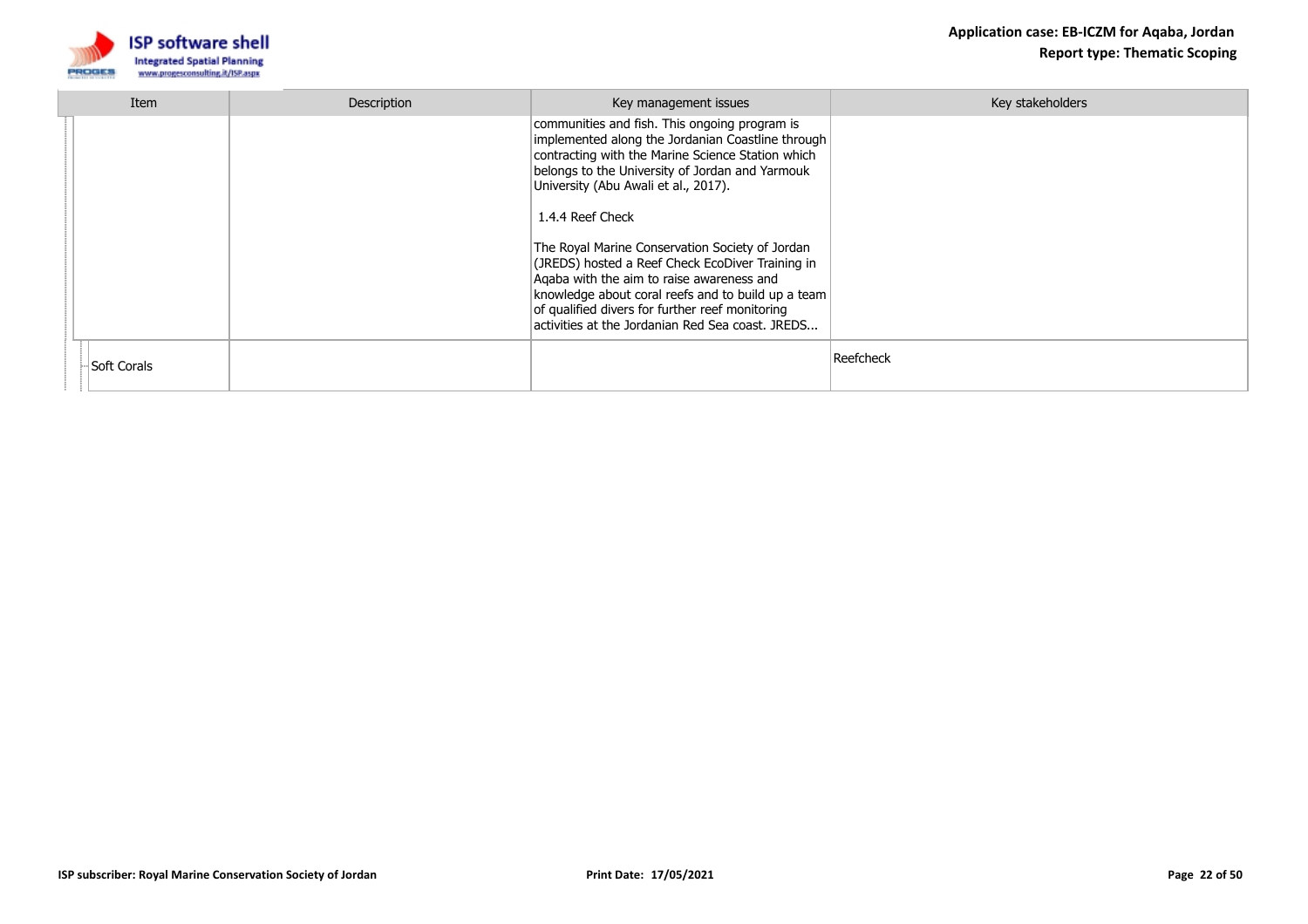| Item | Description | Key management issues | Key stakeholders |
| --- | --- | --- | --- |
| | | communities and fish. This ongoing program is implemented along the Jordanian Coastline through contracting with the Marine Science Station which belongs to the University of Jordan and Yarmouk University (Abu Awali et al., 2017).<br><br>1.4.4 Reef Check<br><br>The Royal Marine Conservation Society of Jordan (JREDS) hosted a Reef Check EcoDiver Training in Aqaba with the aim to raise awareness and knowledge about coral reefs and to build up a team of qualified divers for further reef monitoring activities at the Jordanian Red Sea coast. JREDS... | |
| Soft Corals | | | Reefcheck |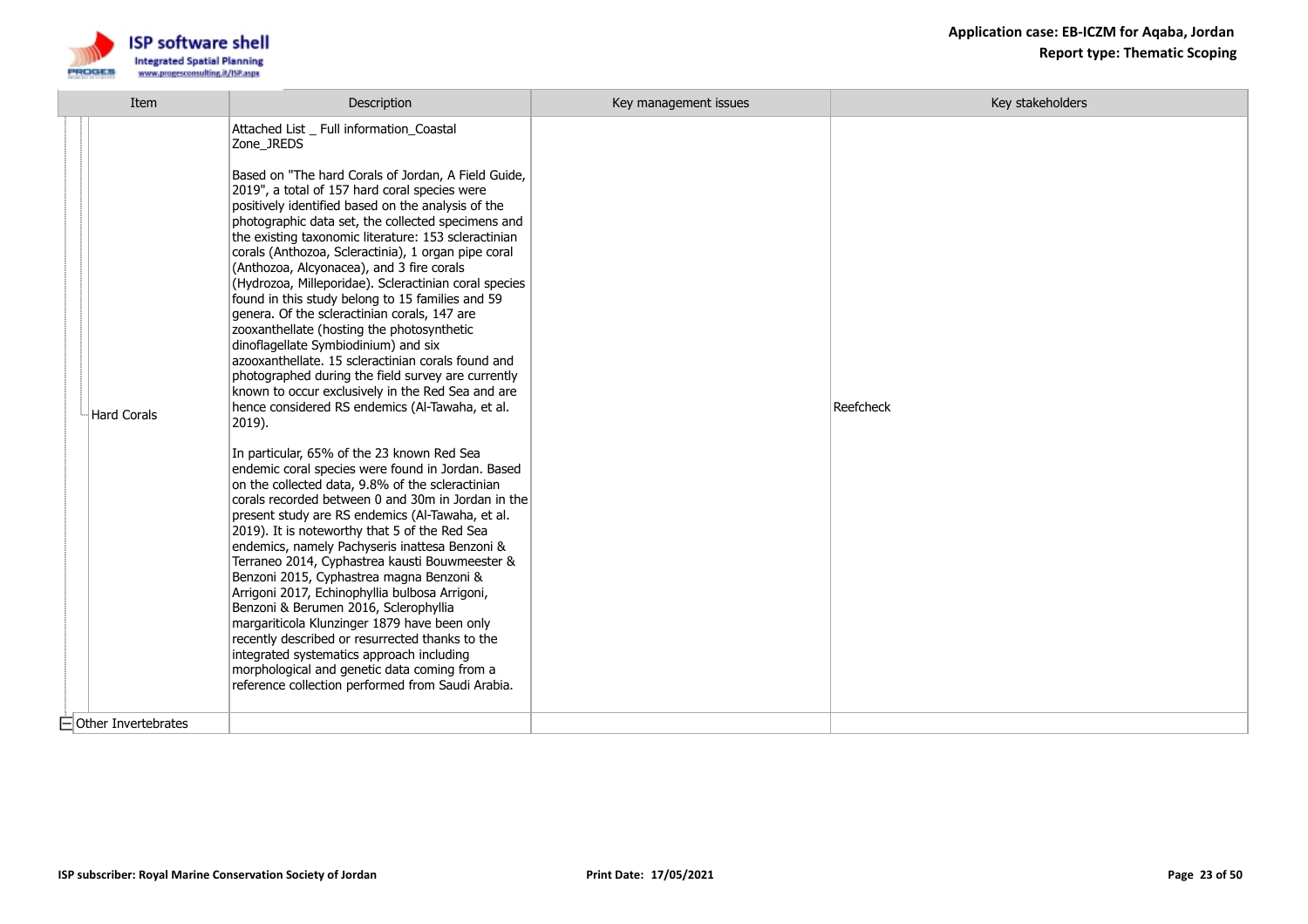| Item | Description | Key management issues | Key stakeholders |
|---|---|---|---|
| Hard Corals | Attached List _ Full information_Coastal Zone_JREDS<br><br>Based on "The hard Corals of Jordan, A Field Guide, 2019", a total of 157 hard coral species were positively identified based on the analysis of the photographic data set, the collected specimens and the existing taxonomic literature: 153 scleractinian corals (Anthozoa, Scleractinia), 1 organ pipe coral (Anthozoa, Alcyonacea), and 3 fire corals (Hydrozoa, Milleporidae). Scleractinian coral species found in this study belong to 15 families and 59 genera. Of the scleractinian corals, 147 are zooxanthellate (hosting the photosynthetic dinoflagellate Symbiodinium) and six azooxanthellate. 15 scleractinian corals found and photographed during the field survey are currently known to occur exclusively in the Red Sea and are hence considered RS endemics (Al-Tawaha, et al. 2019).<br><br>In particular, 65% of the 23 known Red Sea endemic coral species were found in Jordan. Based on the collected data, 9.8% of the scleractinian corals recorded between 0 and 30m in Jordan in the present study are RS endemics (Al-Tawaha, et al. 2019). It is noteworthy that 5 of the Red Sea endemics, namely Pachyseris inattesa Benzoni & Terraneo 2014, Cyphastrea kausti Bouwmeester & Benzoni 2015, Cyphastrea magna Benzoni & Arrigoni 2017, Echinophyllia bulbosa Arrigoni, Benzoni & Berumen 2016, Sclerophyllia margariticola Klunzinger 1879 have been only recently described or resurrected thanks to the integrated systematics approach including morphological and genetic data coming from a reference collection performed from Saudi Arabia. | | Reefcheck |
| Other Invertebrates | | | |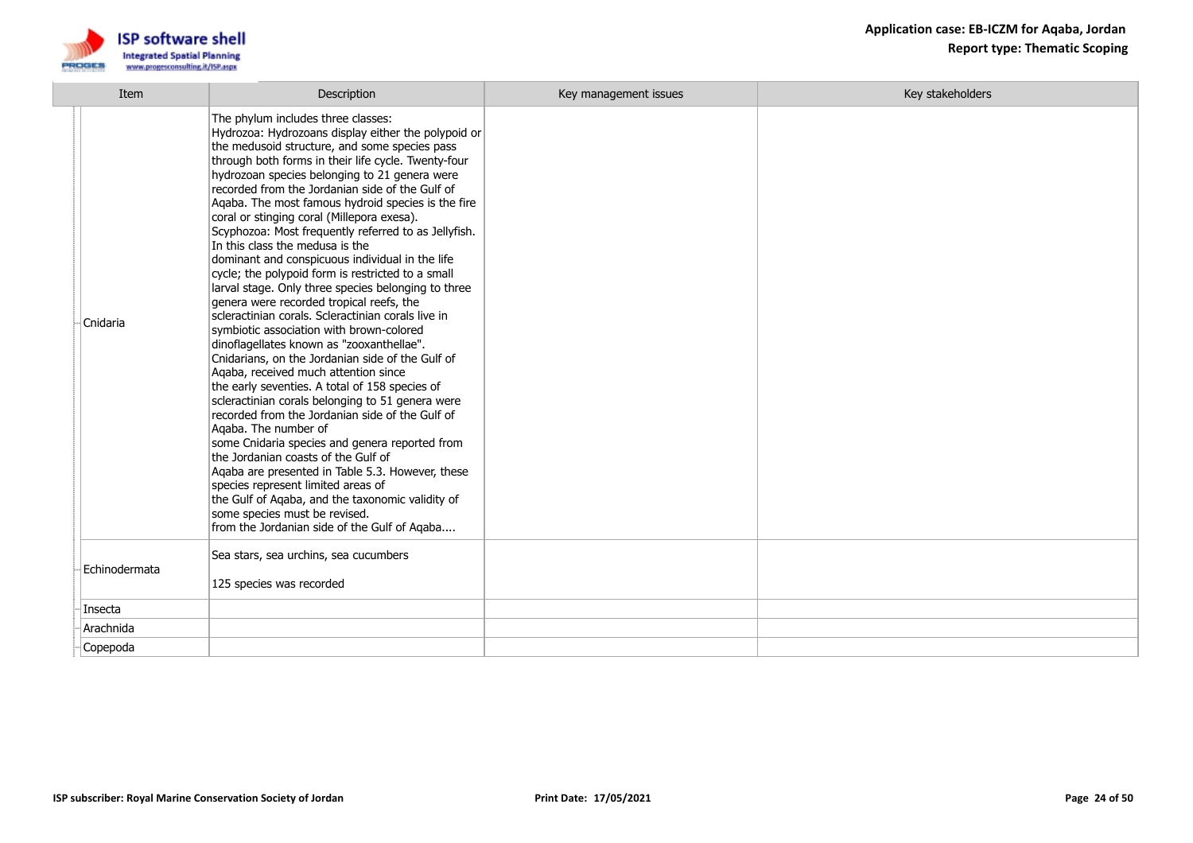| Item | Description | Key management issues | Key stakeholders |
| --- | --- | --- | --- |
| Cnidaria | The phylum includes three classes:<br>Hydrozoa: Hydrozoans display either the polypoid or the medusoid structure, and some species pass through both forms in their life cycle. Twenty-four hydrozoan species belonging to 21 genera were recorded from the Jordanian side of the Gulf of Aqaba. The most famous hydroid species is the fire coral or stinging coral (Millepora exesa).<br>Scyphozoa: Most frequently referred to as Jellyfish. In this class the medusa is the<br>dominant and conspicuous individual in the life cycle; the polypoid form is restricted to a small larval stage. Only three species belonging to three genera were recorded tropical reefs, the scleractinian corals. Scleractinian corals live in symbiotic association with brown-colored dinoflagellates known as "zooxanthellae".<br>Cnidarians, on the Jordanian side of the Gulf of Aqaba, received much attention since<br>the early seventies. A total of 158 species of scleractinian corals belonging to 51 genera were recorded from the Jordanian side of the Gulf of Aqaba. The number of<br>some Cnidaria species and genera reported from the Jordanian coasts of the Gulf of<br>Aqaba are presented in Table 5.3. However, these species represent limited areas of<br>the Gulf of Aqaba, and the taxonomic validity of some species must be revised.<br>from the Jordanian side of the Gulf of Aqaba.... | | |
| Echinodermata | Sea stars, sea urchins, sea cucumbers<br><br>125 species was recorded | | |
| Insecta | | | |
| Arachnida | | | |
| Copepoda | | | |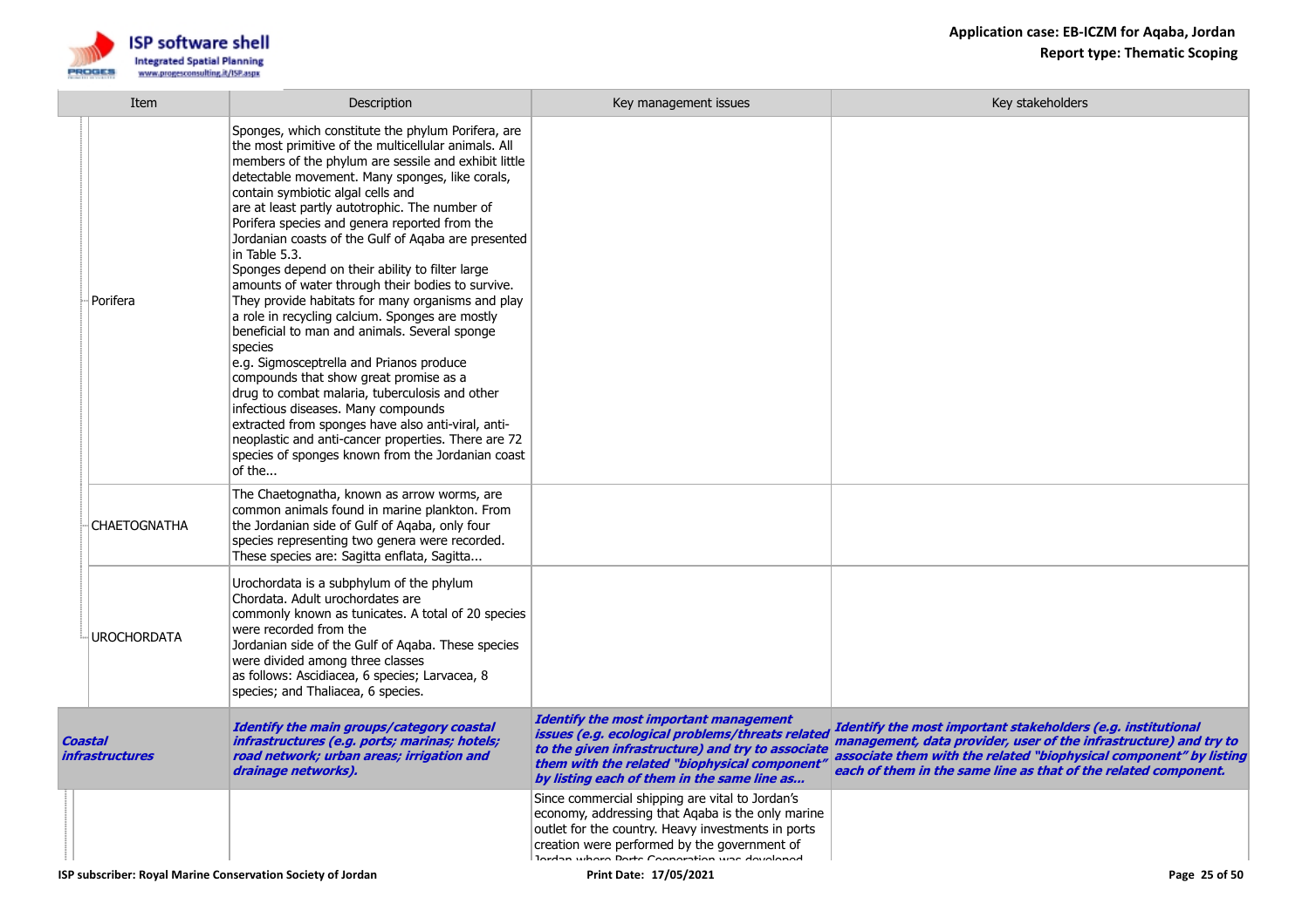| Item | Description | Key management issues | Key stakeholders |
|---|---|---|---|
| Porifera | Sponges, which constitute the phylum Porifera, are the most primitive of the multicellular animals. All members of the phylum are sessile and exhibit little detectable movement. Many sponges, like corals, contain symbiotic algal cells and are at least partly autotrophic. The number of Porifera species and genera reported from the Jordanian coasts of the Gulf of Aqaba are presented in Table 5.3. Sponges depend on their ability to filter large amounts of water through their bodies to survive. They provide habitats for many organisms and play a role in recycling calcium. Sponges are mostly beneficial to man and animals. Several sponge species e.g. Sigmosceptrella and Prianos produce compounds that show great promise as a drug to combat malaria, tuberculosis and other infectious diseases. Many compounds extracted from sponges have also anti-viral, anti-neoplastic and anti-cancer properties. There are 72 species of sponges known from the Jordanian coast of the... | | |
| CHAETOGNATHA | The Chaetognatha, known as arrow worms, are common animals found in marine plankton. From the Jordanian side of Gulf of Aqaba, only four species representing two genera were recorded. These species are: Sagitta enflata, Sagitta... | | |
| UROCHORDATA | Urochordata is a subphylum of the phylum Chordata. Adult urochordates are commonly known as tunicates. A total of 20 species were recorded from the Jordanian side of the Gulf of Aqaba. These species were divided among three classes as follows: Ascidiacea, 6 species; Larvacea, 8 species; and Thaliacea, 6 species. | | |
| ***Coastal infrastructures*** | ***Identify the main groups/category coastal infrastructures (e.g. ports; marinas; hotels; road network; urban areas; irrigation and drainage networks).*** | ***Identify the most important management issues (e.g. ecological problems/threats related to the given infrastructure) and try to associate them with the related "biophysical component" by listing each of them in the same line as...*** | ***Identify the most important stakeholders (e.g. institutional management, data provider, user of the infrastructure) and try to associate them with the related "biophysical component" by listing each of them in the same line as that of the related component.*** |
| | | Since commercial shipping are vital to Jordan's economy, addressing that Aqaba is the only marine outlet for the country. Heavy investments in ports creation were performed by the government of Jordan where Ports Cooperation was developed | |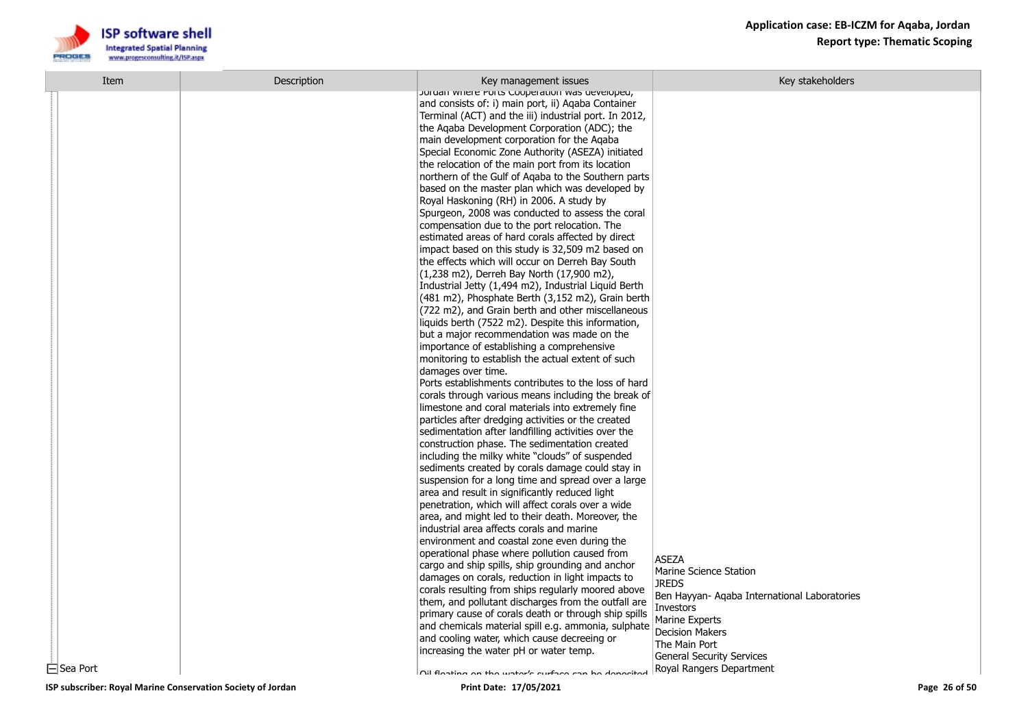| Item | Description | Key management issues | Key stakeholders |
|---|---|---|---|
| Sea Port | | Jordan where Ports Cooperation was developed, and consists of: i) main port, ii) Aqaba Container Terminal (ACT) and the iii) industrial port. In 2012, the Aqaba Development Corporation (ADC); the main development corporation for the Aqaba Special Economic Zone Authority (ASEZA) initiated the relocation of the main port from its location northern of the Gulf of Aqaba to the Southern parts based on the master plan which was developed by Royal Haskoning (RH) in 2006. A study by Spurgeon, 2008 was conducted to assess the coral compensation due to the port relocation. The estimated areas of hard corals affected by direct impact based on this study is 32,509 m2 based on the effects which will occur on Derreh Bay South (1,238 m2), Derreh Bay North (17,900 m2), Industrial Jetty (1,494 m2), Industrial Liquid Berth (481 m2), Phosphate Berth (3,152 m2), Grain berth (722 m2), and Grain berth and other miscellaneous liquids berth (7522 m2). Despite this information, but a major recommendation was made on the importance of establishing a comprehensive monitoring to establish the actual extent of such damages over time.<br>Ports establishments contributes to the loss of hard corals through various means including the break of limestone and coral materials into extremely fine particles after dredging activities or the created sedimentation after landfilling activities over the construction phase. The sedimentation created including the milky white "clouds" of suspended sediments created by corals damage could stay in suspension for a long time and spread over a large area and result in significantly reduced light penetration, which will affect corals over a wide area, and might led to their death. Moreover, the industrial area affects corals and marine environment and coastal zone even during the operational phase where pollution caused from cargo and ship spills, ship grounding and anchor damages on corals, reduction in light impacts to corals resulting from ships regularly moored above them, and pollutant discharges from the outfall are primary cause of corals death or through ship spills and chemicals material spill e.g. ammonia, sulphate and cooling water, which cause decreeing or increasing the water pH or water temp.<br>Oil floating on the water's surface can be deposited | ASEZA<br>Marine Science Station<br>JREDS<br>Ben Hayyan- Aqaba International Laboratories<br>Investors<br>Marine Experts<br>Decision Makers<br>The Main Port<br>General Security Services<br>Royal Rangers Department |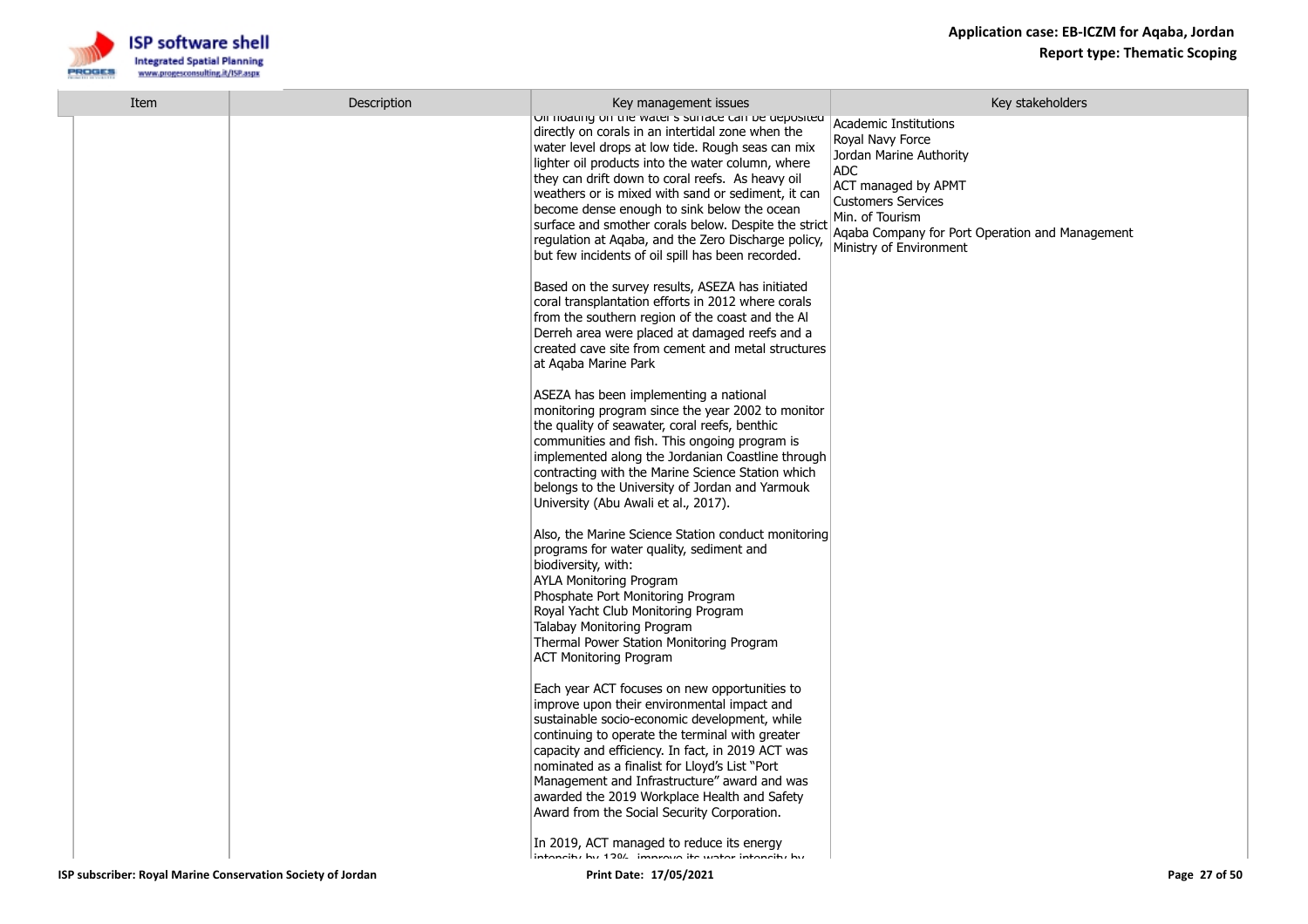| Item | Description | Key management issues | Key stakeholders |
|---|---|---|---|
| | | Oil floating on the water's surface can be deposited directly on corals in an intertidal zone when the water level drops at low tide. Rough seas can mix lighter oil products into the water column, where they can drift down to coral reefs. As heavy oil weathers or is mixed with sand or sediment, it can become dense enough to sink below the ocean surface and smother corals below. Despite the strict regulation at Aqaba, and the Zero Discharge policy, but few incidents of oil spill has been recorded.<br><br>Based on the survey results, ASEZA has initiated coral transplantation efforts in 2012 where corals from the southern region of the coast and the Al Derreh area were placed at damaged reefs and a created cave site from cement and metal structures at Aqaba Marine Park<br><br>ASEZA has been implementing a national monitoring program since the year 2002 to monitor the quality of seawater, coral reefs, benthic communities and fish. This ongoing program is implemented along the Jordanian Coastline through contracting with the Marine Science Station which belongs to the University of Jordan and Yarmouk University (Abu Awali et al., 2017).<br><br>Also, the Marine Science Station conduct monitoring programs for water quality, sediment and biodiversity, with:<br>AYLA Monitoring Program<br>Phosphate Port Monitoring Program<br>Royal Yacht Club Monitoring Program<br>Talabay Monitoring Program<br>Thermal Power Station Monitoring Program<br>ACT Monitoring Program<br><br>Each year ACT focuses on new opportunities to improve upon their environmental impact and sustainable socio-economic development, while continuing to operate the terminal with greater capacity and efficiency. In fact, in 2019 ACT was nominated as a finalist for Lloyd's List "Port Management and Infrastructure" award and was awarded the 2019 Workplace Health and Safety Award from the Social Security Corporation.<br><br>In 2019, ACT managed to reduce its energy intensity by 13%, improve its water intensity by | Academic Institutions<br>Royal Navy Force<br>Jordan Marine Authority<br>ADC<br>ACT managed by APMT<br>Customers Services<br>Min. of Tourism<br>Aqaba Company for Port Operation and Management<br>Ministry of Environment |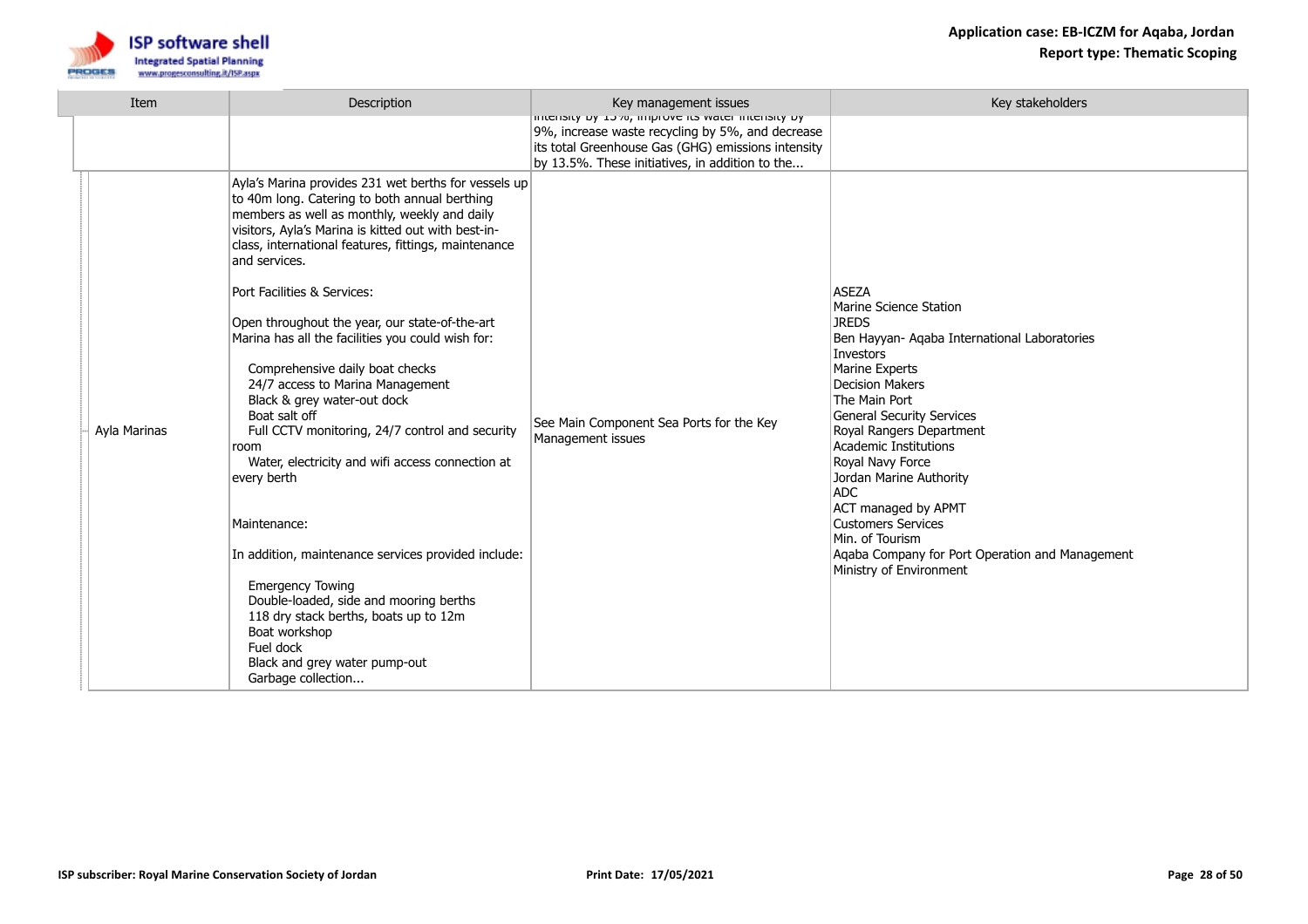| Item | Description | Key management issues | Key stakeholders |
|---|---|---|---|
| | | intensity by 15%, improve its water intensity by 9%, increase waste recycling by 5%, and decrease its total Greenhouse Gas (GHG) emissions intensity by 13.5%. These initiatives, in addition to the... | |
| Ayla Marinas | Ayla's Marina provides 231 wet berths for vessels up to 40m long. Catering to both annual berthing members as well as monthly, weekly and daily visitors, Ayla's Marina is kitted out with best-in-class, international features, fittings, maintenance and services.<br><br>Port Facilities & Services:<br><br>Open throughout the year, our state-of-the-art Marina has all the facilities you could wish for:<br><br>Comprehensive daily boat checks<br>24/7 access to Marina Management<br>Black & grey water-out dock<br>Boat salt off<br>Full CCTV monitoring, 24/7 control and security room<br>Water, electricity and wifi access connection at every berth<br><br>Maintenance:<br><br>In addition, maintenance services provided include:<br><br>Emergency Towing<br>Double-loaded, side and mooring berths<br>118 dry stack berths, boats up to 12m<br>Boat workshop<br>Fuel dock<br>Black and grey water pump-out<br>Garbage collection... | See Main Component Sea Ports for the Key Management issues | ASEZA<br>Marine Science Station<br>JREDS<br>Ben Hayyan- Aqaba International Laboratories<br>Investors<br>Marine Experts<br>Decision Makers<br>The Main Port<br>General Security Services<br>Royal Rangers Department<br>Academic Institutions<br>Royal Navy Force<br>Jordan Marine Authority<br>ADC<br>ACT managed by APMT<br>Customers Services<br>Min. of Tourism<br>Aqaba Company for Port Operation and Management<br>Ministry of Environment |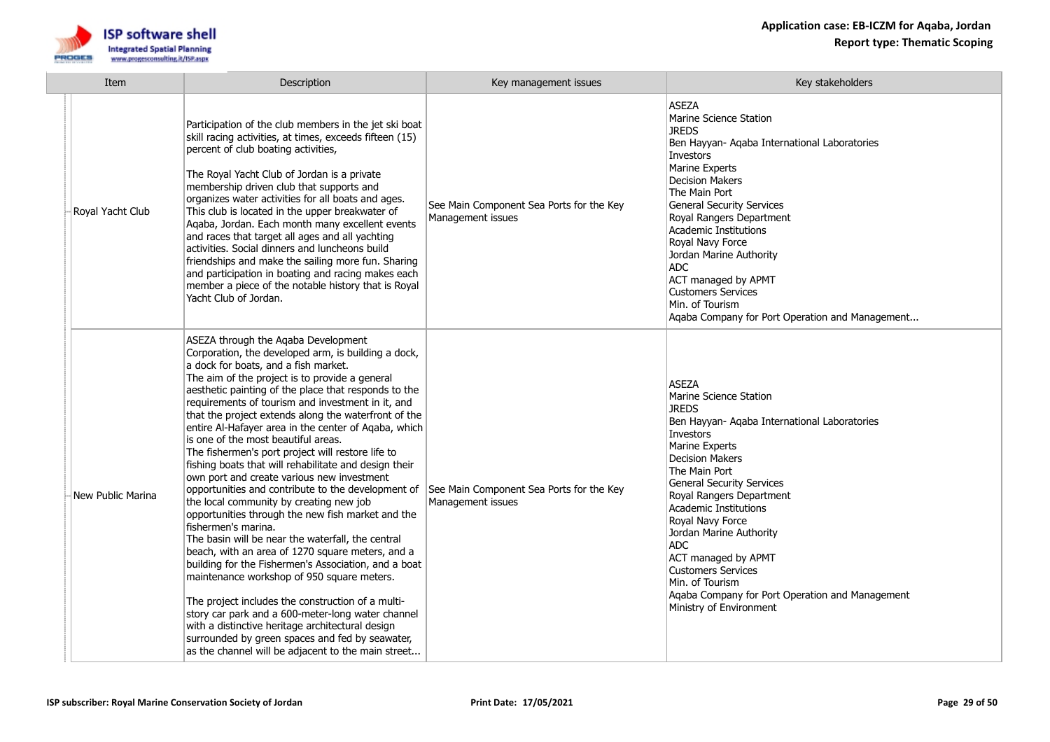| Item | Description | Key management issues | Key stakeholders |
|---|---|---|---|
| Royal Yacht Club | Participation of the club members in the jet ski boat skill racing activities, at times, exceeds fifteen (15) percent of club boating activities,<br><br>The Royal Yacht Club of Jordan is a private membership driven club that supports and organizes water activities for all boats and ages. This club is located in the upper breakwater of Aqaba, Jordan. Each month many excellent events and races that target all ages and all yachting activities. Social dinners and luncheons build friendships and make the sailing more fun. Sharing and participation in boating and racing makes each member a piece of the notable history that is Royal Yacht Club of Jordan. | See Main Component Sea Ports for the Key Management issues | ASEZA<br>Marine Science Station<br>JREDS<br>Ben Hayyan- Aqaba International Laboratories<br>Investors<br>Marine Experts<br>Decision Makers<br>The Main Port<br>General Security Services<br>Royal Rangers Department<br>Academic Institutions<br>Royal Navy Force<br>Jordan Marine Authority<br>ADC<br>ACT managed by APMT<br>Customers Services<br>Min. of Tourism<br>Aqaba Company for Port Operation and Management... |
| New Public Marina | ASEZA through the Aqaba Development Corporation, the developed arm, is building a dock, a dock for boats, and a fish market.<br>The aim of the project is to provide a general aesthetic painting of the place that responds to the requirements of tourism and investment in it, and that the project extends along the waterfront of the entire Al-Hafayer area in the center of Aqaba, which is one of the most beautiful areas.<br>The fishermen's port project will restore life to fishing boats that will rehabilitate and design their own port and create various new investment opportunities and contribute to the development of the local community by creating new job opportunities through the new fish market and the fishermen's marina.<br>The basin will be near the waterfall, the central beach, with an area of 1270 square meters, and a building for the Fishermen's Association, and a boat maintenance workshop of 950 square meters.<br><br>The project includes the construction of a multi-story car park and a 600-meter-long water channel with a distinctive heritage architectural design surrounded by green spaces and fed by seawater, as the channel will be adjacent to the main street... | See Main Component Sea Ports for the Key Management issues | ASEZA<br>Marine Science Station<br>JREDS<br>Ben Hayyan- Aqaba International Laboratories<br>Investors<br>Marine Experts<br>Decision Makers<br>The Main Port<br>General Security Services<br>Royal Rangers Department<br>Academic Institutions<br>Royal Navy Force<br>Jordan Marine Authority<br>ADC<br>ACT managed by APMT<br>Customers Services<br>Min. of Tourism<br>Aqaba Company for Port Operation and Management<br>Ministry of Environment |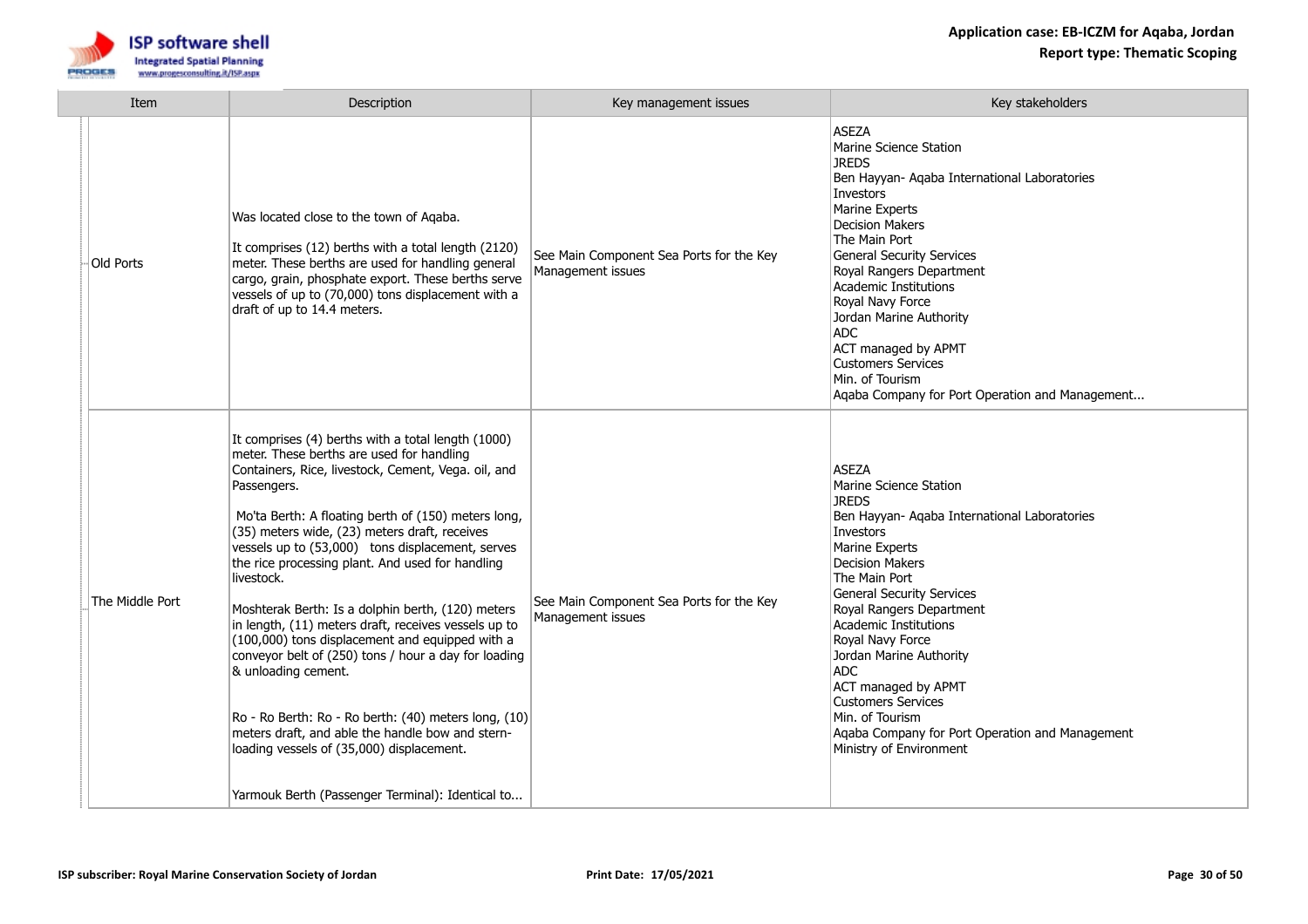| Item | Description | Key management issues | Key stakeholders |
| --- | --- | --- | --- |
| Old Ports | Was located close to the town of Aqaba.<br><br>It comprises (12) berths with a total length (2120) meter. These berths are used for handling general cargo, grain, phosphate export. These berths serve vessels of up to (70,000) tons displacement with a draft of up to 14.4 meters. | See Main Component Sea Ports for the Key Management issues | ASEZA<br>Marine Science Station<br>JREDS<br>Ben Hayyan- Aqaba International Laboratories<br>Investors<br>Marine Experts<br>Decision Makers<br>The Main Port<br>General Security Services<br>Royal Rangers Department<br>Academic Institutions<br>Royal Navy Force<br>Jordan Marine Authority<br>ADC<br>ACT managed by APMT<br>Customers Services<br>Min. of Tourism<br>Aqaba Company for Port Operation and Management... |
| The Middle Port | It comprises (4) berths with a total length (1000) meter. These berths are used for handling Containers, Rice, livestock, Cement, Vega. oil, and Passengers.<br><br>Mo'ta Berth: A floating berth of (150) meters long, (35) meters wide, (23) meters draft, receives vessels up to (53,000) tons displacement, serves the rice processing plant. And used for handling livestock.<br><br>Moshterak Berth: Is a dolphin berth, (120) meters in length, (11) meters draft, receives vessels up to (100,000) tons displacement and equipped with a conveyor belt of (250) tons / hour a day for loading & unloading cement.<br><br>Ro - Ro Berth: Ro - Ro berth: (40) meters long, (10) meters draft, and able the handle bow and stern-loading vessels of (35,000) displacement.<br><br>Yarmouk Berth (Passenger Terminal): Identical to... | See Main Component Sea Ports for the Key Management issues | ASEZA<br>Marine Science Station<br>JREDS<br>Ben Hayyan- Aqaba International Laboratories<br>Investors<br>Marine Experts<br>Decision Makers<br>The Main Port<br>General Security Services<br>Royal Rangers Department<br>Academic Institutions<br>Royal Navy Force<br>Jordan Marine Authority<br>ADC<br>ACT managed by APMT<br>Customers Services<br>Min. of Tourism<br>Aqaba Company for Port Operation and Management<br>Ministry of Environment |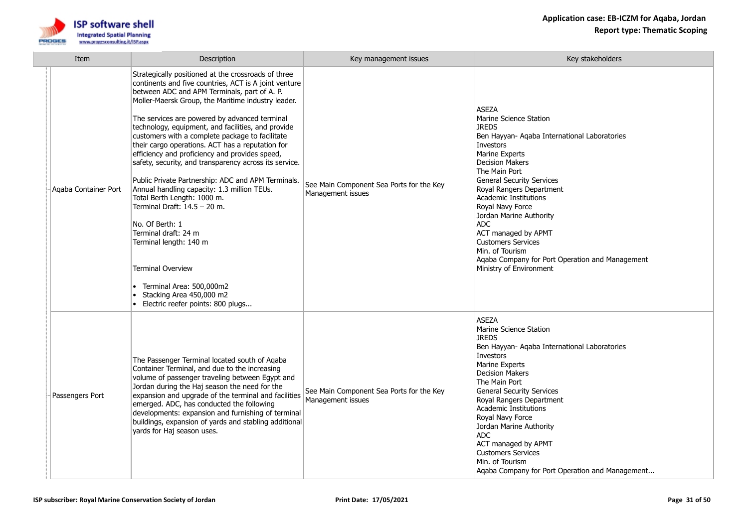| Item | Description | Key management issues | Key stakeholders |
| --- | --- | --- | --- |
| Aqaba Container Port | Strategically positioned at the crossroads of three continents and five countries, ACT is A joint venture between ADC and APM Terminals, part of A. P. Moller-Maersk Group, the Maritime industry leader.<br><br>The services are powered by advanced terminal technology, equipment, and facilities, and provide customers with a complete package to facilitate their cargo operations. ACT has a reputation for efficiency and proficiency and provides speed, safety, security, and transparency across its service.<br><br>Public Private Partnership: ADC and APM Terminals.<br>Annual handling capacity: 1.3 million TEUs.<br>Total Berth Length: 1000 m.<br>Terminal Draft: 14.5 – 20 m.<br><br>No. Of Berth: 1<br>Terminal draft: 24 m<br>Terminal length: 140 m<br><br>Terminal Overview<br><br>• Terminal Area: 500,000m2<br>• Stacking Area 450,000 m2<br>• Electric reefer points: 800 plugs... | See Main Component Sea Ports for the Key Management issues | ASEZA<br>Marine Science Station<br>JREDS<br>Ben Hayyan- Aqaba International Laboratories<br>Investors<br>Marine Experts<br>Decision Makers<br>The Main Port<br>General Security Services<br>Royal Rangers Department<br>Academic Institutions<br>Royal Navy Force<br>Jordan Marine Authority<br>ADC<br>ACT managed by APMT<br>Customers Services<br>Min. of Tourism<br>Aqaba Company for Port Operation and Management<br>Ministry of Environment |
| Passengers Port | The Passenger Terminal located south of Aqaba Container Terminal, and due to the increasing volume of passenger traveling between Egypt and Jordan during the Haj season the need for the expansion and upgrade of the terminal and facilities emerged. ADC, has conducted the following developments: expansion and furnishing of terminal buildings, expansion of yards and stabling additional yards for Haj season uses. | See Main Component Sea Ports for the Key Management issues | ASEZA<br>Marine Science Station<br>JREDS<br>Ben Hayyan- Aqaba International Laboratories<br>Investors<br>Marine Experts<br>Decision Makers<br>The Main Port<br>General Security Services<br>Royal Rangers Department<br>Academic Institutions<br>Royal Navy Force<br>Jordan Marine Authority<br>ADC<br>ACT managed by APMT<br>Customers Services<br>Min. of Tourism<br>Aqaba Company for Port Operation and Management... |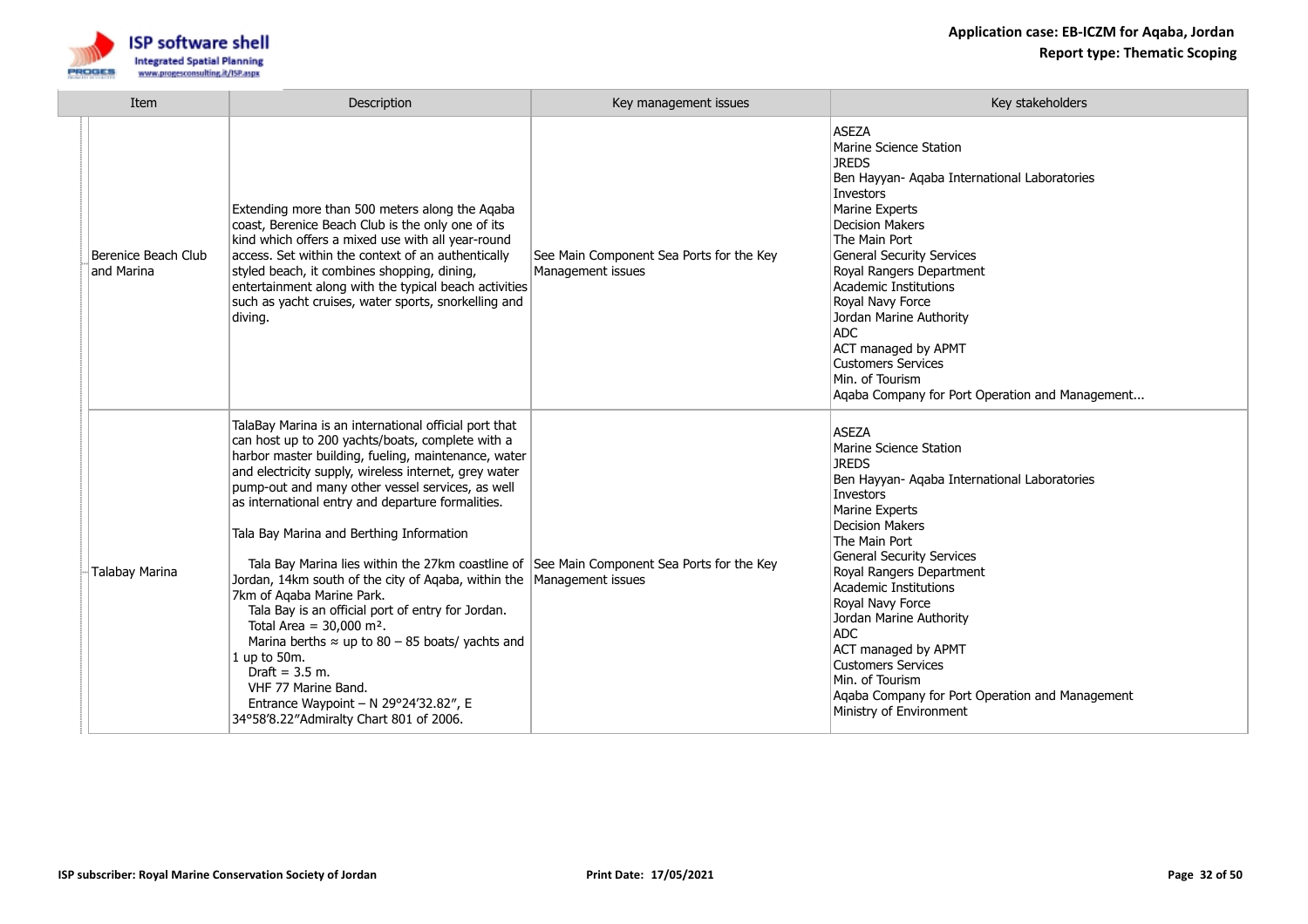| Item | Description | Key management issues | Key stakeholders |
|---|---|---|---|
| Berenice Beach Club and Marina | Extending more than 500 meters along the Aqaba coast, Berenice Beach Club is the only one of its kind which offers a mixed use with all year-round access. Set within the context of an authentically styled beach, it combines shopping, dining, entertainment along with the typical beach activities such as yacht cruises, water sports, snorkelling and diving. | See Main Component Sea Ports for the Key Management issues | ASEZA<br>Marine Science Station<br>JREDS<br>Ben Hayyan- Aqaba International Laboratories<br>Investors<br>Marine Experts<br>Decision Makers<br>The Main Port<br>General Security Services<br>Royal Rangers Department<br>Academic Institutions<br>Royal Navy Force<br>Jordan Marine Authority<br>ADC<br>ACT managed by APMT<br>Customers Services<br>Min. of Tourism<br>Aqaba Company for Port Operation and Management... |
| Talabay Marina | TalaBay Marina is an international official port that can host up to 200 yachts/boats, complete with a harbor master building, fueling, maintenance, water and electricity supply, wireless internet, grey water pump-out and many other vessel services, as well as international entry and departure formalities.<br><br>Tala Bay Marina and Berthing Information<br><br>Tala Bay Marina lies within the 27km coastline of Jordan, 14km south of the city of Aqaba, within the 7km of Aqaba Marine Park.<br>Tala Bay is an official port of entry for Jordan.<br>Total Area = 30,000 m².<br>Marina berths ≈ up to 80 – 85 boats/ yachts and 1 up to 50m.<br>Draft = 3.5 m.<br>VHF 77 Marine Band.<br>Entrance Waypoint – N 29°24'32.82", E 34°58'8.22"Admiralty Chart 801 of 2006. | See Main Component Sea Ports for the Key Management issues | ASEZA<br>Marine Science Station<br>JREDS<br>Ben Hayyan- Aqaba International Laboratories<br>Investors<br>Marine Experts<br>Decision Makers<br>The Main Port<br>General Security Services<br>Royal Rangers Department<br>Academic Institutions<br>Royal Navy Force<br>Jordan Marine Authority<br>ADC<br>ACT managed by APMT<br>Customers Services<br>Min. of Tourism<br>Aqaba Company for Port Operation and Management<br>Ministry of Environment |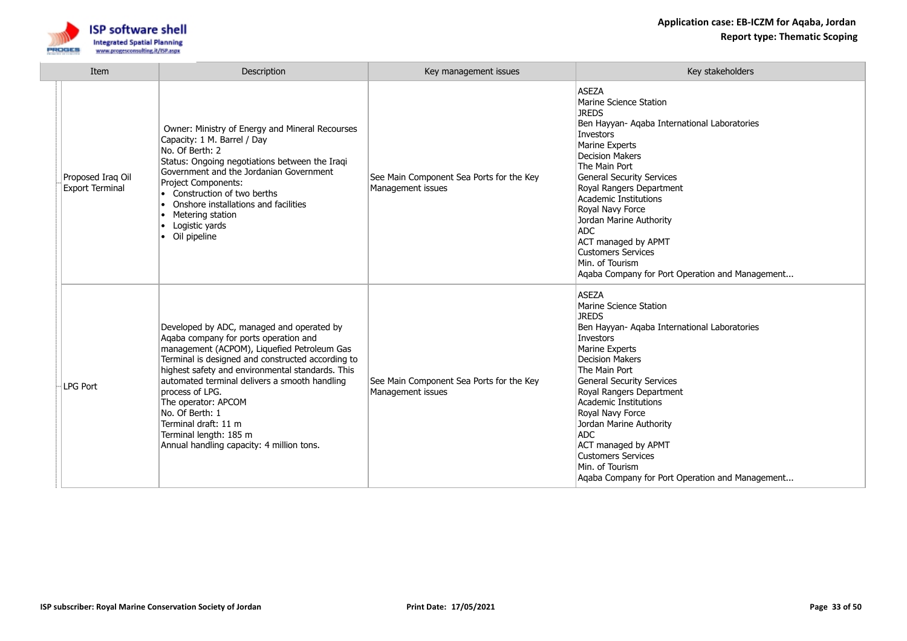| Item | Description | Key management issues | Key stakeholders |
|---|---|---|---|
| Proposed Iraq Oil Export Terminal | Owner: Ministry of Energy and Mineral Recourses<br>Capacity: 1 M. Barrel / Day<br>No. Of Berth: 2<br>Status: Ongoing negotiations between the Iraqi Government and the Jordanian Government<br>Project Components:<br>• Construction of two berths<br>• Onshore installations and facilities<br>• Metering station<br>• Logistic yards<br>• Oil pipeline | See Main Component Sea Ports for the Key Management issues | ASEZA<br>Marine Science Station<br>JREDS<br>Ben Hayyan- Aqaba International Laboratories<br>Investors<br>Marine Experts<br>Decision Makers<br>The Main Port<br>General Security Services<br>Royal Rangers Department<br>Academic Institutions<br>Royal Navy Force<br>Jordan Marine Authority<br>ADC<br>ACT managed by APMT<br>Customers Services<br>Min. of Tourism<br>Aqaba Company for Port Operation and Management... |
| LPG Port | Developed by ADC, managed and operated by Aqaba company for ports operation and management (ACPOM), Liquefied Petroleum Gas Terminal is designed and constructed according to highest safety and environmental standards. This automated terminal delivers a smooth handling process of LPG.<br>The operator: APCOM<br>No. Of Berth: 1<br>Terminal draft: 11 m<br>Terminal length: 185 m<br>Annual handling capacity: 4 million tons. | See Main Component Sea Ports for the Key Management issues | ASEZA<br>Marine Science Station<br>JREDS<br>Ben Hayyan- Aqaba International Laboratories<br>Investors<br>Marine Experts<br>Decision Makers<br>The Main Port<br>General Security Services<br>Royal Rangers Department<br>Academic Institutions<br>Royal Navy Force<br>Jordan Marine Authority<br>ADC<br>ACT managed by APMT<br>Customers Services<br>Min. of Tourism<br>Aqaba Company for Port Operation and Management... |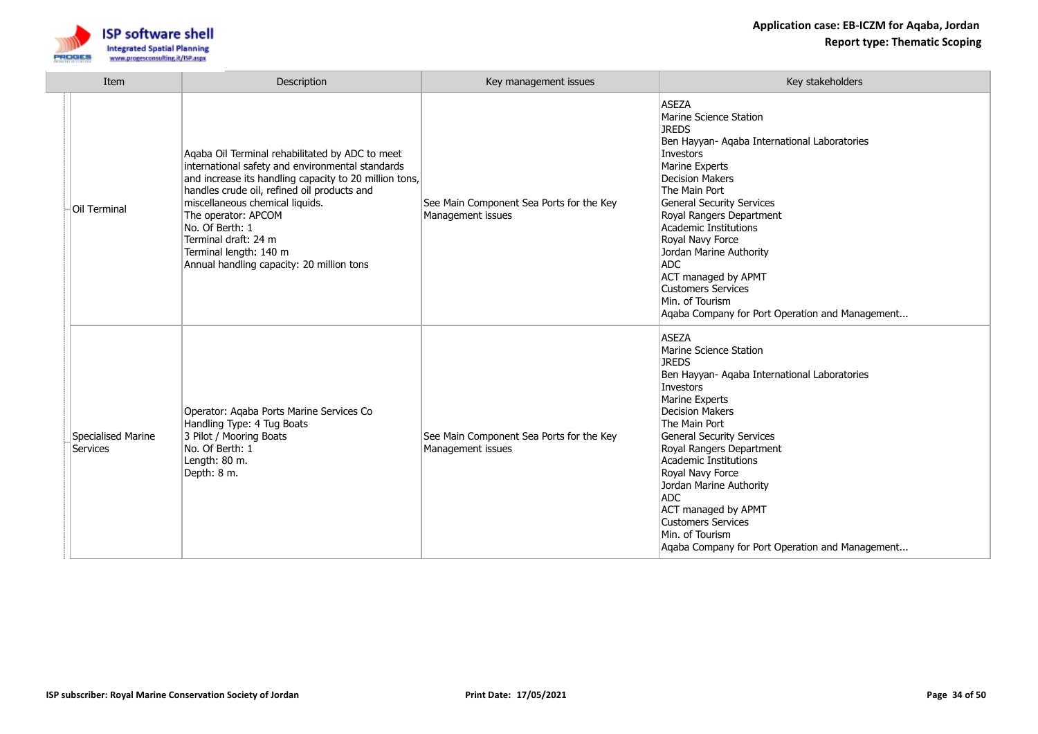| Item | Description | Key management issues | Key stakeholders |
| --- | --- | --- | --- |
| Oil Terminal | Aqaba Oil Terminal rehabilitated by ADC to meet international safety and environmental standards and increase its handling capacity to 20 million tons, handles crude oil, refined oil products and miscellaneous chemical liquids.<br>The operator: APCOM<br>No. Of Berth: 1<br>Terminal draft: 24 m<br>Terminal length: 140 m<br>Annual handling capacity: 20 million tons | See Main Component Sea Ports for the Key Management issues | ASEZA<br>Marine Science Station<br>JREDS<br>Ben Hayyan- Aqaba International Laboratories<br>Investors<br>Marine Experts<br>Decision Makers<br>The Main Port<br>General Security Services<br>Royal Rangers Department<br>Academic Institutions<br>Royal Navy Force<br>Jordan Marine Authority<br>ADC<br>ACT managed by APMT<br>Customers Services<br>Min. of Tourism<br>Aqaba Company for Port Operation and Management... |
| Specialised Marine Services | Operator: Aqaba Ports Marine Services Co<br>Handling Type: 4 Tug Boats<br>3 Pilot / Mooring Boats<br>No. Of Berth: 1<br>Length: 80 m.<br>Depth: 8 m. | See Main Component Sea Ports for the Key Management issues | ASEZA<br>Marine Science Station<br>JREDS<br>Ben Hayyan- Aqaba International Laboratories<br>Investors<br>Marine Experts<br>Decision Makers<br>The Main Port<br>General Security Services<br>Royal Rangers Department<br>Academic Institutions<br>Royal Navy Force<br>Jordan Marine Authority<br>ADC<br>ACT managed by APMT<br>Customers Services<br>Min. of Tourism<br>Aqaba Company for Port Operation and Management... |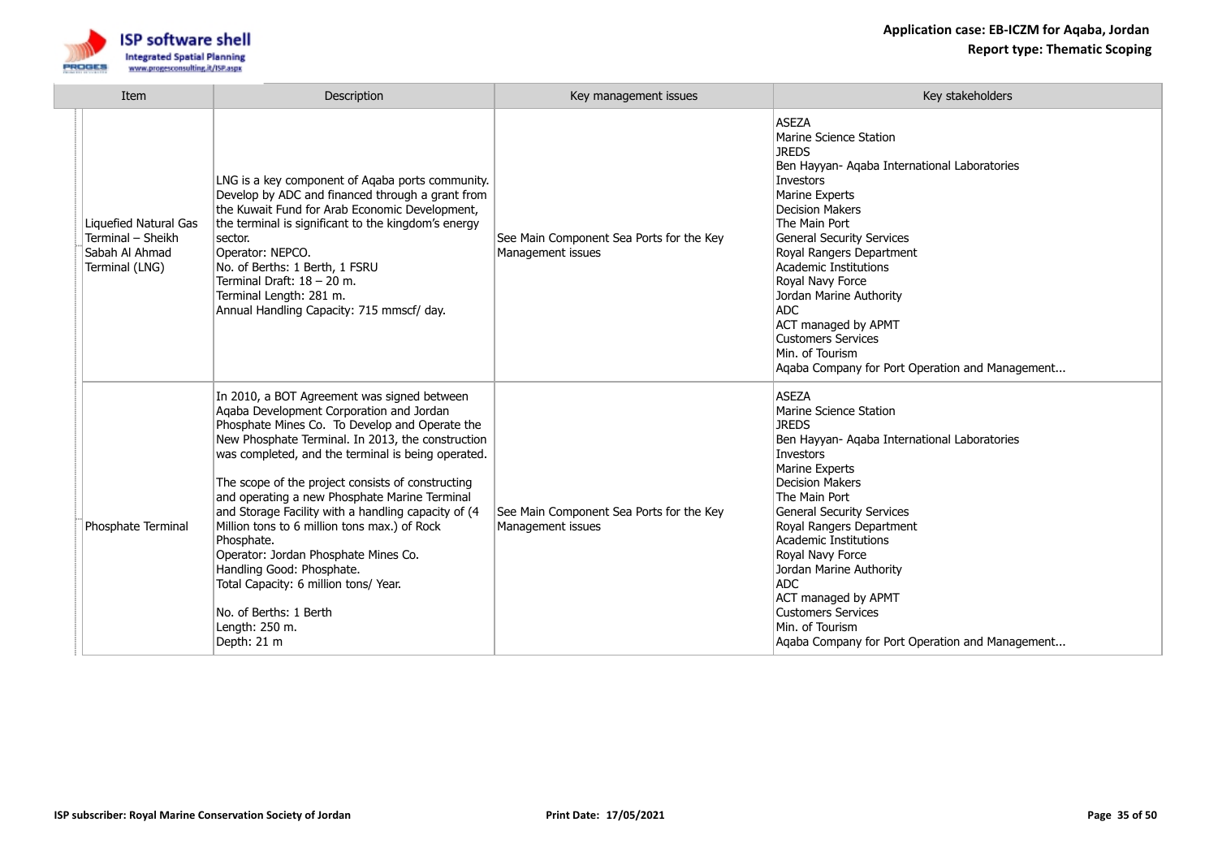| Item | Description | Key management issues | Key stakeholders |
|---|---|---|---|
| Liquefied Natural Gas Terminal – Sheikh Sabah Al Ahmad Terminal (LNG) | LNG is a key component of Aqaba ports community. Develop by ADC and financed through a grant from the Kuwait Fund for Arab Economic Development, the terminal is significant to the kingdom's energy sector.<br>Operator: NEPCO.<br>No. of Berths: 1 Berth, 1 FSRU<br>Terminal Draft: 18 – 20 m.<br>Terminal Length: 281 m.<br>Annual Handling Capacity: 715 mmscf/ day. | See Main Component Sea Ports for the Key Management issues | ASEZA<br>Marine Science Station<br>JREDS<br>Ben Hayyan- Aqaba International Laboratories<br>Investors<br>Marine Experts<br>Decision Makers<br>The Main Port<br>General Security Services<br>Royal Rangers Department<br>Academic Institutions<br>Royal Navy Force<br>Jordan Marine Authority<br>ADC<br>ACT managed by APMT<br>Customers Services<br>Min. of Tourism<br>Aqaba Company for Port Operation and Management... |
| Phosphate Terminal | In 2010, a BOT Agreement was signed between Aqaba Development Corporation and Jordan Phosphate Mines Co. To Develop and Operate the New Phosphate Terminal. In 2013, the construction was completed, and the terminal is being operated.<br><br>The scope of the project consists of constructing and operating a new Phosphate Marine Terminal and Storage Facility with a handling capacity of (4 Million tons to 6 million tons max.) of Rock Phosphate.<br>Operator: Jordan Phosphate Mines Co.<br>Handling Good: Phosphate.<br>Total Capacity: 6 million tons/ Year.<br><br>No. of Berths: 1 Berth<br>Length: 250 m.<br>Depth: 21 m | See Main Component Sea Ports for the Key Management issues | ASEZA<br>Marine Science Station<br>JREDS<br>Ben Hayyan- Aqaba International Laboratories<br>Investors<br>Marine Experts<br>Decision Makers<br>The Main Port<br>General Security Services<br>Royal Rangers Department<br>Academic Institutions<br>Royal Navy Force<br>Jordan Marine Authority<br>ADC<br>ACT managed by APMT<br>Customers Services<br>Min. of Tourism<br>Aqaba Company for Port Operation and Management... |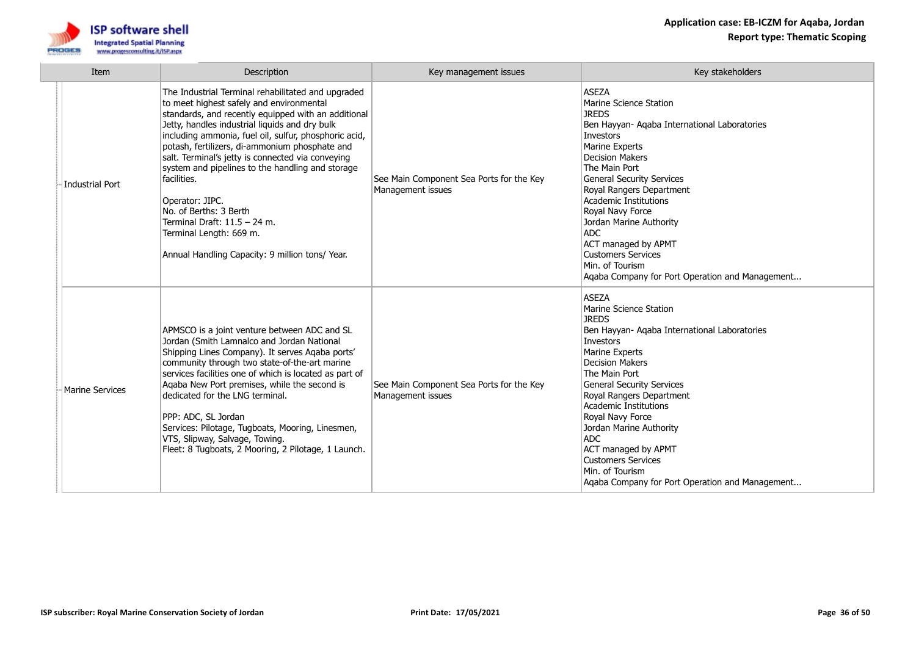| Item | Description | Key management issues | Key stakeholders |
|---|---|---|---|
| Industrial Port | The Industrial Terminal rehabilitated and upgraded to meet highest safely and environmental standards, and recently equipped with an additional Jetty, handles industrial liquids and dry bulk including ammonia, fuel oil, sulfur, phosphoric acid, potash, fertilizers, di-ammonium phosphate and salt. Terminal's jetty is connected via conveying system and pipelines to the handling and storage facilities.<br><br>Operator: JIPC.<br>No. of Berths: 3 Berth<br>Terminal Draft: 11.5 – 24 m.<br>Terminal Length: 669 m.<br><br>Annual Handling Capacity: 9 million tons/ Year. | See Main Component Sea Ports for the Key Management issues | ASEZA<br>Marine Science Station<br>JREDS<br>Ben Hayyan- Aqaba International Laboratories<br>Investors<br>Marine Experts<br>Decision Makers<br>The Main Port<br>General Security Services<br>Royal Rangers Department<br>Academic Institutions<br>Royal Navy Force<br>Jordan Marine Authority<br>ADC<br>ACT managed by APMT<br>Customers Services<br>Min. of Tourism<br>Aqaba Company for Port Operation and Management... |
| Marine Services | APMSCO is a joint venture between ADC and SL Jordan (Smith Lamnalco and Jordan National Shipping Lines Company). It serves Aqaba ports' community through two state-of-the-art marine services facilities one of which is located as part of Aqaba New Port premises, while the second is dedicated for the LNG terminal.<br><br>PPP: ADC, SL Jordan<br>Services: Pilotage, Tugboats, Mooring, Linesmen, VTS, Slipway, Salvage, Towing.<br>Fleet: 8 Tugboats, 2 Mooring, 2 Pilotage, 1 Launch. | See Main Component Sea Ports for the Key Management issues | ASEZA<br>Marine Science Station<br>JREDS<br>Ben Hayyan- Aqaba International Laboratories<br>Investors<br>Marine Experts<br>Decision Makers<br>The Main Port<br>General Security Services<br>Royal Rangers Department<br>Academic Institutions<br>Royal Navy Force<br>Jordan Marine Authority<br>ADC<br>ACT managed by APMT<br>Customers Services<br>Min. of Tourism<br>Aqaba Company for Port Operation and Management... |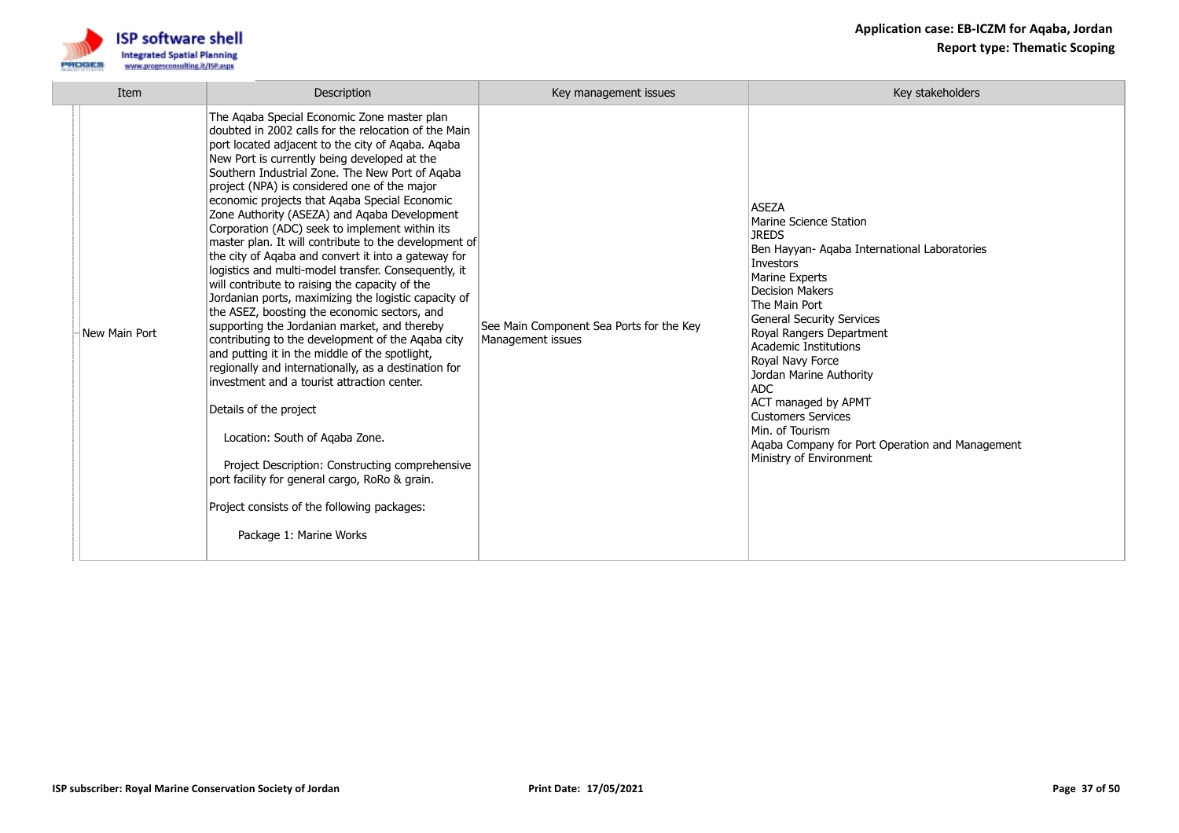| Item | Description | Key management issues | Key stakeholders |
|---|---|---|---|
| New Main Port | The Aqaba Special Economic Zone master plan doubted in 2002 calls for the relocation of the Main port located adjacent to the city of Aqaba. Aqaba New Port is currently being developed at the Southern Industrial Zone. The New Port of Aqaba project (NPA) is considered one of the major economic projects that Aqaba Special Economic Zone Authority (ASEZA) and Aqaba Development Corporation (ADC) seek to implement within its master plan. It will contribute to the development of the city of Aqaba and convert it into a gateway for logistics and multi-model transfer. Consequently, it will contribute to raising the capacity of the Jordanian ports, maximizing the logistic capacity of the ASEZ, boosting the economic sectors, and supporting the Jordanian market, and thereby contributing to the development of the Aqaba city and putting it in the middle of the spotlight, regionally and internationally, as a destination for investment and a tourist attraction center.<br><br>Details of the project<br><br>Location: South of Aqaba Zone.<br><br>Project Description: Constructing comprehensive port facility for general cargo, RoRo & grain.<br><br>Project consists of the following packages:<br><br>Package 1: Marine Works | See Main Component Sea Ports for the Key Management issues | ASEZA<br>Marine Science Station<br>JREDS<br>Ben Hayyan- Aqaba International Laboratories<br>Investors<br>Marine Experts<br>Decision Makers<br>The Main Port<br>General Security Services<br>Royal Rangers Department<br>Academic Institutions<br>Royal Navy Force<br>Jordan Marine Authority<br>ADC<br>ACT managed by APMT<br>Customers Services<br>Min. of Tourism<br>Aqaba Company for Port Operation and Management<br>Ministry of Environment |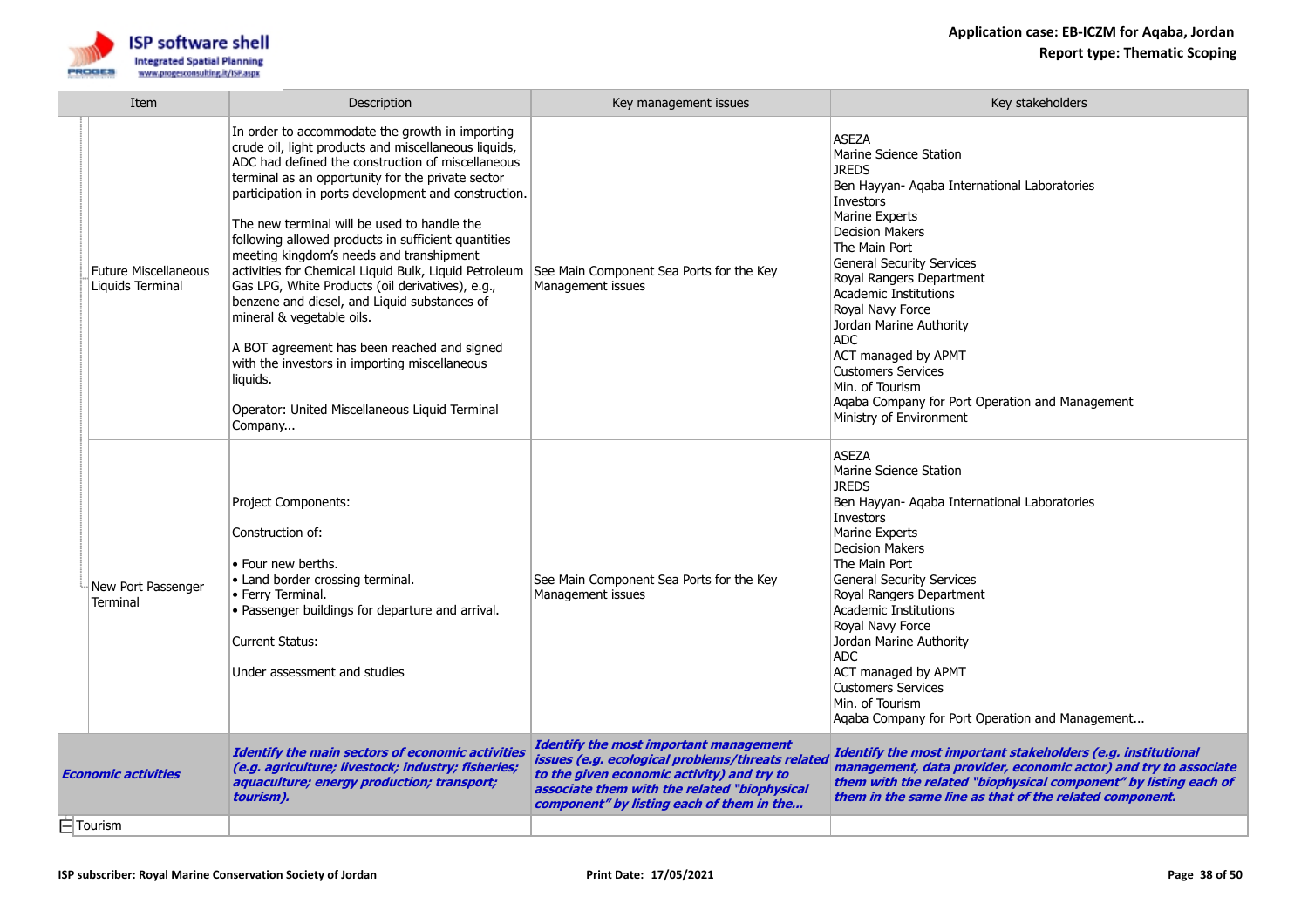| Item | Description | Key management issues | Key stakeholders |
|---|---|---|---|
| Future Miscellaneous Liquids Terminal | In order to accommodate the growth in importing crude oil, light products and miscellaneous liquids, ADC had defined the construction of miscellaneous terminal as an opportunity for the private sector participation in ports development and construction.<br><br>The new terminal will be used to handle the following allowed products in sufficient quantities meeting kingdom's needs and transhipment activities for Chemical Liquid Bulk, Liquid Petroleum Gas LPG, White Products (oil derivatives), e.g., benzene and diesel, and Liquid substances of mineral & vegetable oils.<br><br>A BOT agreement has been reached and signed with the investors in importing miscellaneous liquids.<br><br>Operator: United Miscellaneous Liquid Terminal Company... | See Main Component Sea Ports for the Key Management issues | ASEZA<br>Marine Science Station<br>JREDS<br>Ben Hayyan- Aqaba International Laboratories<br>Investors<br>Marine Experts<br>Decision Makers<br>The Main Port<br>General Security Services<br>Royal Rangers Department<br>Academic Institutions<br>Royal Navy Force<br>Jordan Marine Authority<br>ADC<br>ACT managed by APMT<br>Customers Services<br>Min. of Tourism<br>Aqaba Company for Port Operation and Management<br>Ministry of Environment |
| New Port Passenger Terminal | Project Components:<br><br>Construction of:<br><br>• Four new berths.<br>• Land border crossing terminal.<br>• Ferry Terminal.<br>• Passenger buildings for departure and arrival.<br><br>Current Status:<br><br>Under assessment and studies | See Main Component Sea Ports for the Key Management issues | ASEZA<br>Marine Science Station<br>JREDS<br>Ben Hayyan- Aqaba International Laboratories<br>Investors<br>Marine Experts<br>Decision Makers<br>The Main Port<br>General Security Services<br>Royal Rangers Department<br>Academic Institutions<br>Royal Navy Force<br>Jordan Marine Authority<br>ADC<br>ACT managed by APMT<br>Customers Services<br>Min. of Tourism<br>Aqaba Company for Port Operation and Management... |
| ***Economic activities*** | ***Identify the main sectors of economic activities (e.g. agriculture; livestock; industry; fisheries; aquaculture; energy production; transport; tourism).*** | ***Identify the most important management issues (e.g. ecological problems/threats related to the given economic activity) and try to associate them with the related "biophysical component" by listing each of them in the...*** | ***Identify the most important stakeholders (e.g. institutional management, data provider, economic actor) and try to associate them with the related "biophysical component" by listing each of them in the same line as that of the related component.*** |
| Tourism | | | |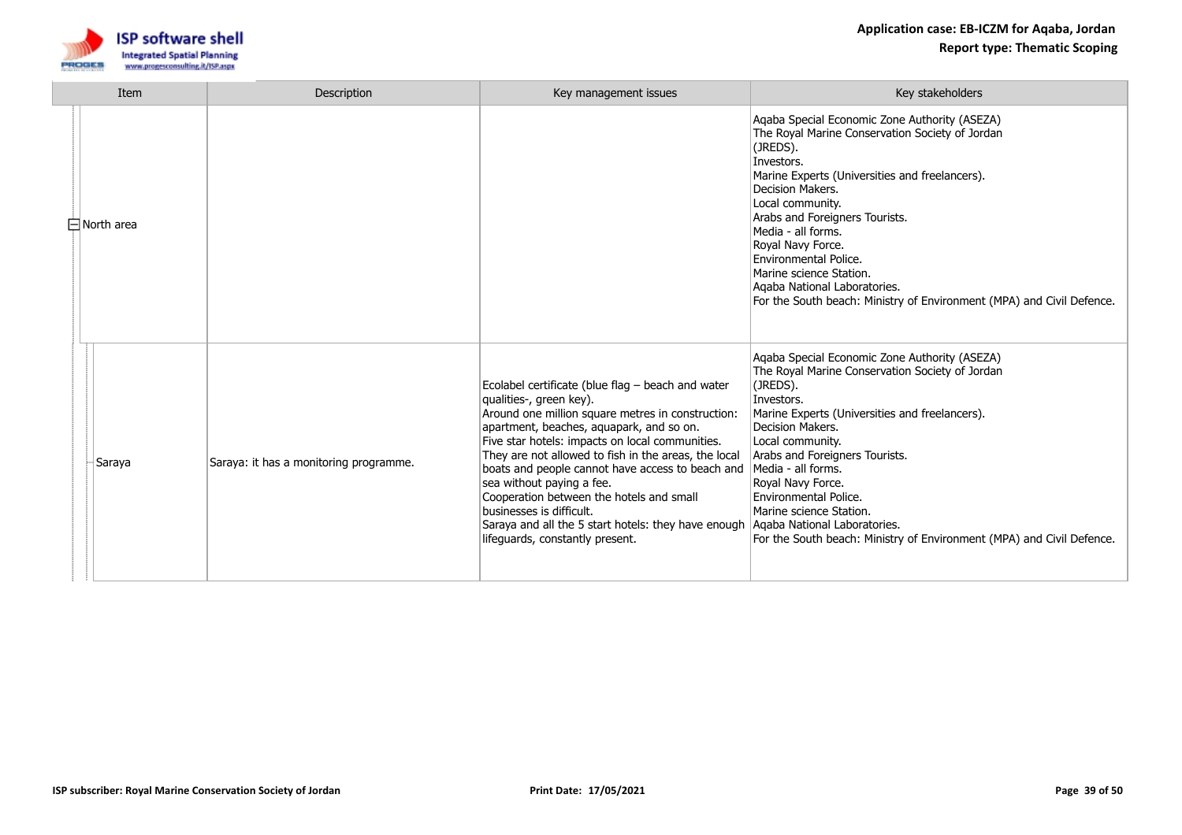| Item | Description | Key management issues | Key stakeholders |
|---|---|---|---|
| North area | | | Aqaba Special Economic Zone Authority (ASEZA)<br>The Royal Marine Conservation Society of Jordan (JREDS).<br>Investors.<br>Marine Experts (Universities and freelancers).<br>Decision Makers.<br>Local community.<br>Arabs and Foreigners Tourists.<br>Media - all forms.<br>Royal Navy Force.<br>Environmental Police.<br>Marine science Station.<br>Aqaba National Laboratories.<br>For the South beach: Ministry of Environment (MPA) and Civil Defence. |
| Saraya | Saraya: it has a monitoring programme. | Ecolabel certificate (blue flag – beach and water qualities-, green key).<br>Around one million square metres in construction: apartment, beaches, aquapark, and so on.<br>Five star hotels: impacts on local communities.<br>They are not allowed to fish in the areas, the local boats and people cannot have access to beach and sea without paying a fee.<br>Cooperation between the hotels and small businesses is difficult.<br>Saraya and all the 5 start hotels: they have enough lifeguards, constantly present. | Aqaba Special Economic Zone Authority (ASEZA)<br>The Royal Marine Conservation Society of Jordan (JREDS).<br>Investors.<br>Marine Experts (Universities and freelancers).<br>Decision Makers.<br>Local community.<br>Arabs and Foreigners Tourists.<br>Media - all forms.<br>Royal Navy Force.<br>Environmental Police.<br>Marine science Station.<br>Aqaba National Laboratories.<br>For the South beach: Ministry of Environment (MPA) and Civil Defence. |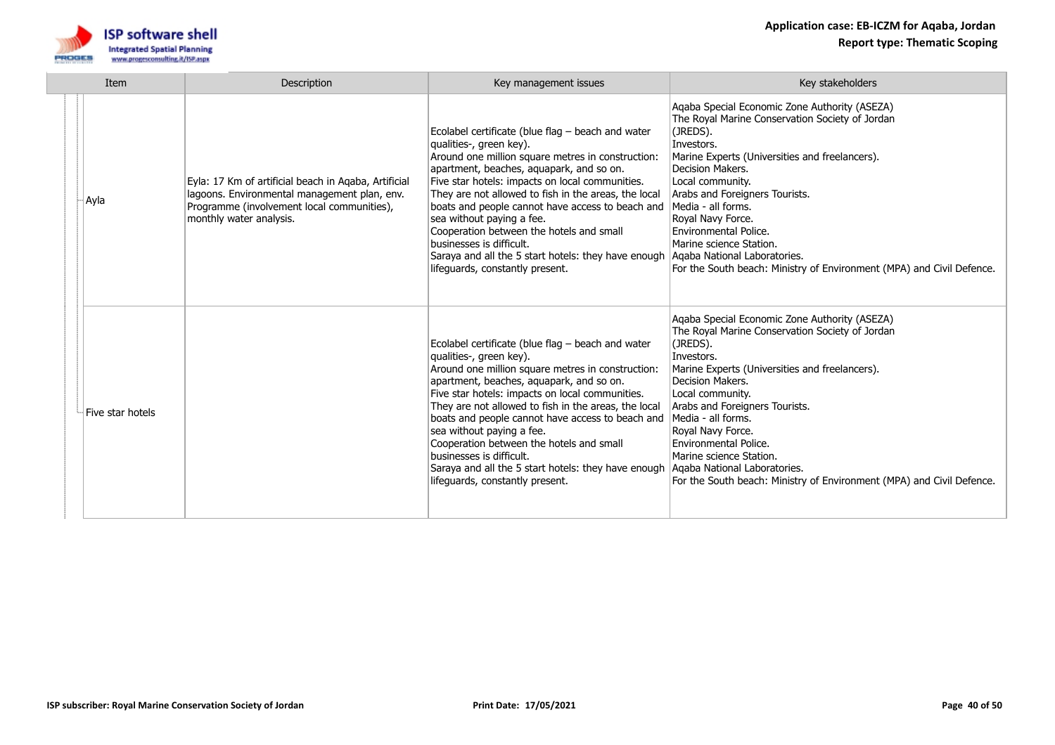| Item | Description | Key management issues | Key stakeholders |
|---|---|---|---|
| Ayla | Eyla: 17 Km of artificial beach in Aqaba, Artificial lagoons. Environmental management plan, env. Programme (involvement local communities), monthly water analysis. | Ecolabel certificate (blue flag – beach and water qualities-, green key).<br>Around one million square metres in construction: apartment, beaches, aquapark, and so on.<br>Five star hotels: impacts on local communities.<br>They are not allowed to fish in the areas, the local boats and people cannot have access to beach and sea without paying a fee.<br>Cooperation between the hotels and small businesses is difficult.<br>Saraya and all the 5 start hotels: they have enough lifeguards, constantly present. | Aqaba Special Economic Zone Authority (ASEZA)<br>The Royal Marine Conservation Society of Jordan (JREDS).<br>Investors.<br>Marine Experts (Universities and freelancers).<br>Decision Makers.<br>Local community.<br>Arabs and Foreigners Tourists.<br>Media - all forms.<br>Royal Navy Force.<br>Environmental Police.<br>Marine science Station.<br>Aqaba National Laboratories.<br>For the South beach: Ministry of Environment (MPA) and Civil Defence. |
| Five star hotels | | Ecolabel certificate (blue flag – beach and water qualities-, green key).<br>Around one million square metres in construction: apartment, beaches, aquapark, and so on.<br>Five star hotels: impacts on local communities.<br>They are not allowed to fish in the areas, the local boats and people cannot have access to beach and sea without paying a fee.<br>Cooperation between the hotels and small businesses is difficult.<br>Saraya and all the 5 start hotels: they have enough lifeguards, constantly present. | Aqaba Special Economic Zone Authority (ASEZA)<br>The Royal Marine Conservation Society of Jordan (JREDS).<br>Investors.<br>Marine Experts (Universities and freelancers).<br>Decision Makers.<br>Local community.<br>Arabs and Foreigners Tourists.<br>Media - all forms.<br>Royal Navy Force.<br>Environmental Police.<br>Marine science Station.<br>Aqaba National Laboratories.<br>For the South beach: Ministry of Environment (MPA) and Civil Defence. |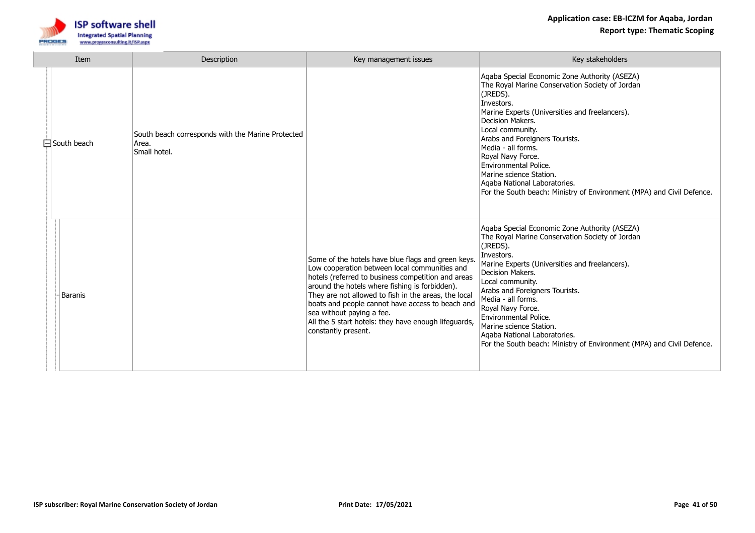| Item | Description | Key management issues | Key stakeholders |
|---|---|---|---|
| South beach | South beach corresponds with the Marine Protected Area.<br>Small hotel. | | Aqaba Special Economic Zone Authority (ASEZA)<br>The Royal Marine Conservation Society of Jordan (JREDS).<br>Investors.<br>Marine Experts (Universities and freelancers).<br>Decision Makers.<br>Local community.<br>Arabs and Foreigners Tourists.<br>Media - all forms.<br>Royal Navy Force.<br>Environmental Police.<br>Marine science Station.<br>Aqaba National Laboratories.<br>For the South beach: Ministry of Environment (MPA) and Civil Defence. |
| Baranis | | Some of the hotels have blue flags and green keys.<br>Low cooperation between local communities and hotels (referred to business competition and areas around the hotels where fishing is forbidden).<br>They are not allowed to fish in the areas, the local boats and people cannot have access to beach and sea without paying a fee.<br>All the 5 start hotels: they have enough lifeguards, constantly present. | Aqaba Special Economic Zone Authority (ASEZA)<br>The Royal Marine Conservation Society of Jordan (JREDS).<br>Investors.<br>Marine Experts (Universities and freelancers).<br>Decision Makers.<br>Local community.<br>Arabs and Foreigners Tourists.<br>Media - all forms.<br>Royal Navy Force.<br>Environmental Police.<br>Marine science Station.<br>Aqaba National Laboratories.<br>For the South beach: Ministry of Environment (MPA) and Civil Defence. |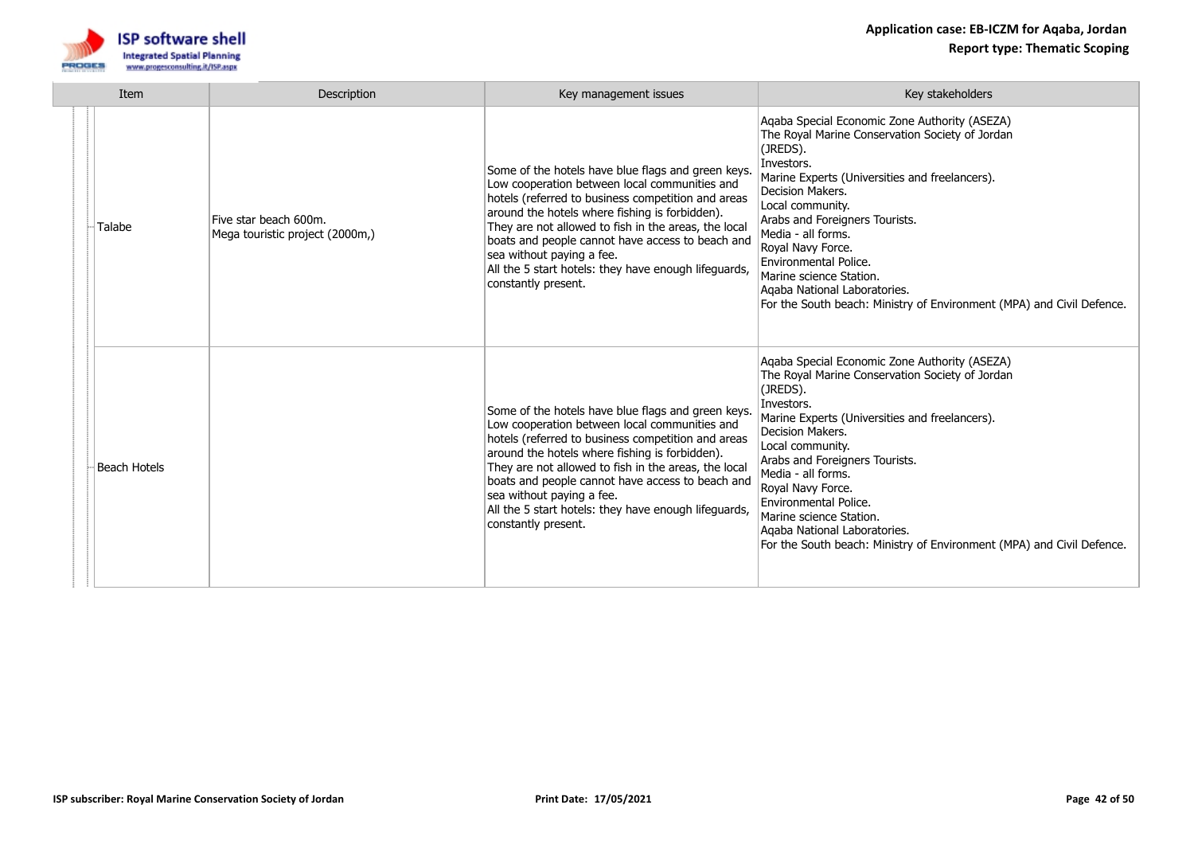| Item | Description | Key management issues | Key stakeholders |
|---|---|---|---|
| Talabe | Five star beach 600m.<br>Mega touristic project (2000m,) | Some of the hotels have blue flags and green keys.<br>Low cooperation between local communities and hotels (referred to business competition and areas around the hotels where fishing is forbidden).<br>They are not allowed to fish in the areas, the local boats and people cannot have access to beach and sea without paying a fee.<br>All the 5 start hotels: they have enough lifeguards, constantly present. | Aqaba Special Economic Zone Authority (ASEZA)<br>The Royal Marine Conservation Society of Jordan (JREDS).<br>Investors.<br>Marine Experts (Universities and freelancers).<br>Decision Makers.<br>Local community.<br>Arabs and Foreigners Tourists.<br>Media - all forms.<br>Royal Navy Force.<br>Environmental Police.<br>Marine science Station.<br>Aqaba National Laboratories.<br>For the South beach: Ministry of Environment (MPA) and Civil Defence. |
| Beach Hotels | | Some of the hotels have blue flags and green keys.<br>Low cooperation between local communities and hotels (referred to business competition and areas around the hotels where fishing is forbidden).<br>They are not allowed to fish in the areas, the local boats and people cannot have access to beach and sea without paying a fee.<br>All the 5 start hotels: they have enough lifeguards, constantly present. | Aqaba Special Economic Zone Authority (ASEZA)<br>The Royal Marine Conservation Society of Jordan (JREDS).<br>Investors.<br>Marine Experts (Universities and freelancers).<br>Decision Makers.<br>Local community.<br>Arabs and Foreigners Tourists.<br>Media - all forms.<br>Royal Navy Force.<br>Environmental Police.<br>Marine science Station.<br>Aqaba National Laboratories.<br>For the South beach: Ministry of Environment (MPA) and Civil Defence. |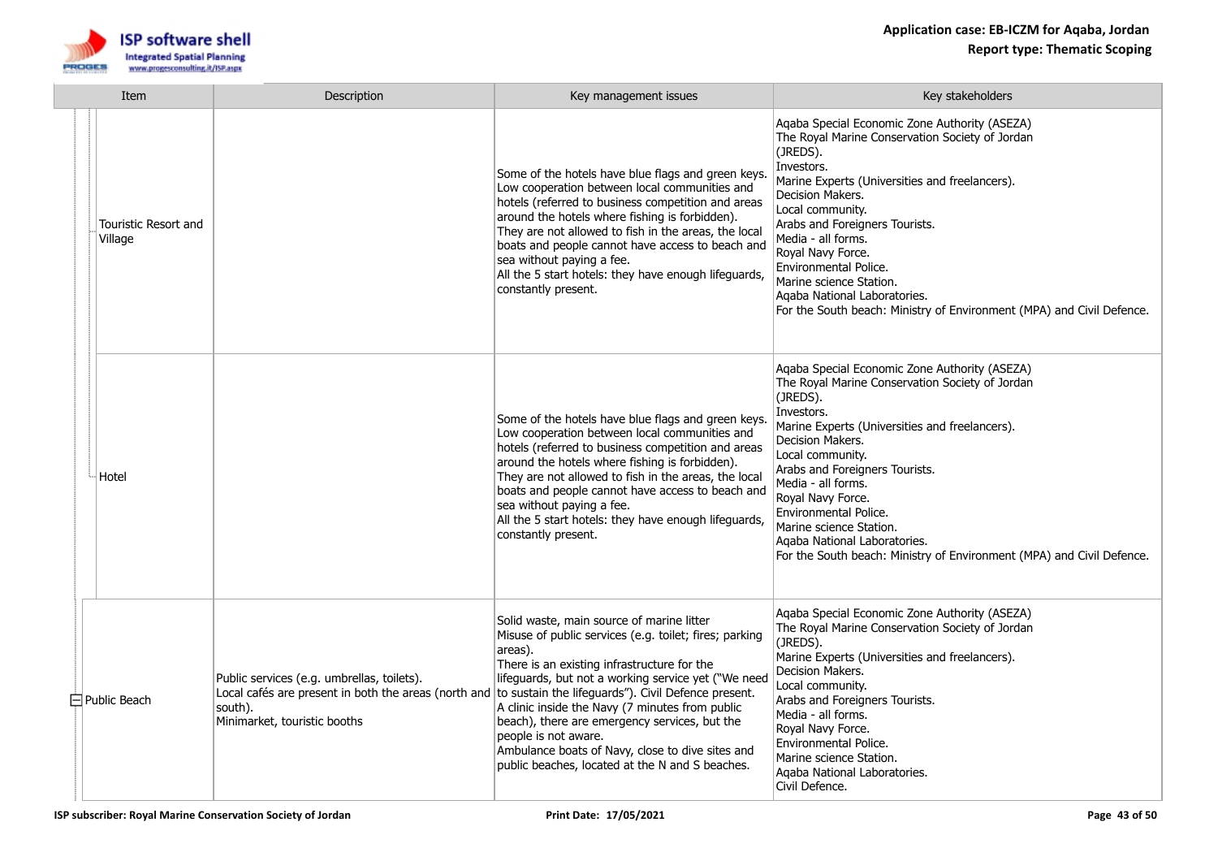| Item | Description | Key management issues | Key stakeholders |
|---|---|---|---|
| Touristic Resort and Village | | Some of the hotels have blue flags and green keys.<br>Low cooperation between local communities and hotels (referred to business competition and areas around the hotels where fishing is forbidden).<br>They are not allowed to fish in the areas, the local boats and people cannot have access to beach and sea without paying a fee.<br>All the 5 start hotels: they have enough lifeguards, constantly present. | Aqaba Special Economic Zone Authority (ASEZA)<br>The Royal Marine Conservation Society of Jordan (JREDS).<br>Investors.<br>Marine Experts (Universities and freelancers).<br>Decision Makers.<br>Local community.<br>Arabs and Foreigners Tourists.<br>Media - all forms.<br>Royal Navy Force.<br>Environmental Police.<br>Marine science Station.<br>Aqaba National Laboratories.<br>For the South beach: Ministry of Environment (MPA) and Civil Defence. |
| Hotel | | Some of the hotels have blue flags and green keys.<br>Low cooperation between local communities and hotels (referred to business competition and areas around the hotels where fishing is forbidden).<br>They are not allowed to fish in the areas, the local boats and people cannot have access to beach and sea without paying a fee.<br>All the 5 start hotels: they have enough lifeguards, constantly present. | Aqaba Special Economic Zone Authority (ASEZA)<br>The Royal Marine Conservation Society of Jordan (JREDS).<br>Investors.<br>Marine Experts (Universities and freelancers).<br>Decision Makers.<br>Local community.<br>Arabs and Foreigners Tourists.<br>Media - all forms.<br>Royal Navy Force.<br>Environmental Police.<br>Marine science Station.<br>Aqaba National Laboratories.<br>For the South beach: Ministry of Environment (MPA) and Civil Defence. |
| Public Beach | Public services (e.g. umbrellas, toilets).<br>Local cafés are present in both the areas (north and south).<br>Minimarket, touristic booths | Solid waste, main source of marine litter<br>Misuse of public services (e.g. toilet; fires; parking areas).<br>There is an existing infrastructure for the lifeguards, but not a working service yet ("We need to sustain the lifeguards"). Civil Defence present.<br>A clinic inside the Navy (7 minutes from public beach), there are emergency services, but the people is not aware.<br>Ambulance boats of Navy, close to dive sites and public beaches, located at the N and S beaches. | Aqaba Special Economic Zone Authority (ASEZA)<br>The Royal Marine Conservation Society of Jordan (JREDS).<br>Marine Experts (Universities and freelancers).<br>Decision Makers.<br>Local community.<br>Arabs and Foreigners Tourists.<br>Media - all forms.<br>Royal Navy Force.<br>Environmental Police.<br>Marine science Station.<br>Aqaba National Laboratories.<br>Civil Defence. |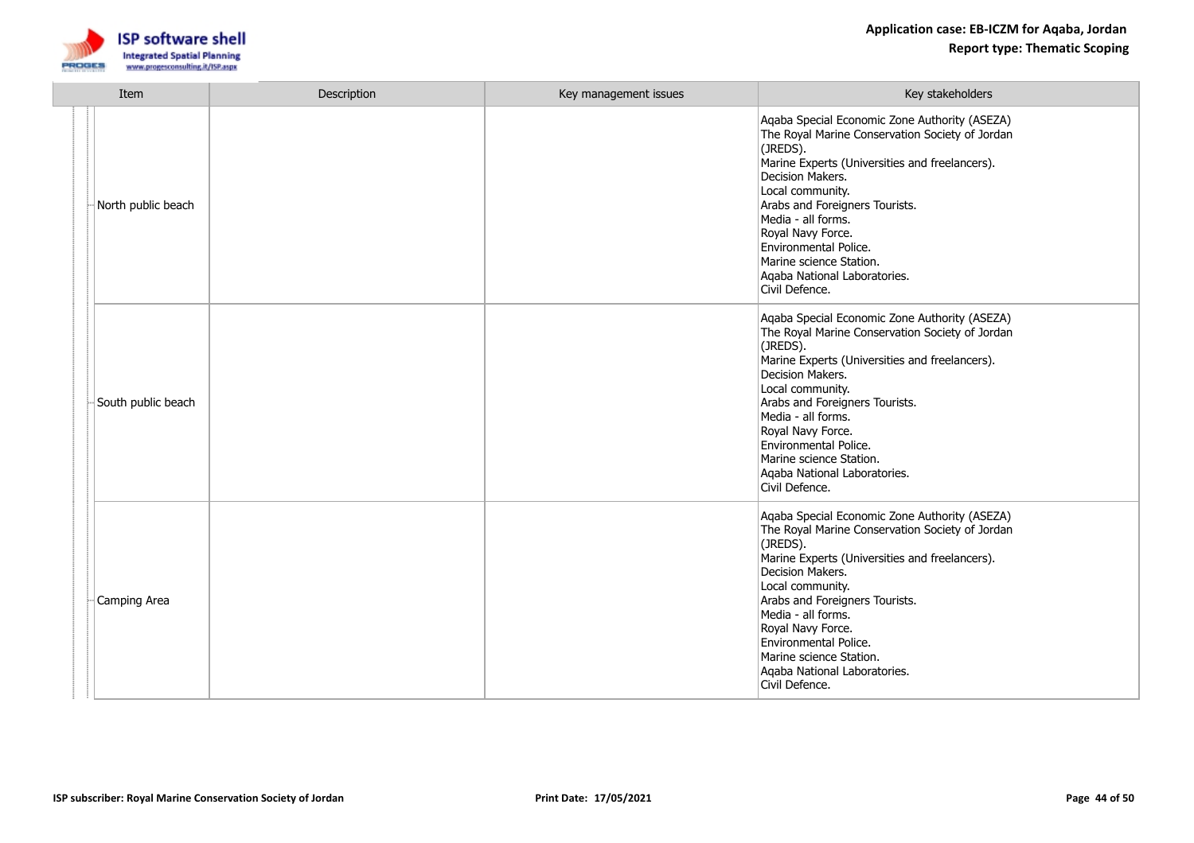| Item | Description | Key management issues | Key stakeholders |
|---|---|---|---|
| North public beach | | | Aqaba Special Economic Zone Authority (ASEZA)<br>The Royal Marine Conservation Society of Jordan (JREDS).<br>Marine Experts (Universities and freelancers).<br>Decision Makers.<br>Local community.<br>Arabs and Foreigners Tourists.<br>Media - all forms.<br>Royal Navy Force.<br>Environmental Police.<br>Marine science Station.<br>Aqaba National Laboratories.<br>Civil Defence. |
| South public beach | | | Aqaba Special Economic Zone Authority (ASEZA)<br>The Royal Marine Conservation Society of Jordan (JREDS).<br>Marine Experts (Universities and freelancers).<br>Decision Makers.<br>Local community.<br>Arabs and Foreigners Tourists.<br>Media - all forms.<br>Royal Navy Force.<br>Environmental Police.<br>Marine science Station.<br>Aqaba National Laboratories.<br>Civil Defence. |
| Camping Area | | | Aqaba Special Economic Zone Authority (ASEZA)<br>The Royal Marine Conservation Society of Jordan (JREDS).<br>Marine Experts (Universities and freelancers).<br>Decision Makers.<br>Local community.<br>Arabs and Foreigners Tourists.<br>Media - all forms.<br>Royal Navy Force.<br>Environmental Police.<br>Marine science Station.<br>Aqaba National Laboratories.<br>Civil Defence. |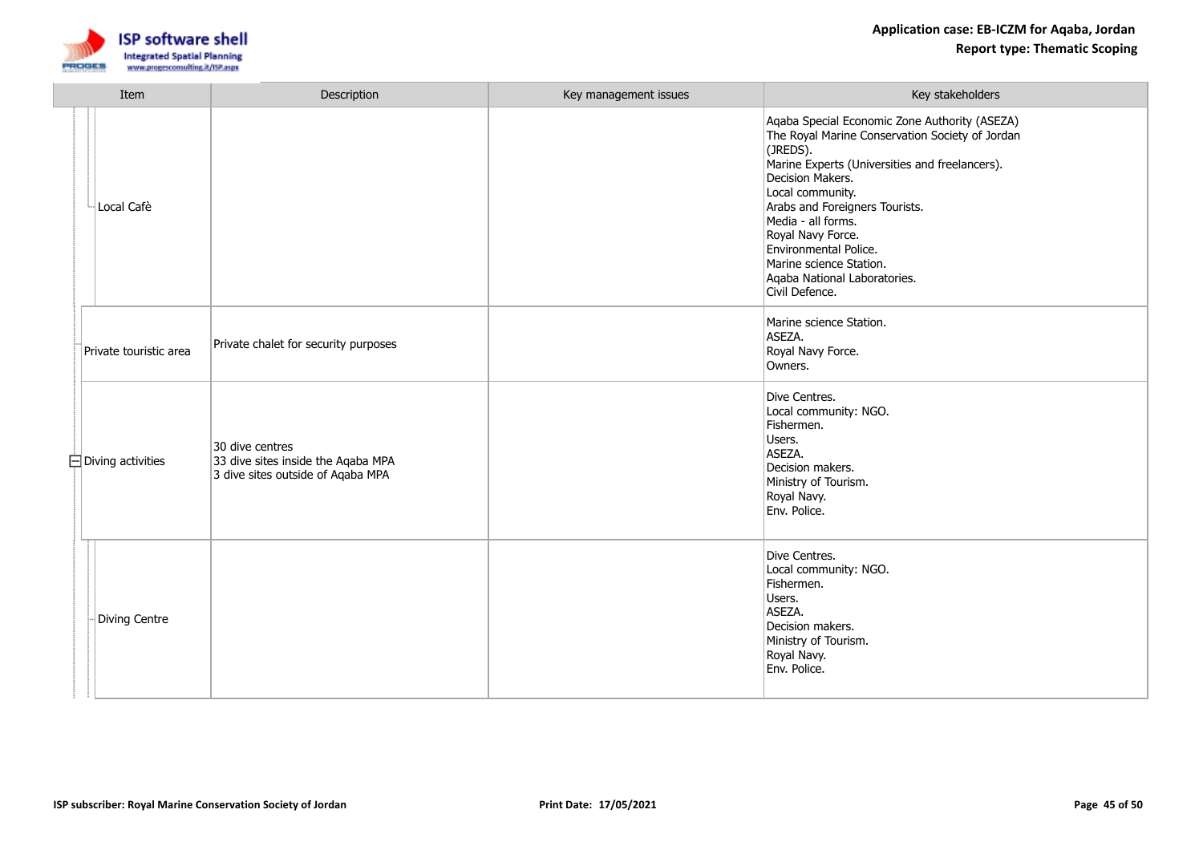| Item | Description | Key management issues | Key stakeholders |
| --- | --- | --- | --- |
| Local Cafè | | | Aqaba Special Economic Zone Authority (ASEZA)<br>The Royal Marine Conservation Society of Jordan (JREDS).<br>Marine Experts (Universities and freelancers).<br>Decision Makers.<br>Local community.<br>Arabs and Foreigners Tourists.<br>Media - all forms.<br>Royal Navy Force.<br>Environmental Police.<br>Marine science Station.<br>Aqaba National Laboratories.<br>Civil Defence. |
| Private touristic area | Private chalet for security purposes | | Marine science Station.<br>ASEZA.<br>Royal Navy Force.<br>Owners. |
| Diving activities | 30 dive centres<br>33 dive sites inside the Aqaba MPA<br>3 dive sites outside of Aqaba MPA | | Dive Centres.<br>Local community: NGO.<br>Fishermen.<br>Users.<br>ASEZA.<br>Decision makers.<br>Ministry of Tourism.<br>Royal Navy.<br>Env. Police. |
| Diving Centre | | | Dive Centres.<br>Local community: NGO.<br>Fishermen.<br>Users.<br>ASEZA.<br>Decision makers.<br>Ministry of Tourism.<br>Royal Navy.<br>Env. Police. |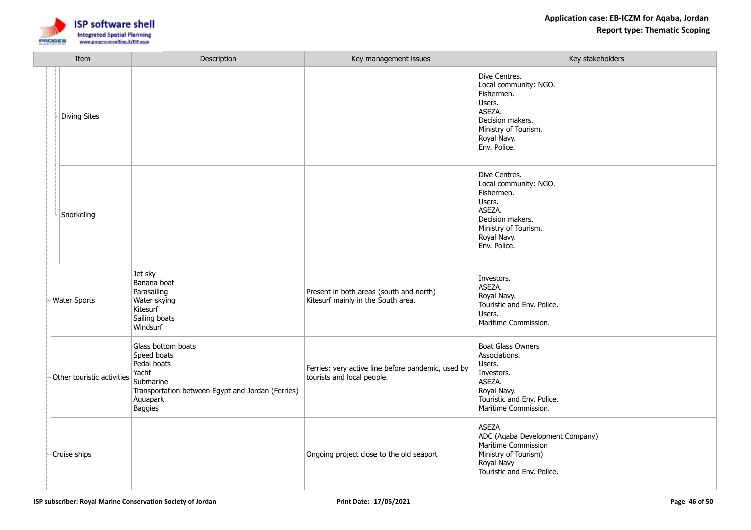| Item | Description | Key management issues | Key stakeholders |
|---|---|---|---|
| Diving Sites | | | Dive Centres.<br>Local community: NGO.<br>Fishermen.<br>Users.<br>ASEZA.<br>Decision makers.<br>Ministry of Tourism.<br>Royal Navy.<br>Env. Police. |
| Snorkeling | | | Dive Centres.<br>Local community: NGO.<br>Fishermen.<br>Users.<br>ASEZA.<br>Decision makers.<br>Ministry of Tourism.<br>Royal Navy.<br>Env. Police. |
| Water Sports | Jet sky<br>Banana boat<br>Parasailing<br>Water skying<br>Kitesurf<br>Sailing boats<br>Windsurf | Present in both areas (south and north)<br>Kitesurf mainly in the South area. | Investors.<br>ASEZA.<br>Royal Navy.<br>Touristic and Env. Police.<br>Users.<br>Maritime Commission. |
| Other touristic activities | Glass bottom boats<br>Speed boats<br>Pedal boats<br>Yacht<br>Submarine<br>Transportation between Egypt and Jordan (Ferries)<br>Aquapark<br>Baggies | Ferries: very active line before pandemic, used by tourists and local people. | Boat Glass Owners<br>Associations.<br>Users.<br>Investors.<br>ASEZA.<br>Royal Navy.<br>Touristic and Env. Police.<br>Maritime Commission. |
| Cruise ships | | Ongoing project close to the old seaport | ASEZA<br>ADC (Aqaba Development Company)<br>Maritime Commission<br>Ministry of Tourism)<br>Royal Navy<br>Touristic and Env. Police. |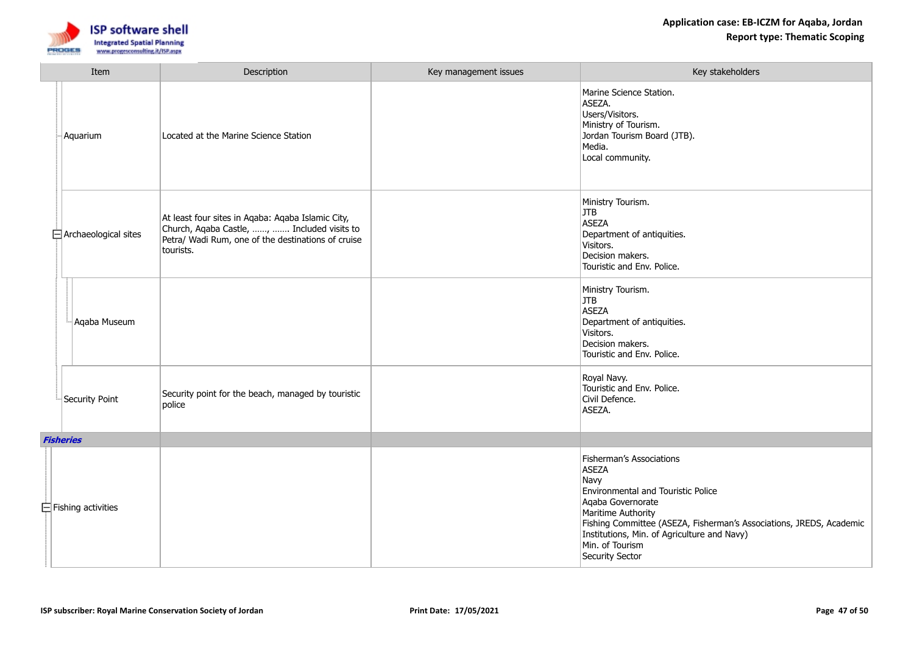| Item | Description | Key management issues | Key stakeholders |
|---|---|---|---|
| Aquarium | Located at the Marine Science Station | | Marine Science Station.<br>ASEZA.<br>Users/Visitors.<br>Ministry of Tourism.<br>Jordan Tourism Board (JTB).<br>Media.<br>Local community. |
| Archaeological sites | At least four sites in Aqaba: Aqaba Islamic City, Church, Aqaba Castle, ……, ……. Included visits to Petra/ Wadi Rum, one of the destinations of cruise tourists. | | Ministry Tourism.<br>JTB<br>ASEZA<br>Department of antiquities.<br>Visitors.<br>Decision makers.<br>Touristic and Env. Police. |
| Aqaba Museum | | | Ministry Tourism.<br>JTB<br>ASEZA<br>Department of antiquities.<br>Visitors.<br>Decision makers.<br>Touristic and Env. Police. |
| Security Point | Security point for the beach, managed by touristic police | | Royal Navy.<br>Touristic and Env. Police.<br>Civil Defence.<br>ASEZA. |
| ***Fisheries*** | | | |
| Fishing activities | | | Fisherman's Associations<br>ASEZA<br>Navy<br>Environmental and Touristic Police<br>Aqaba Governorate<br>Maritime Authority<br>Fishing Committee (ASEZA, Fisherman's Associations, JREDS, Academic Institutions, Min. of Agriculture and Navy)<br>Min. of Tourism<br>Security Sector |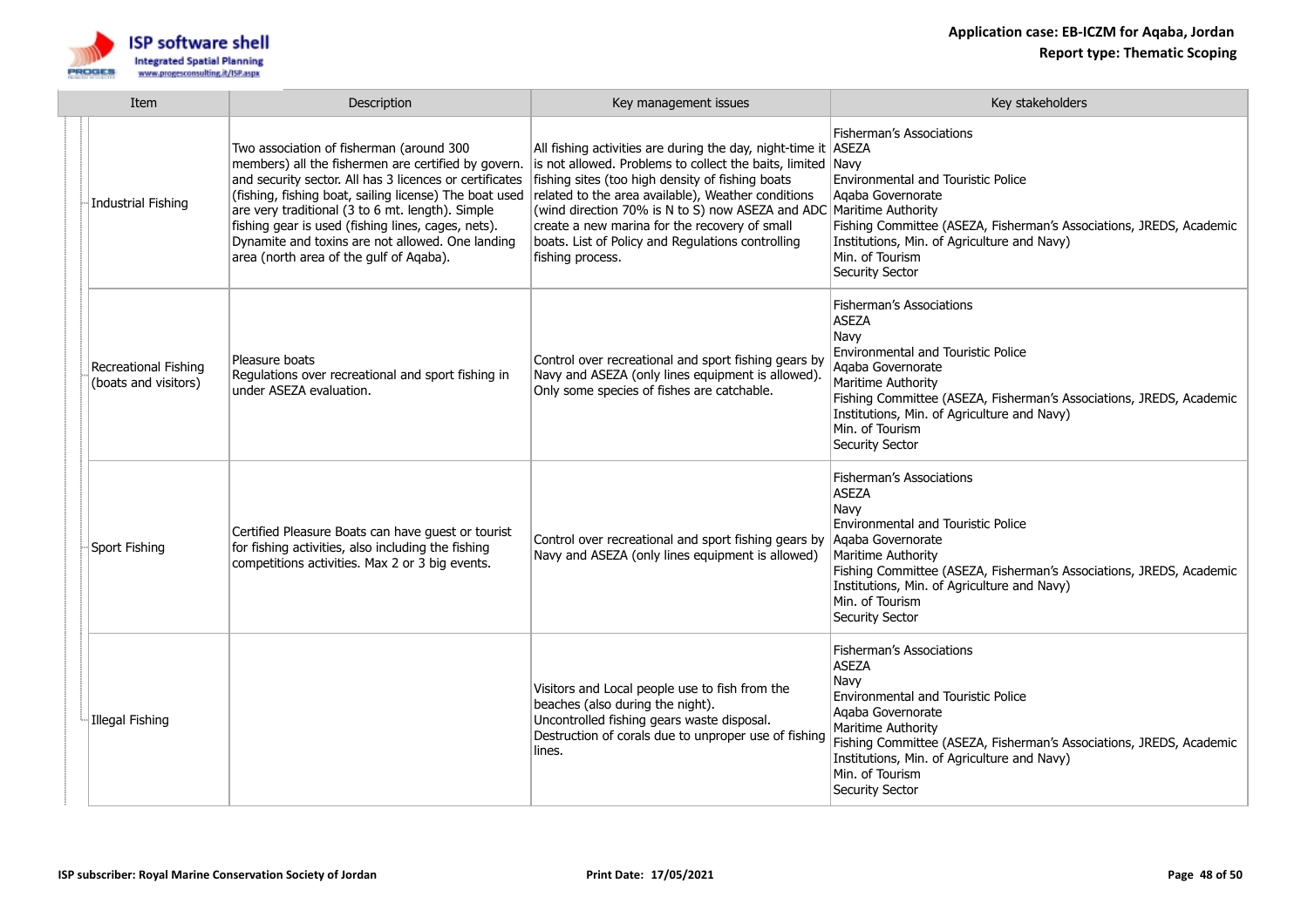| Item | Description | Key management issues | Key stakeholders |
|---|---|---|---|
| Industrial Fishing | Two association of fisherman (around 300 members) all the fishermen are certified by govern. and security sector. All has 3 licences or certificates (fishing, fishing boat, sailing license) The boat used are very traditional (3 to 6 mt. length). Simple fishing gear is used (fishing lines, cages, nets). Dynamite and toxins are not allowed. One landing area (north area of the gulf of Aqaba). | All fishing activities are during the day, night-time it is not allowed. Problems to collect the baits, limited fishing sites (too high density of fishing boats related to the area available), Weather conditions (wind direction 70% is N to S) now ASEZA and ADC create a new marina for the recovery of small boats. List of Policy and Regulations controlling fishing process. | Fisherman's Associations<br>ASEZA<br>Navy<br>Environmental and Touristic Police<br>Aqaba Governorate<br>Maritime Authority<br>Fishing Committee (ASEZA, Fisherman's Associations, JREDS, Academic Institutions, Min. of Agriculture and Navy)<br>Min. of Tourism<br>Security Sector |
| Recreational Fishing (boats and visitors) | Pleasure boats<br>Regulations over recreational and sport fishing in under ASEZA evaluation. | Control over recreational and sport fishing gears by Navy and ASEZA (only lines equipment is allowed). Only some species of fishes are catchable. | Fisherman's Associations<br>ASEZA<br>Navy<br>Environmental and Touristic Police<br>Aqaba Governorate<br>Maritime Authority<br>Fishing Committee (ASEZA, Fisherman's Associations, JREDS, Academic Institutions, Min. of Agriculture and Navy)<br>Min. of Tourism<br>Security Sector |
| Sport Fishing | Certified Pleasure Boats can have guest or tourist for fishing activities, also including the fishing competitions activities. Max 2 or 3 big events. | Control over recreational and sport fishing gears by Navy and ASEZA (only lines equipment is allowed) | Fisherman's Associations<br>ASEZA<br>Navy<br>Environmental and Touristic Police<br>Aqaba Governorate<br>Maritime Authority<br>Fishing Committee (ASEZA, Fisherman's Associations, JREDS, Academic Institutions, Min. of Agriculture and Navy)<br>Min. of Tourism<br>Security Sector |
| Illegal Fishing | | Visitors and Local people use to fish from the beaches (also during the night).<br>Uncontrolled fishing gears waste disposal.<br>Destruction of corals due to unproper use of fishing lines. | Fisherman's Associations<br>ASEZA<br>Navy<br>Environmental and Touristic Police<br>Aqaba Governorate<br>Maritime Authority<br>Fishing Committee (ASEZA, Fisherman's Associations, JREDS, Academic Institutions, Min. of Agriculture and Navy)<br>Min. of Tourism<br>Security Sector |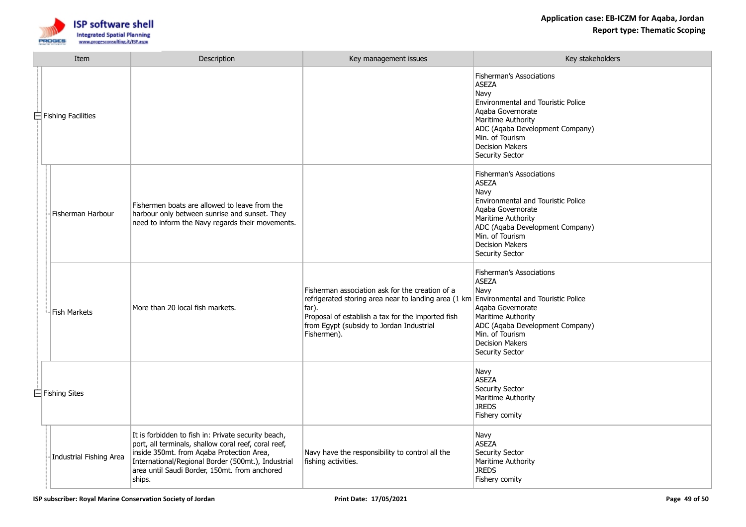| Item | Description | Key management issues | Key stakeholders |
| --- | --- | --- | --- |
| Fishing Facilities | | | Fisherman's Associations<br>ASEZA<br>Navy<br>Environmental and Touristic Police<br>Aqaba Governorate<br>Maritime Authority<br>ADC (Aqaba Development Company)<br>Min. of Tourism<br>Decision Makers<br>Security Sector |
| Fisherman Harbour | Fishermen boats are allowed to leave from the harbour only between sunrise and sunset. They need to inform the Navy regards their movements. | | Fisherman's Associations<br>ASEZA<br>Navy<br>Environmental and Touristic Police<br>Aqaba Governorate<br>Maritime Authority<br>ADC (Aqaba Development Company)<br>Min. of Tourism<br>Decision Makers<br>Security Sector |
| Fish Markets | More than 20 local fish markets. | Fisherman association ask for the creation of a refrigerated storing area near to landing area (1 km far).<br>Proposal of establish a tax for the imported fish from Egypt (subsidy to Jordan Industrial Fishermen). | Fisherman's Associations<br>ASEZA<br>Navy<br>Environmental and Touristic Police<br>Aqaba Governorate<br>Maritime Authority<br>ADC (Aqaba Development Company)<br>Min. of Tourism<br>Decision Makers<br>Security Sector |
| Fishing Sites | | | Navy<br>ASEZA<br>Security Sector<br>Maritime Authority<br>JREDS<br>Fishery comity |
| Industrial Fishing Area | It is forbidden to fish in: Private security beach, port, all terminals, shallow coral reef, coral reef, inside 350mt. from Aqaba Protection Area, International/Regional Border (500mt.), Industrial area until Saudi Border, 150mt. from anchored ships. | Navy have the responsibility to control all the fishing activities. | Navy<br>ASEZA<br>Security Sector<br>Maritime Authority<br>JREDS<br>Fishery comity |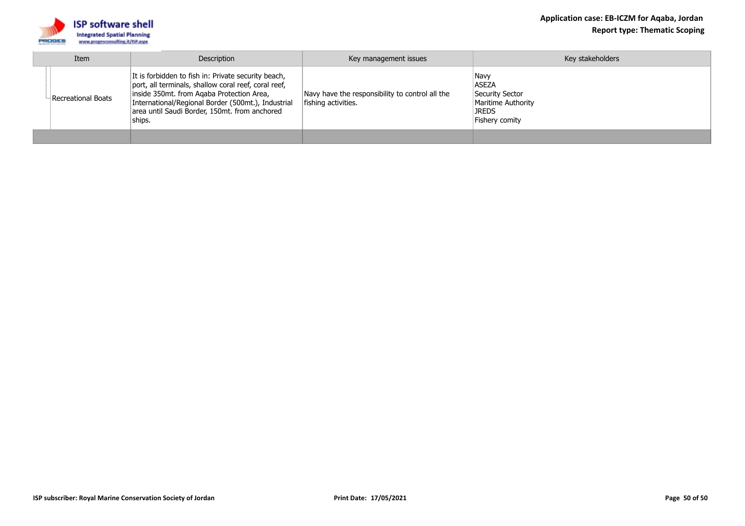| Item | Description | Key management issues | Key stakeholders |
| --- | --- | --- | --- |
| Recreational Boats | It is forbidden to fish in: Private security beach, port, all terminals, shallow coral reef, coral reef, inside 350mt. from Aqaba Protection Area, International/Regional Border (500mt.), Industrial area until Saudi Border, 150mt. from anchored ships. | Navy have the responsibility to control all the fishing activities. | Navy<br>ASEZA<br>Security Sector<br>Maritime Authority<br>JREDS<br>Fishery comity |
| | | | |